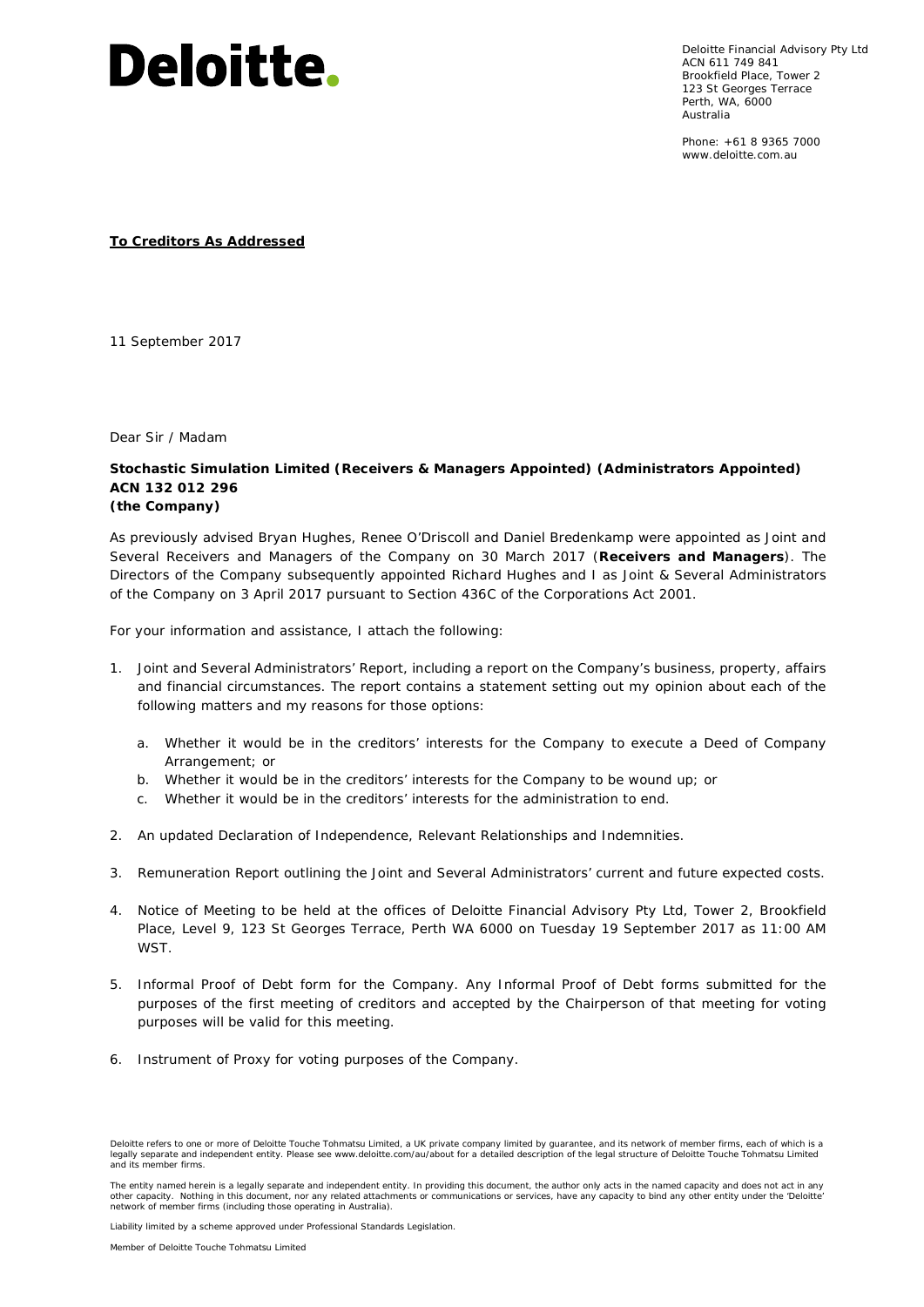Deloitte.

Deloitte Financial Advisory Pty Ltd
ACN 611 749 841
Brookfield Place, Tower 2
123 St Georges Terrace
Perth, WA, 6000
Australia

Phone: +61 8 9365 7000
www.deloitte.com.au

**To Creditors As Addressed**

11 September 2017

Dear Sir / Madam

**Stochastic Simulation Limited (Receivers & Managers Appointed) (Administrators Appointed)**
**ACN 132 012 296**
**(the Company)**

As previously advised Bryan Hughes, Renee O'Driscoll and Daniel Bredenkamp were appointed as Joint and Several Receivers and Managers of the Company on 30 March 2017 (**Receivers and Managers**). The Directors of the Company subsequently appointed Richard Hughes and I as Joint & Several Administrators of the Company on 3 April 2017 pursuant to Section 436C of the Corporations Act 2001.

For your information and assistance, I attach the following:

1. Joint and Several Administrators' Report, including a report on the Company's business, property, affairs and financial circumstances. The report contains a statement setting out my opinion about each of the following matters and my reasons for those options:
   a. Whether it would be in the creditors' interests for the Company to execute a Deed of Company Arrangement; or
   b. Whether it would be in the creditors' interests for the Company to be wound up; or
   c. Whether it would be in the creditors' interests for the administration to end.
2. An updated Declaration of Independence, Relevant Relationships and Indemnities.
3. Remuneration Report outlining the Joint and Several Administrators' current and future expected costs.
4. Notice of Meeting to be held at the offices of Deloitte Financial Advisory Pty Ltd, Tower 2, Brookfield Place, Level 9, 123 St Georges Terrace, Perth WA 6000 on Tuesday 19 September 2017 as 11:00 AM WST.
5. Informal Proof of Debt form for the Company. Any Informal Proof of Debt forms submitted for the purposes of the first meeting of creditors and accepted by the Chairperson of that meeting for voting purposes will be valid for this meeting.
6. Instrument of Proxy for voting purposes of the Company.

Deloitte refers to one or more of Deloitte Touche Tohmatsu Limited, a UK private company limited by guarantee, and its network of member firms, each of which is a legally separate and independent entity. Please see www.deloitte.com/au/about for a detailed description of the legal structure of Deloitte Touche Tohmatsu Limited and its member firms.

The entity named herein is a legally separate and independent entity. In providing this document, the author only acts in the named capacity and does not act in any other capacity. Nothing in this document, nor any related attachments or communications or services, have any capacity to bind any other entity under the 'Deloitte' network of member firms (including those operating in Australia).

Liability limited by a scheme approved under Professional Standards Legislation.

Member of Deloitte Touche Tohmatsu Limited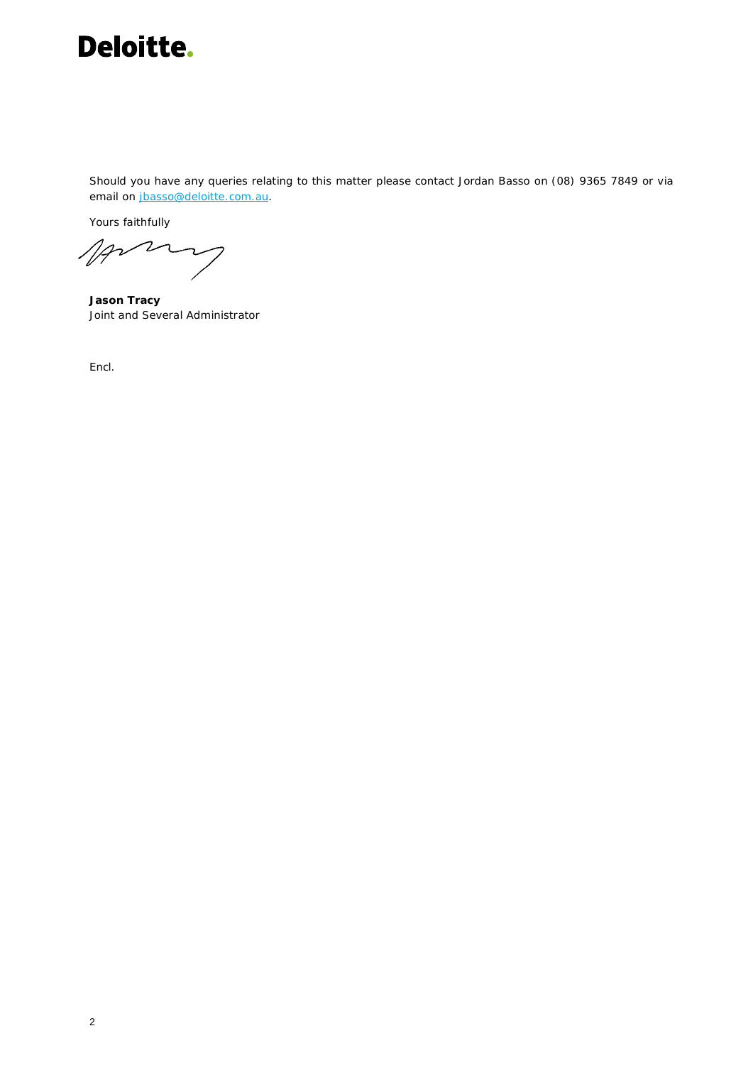Should you have any queries relating to this matter please contact Jordan Basso on (08) 9365 7849 or via email on [jbasso@deloitte.com.au](mailto:jbasso@deloitte.com.au).

Yours faithfully

**Jason Tracy**
*Joint and Several Administrator*

Encl.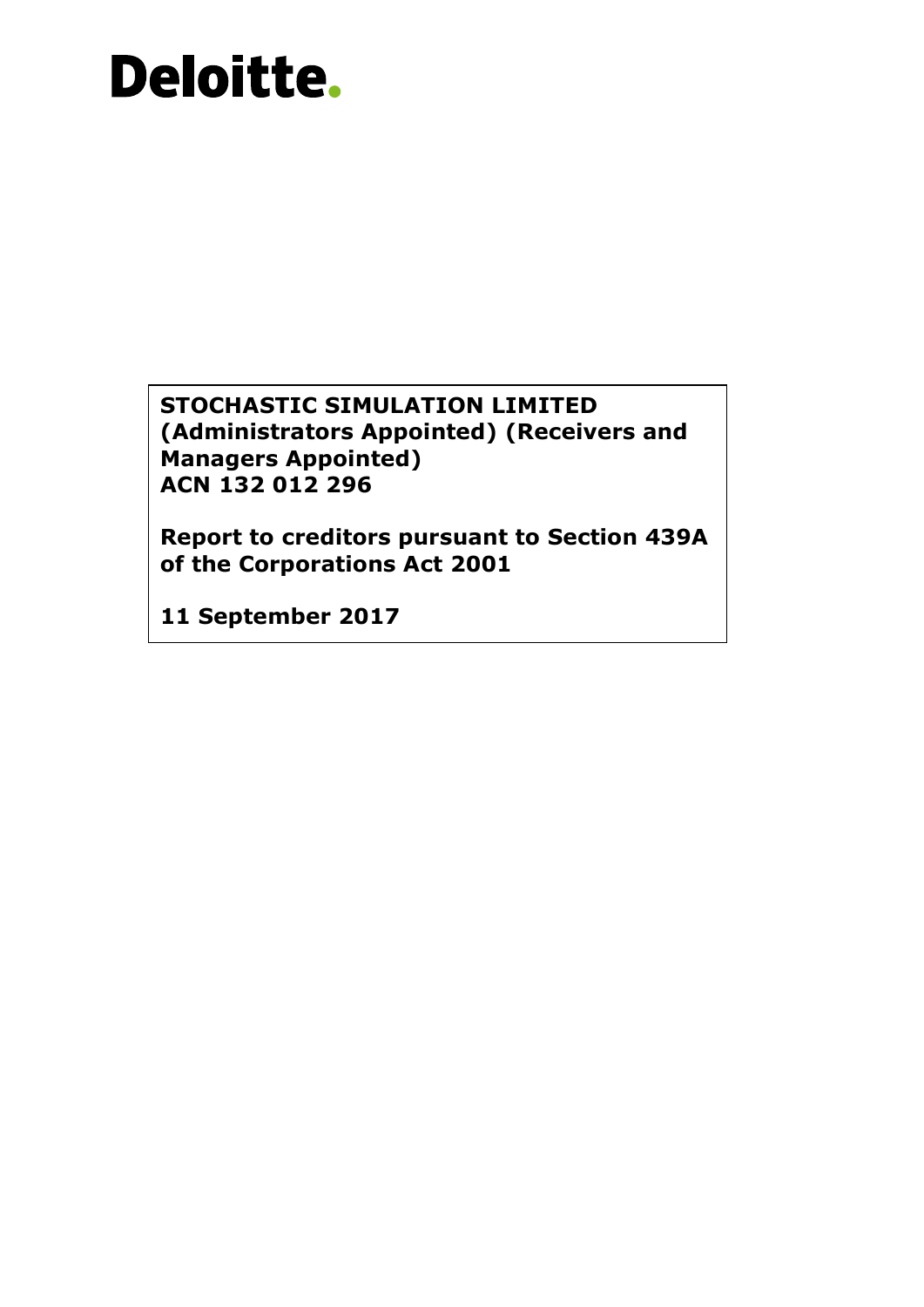Deloitte.

**STOCHASTIC SIMULATION LIMITED (Administrators Appointed) (Receivers and Managers Appointed)**
**ACN 132 012 296**

**Report to creditors pursuant to Section 439A of the Corporations Act 2001**

**11 September 2017**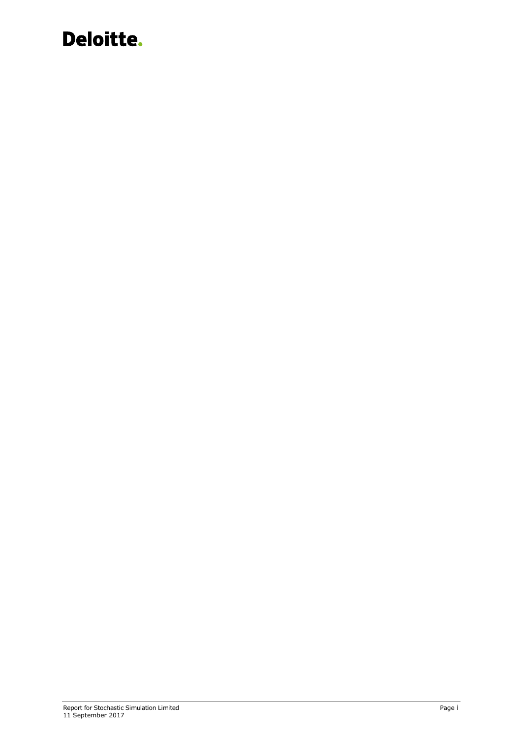Deloitte.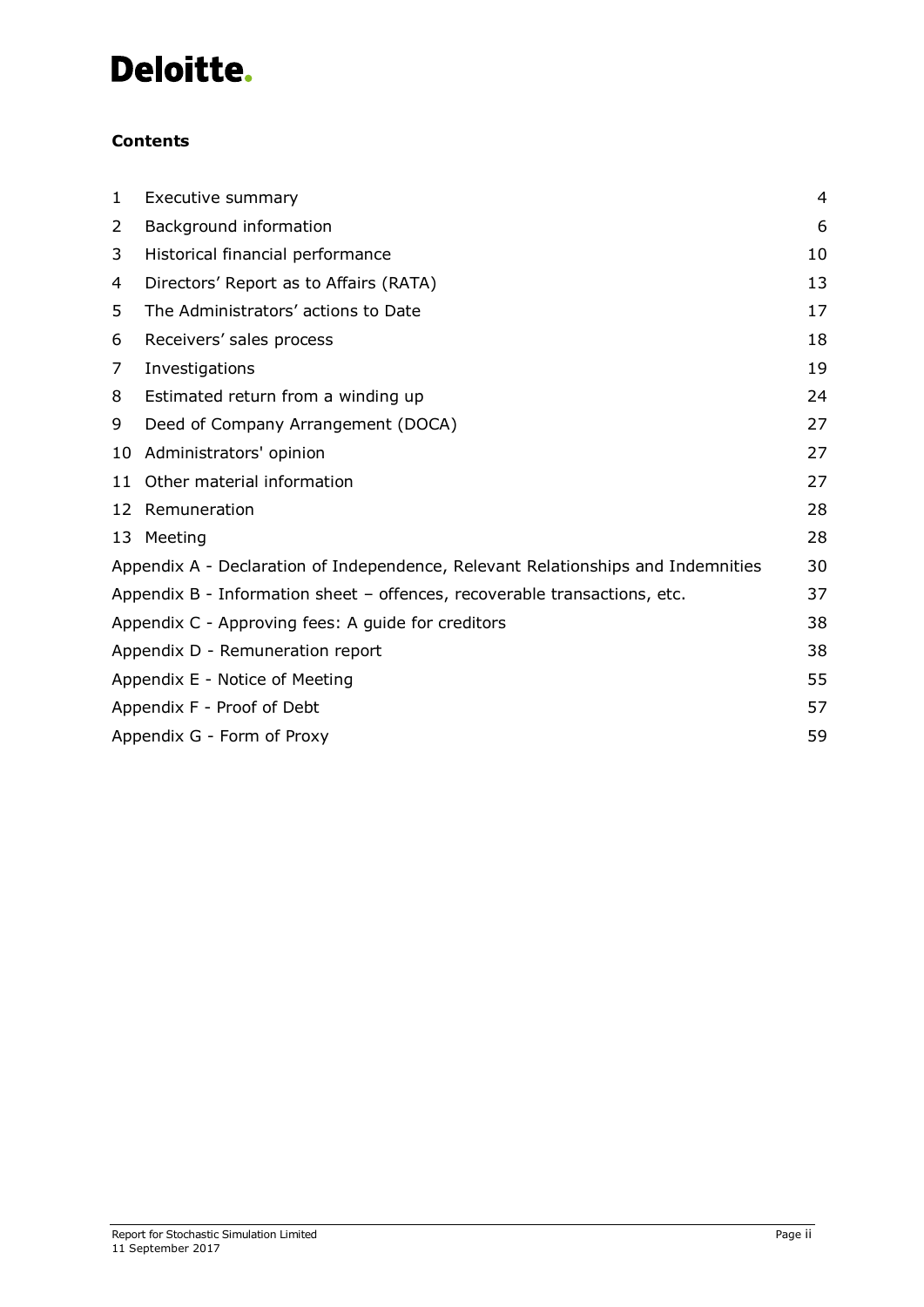**Contents**

| | | |
|---|---|---|
| 1 | Executive summary | 4 |
| 2 | Background information | 6 |
| 3 | Historical financial performance | 10 |
| 4 | Directors' Report as to Affairs (RATA) | 13 |
| 5 | The Administrators' actions to Date | 17 |
| 6 | Receivers' sales process | 18 |
| 7 | Investigations | 19 |
| 8 | Estimated return from a winding up | 24 |
| 9 | Deed of Company Arrangement (DOCA) | 27 |
| 10 | Administrators' opinion | 27 |
| 11 | Other material information | 27 |
| 12 | Remuneration | 28 |
| 13 | Meeting | 28 |
| | Appendix A - Declaration of Independence, Relevant Relationships and Indemnities | 30 |
| | Appendix B - Information sheet – offences, recoverable transactions, etc. | 37 |
| | Appendix C - Approving fees: A guide for creditors | 38 |
| | Appendix D - Remuneration report | 38 |
| | Appendix E - Notice of Meeting | 55 |
| | Appendix F - Proof of Debt | 57 |
| | Appendix G - Form of Proxy | 59 |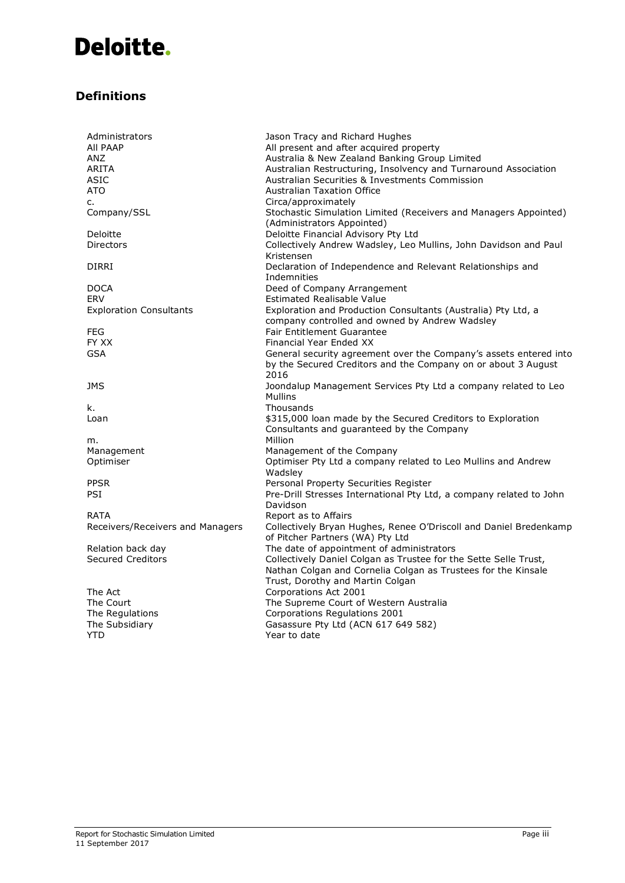## Definitions

| | |
|---|---|
| Administrators | Jason Tracy and Richard Hughes |
| All PAAP | All present and after acquired property |
| ANZ | Australia & New Zealand Banking Group Limited |
| ARITA | Australian Restructuring, Insolvency and Turnaround Association |
| ASIC | Australian Securities & Investments Commission |
| ATO | Australian Taxation Office |
| c. | Circa/approximately |
| Company/SSL | Stochastic Simulation Limited (Receivers and Managers Appointed) (Administrators Appointed) |
| Deloitte | Deloitte Financial Advisory Pty Ltd |
| Directors | Collectively Andrew Wadsley, Leo Mullins, John Davidson and Paul Kristensen |
| DIRRI | Declaration of Independence and Relevant Relationships and Indemnities |
| DOCA | Deed of Company Arrangement |
| ERV | Estimated Realisable Value |
| Exploration Consultants | Exploration and Production Consultants (Australia) Pty Ltd, a company controlled and owned by Andrew Wadsley |
| FEG | Fair Entitlement Guarantee |
| FY XX | Financial Year Ended XX |
| GSA | General security agreement over the Company's assets entered into by the Secured Creditors and the Company on or about 3 August 2016 |
| JMS | Joondalup Management Services Pty Ltd a company related to Leo Mullins |
| k. | Thousands |
| Loan | $315,000 loan made by the Secured Creditors to Exploration Consultants and guaranteed by the Company |
| m. | Million |
| Management | Management of the Company |
| Optimiser | Optimiser Pty Ltd a company related to Leo Mullins and Andrew Wadsley |
| PPSR | Personal Property Securities Register |
| PSI | Pre-Drill Stresses International Pty Ltd, a company related to John Davidson |
| RATA | Report as to Affairs |
| Receivers/Receivers and Managers | Collectively Bryan Hughes, Renee O'Driscoll and Daniel Bredenkamp of Pitcher Partners (WA) Pty Ltd |
| Relation back day | The date of appointment of administrators |
| Secured Creditors | Collectively Daniel Colgan as Trustee for the Sette Selle Trust, Nathan Colgan and Cornelia Colgan as Trustees for the Kinsale Trust, Dorothy and Martin Colgan |
| The Act | Corporations Act 2001 |
| The Court | The Supreme Court of Western Australia |
| The Regulations | Corporations Regulations 2001 |
| The Subsidiary | Gasassure Pty Ltd (ACN 617 649 582) |
| YTD | Year to date |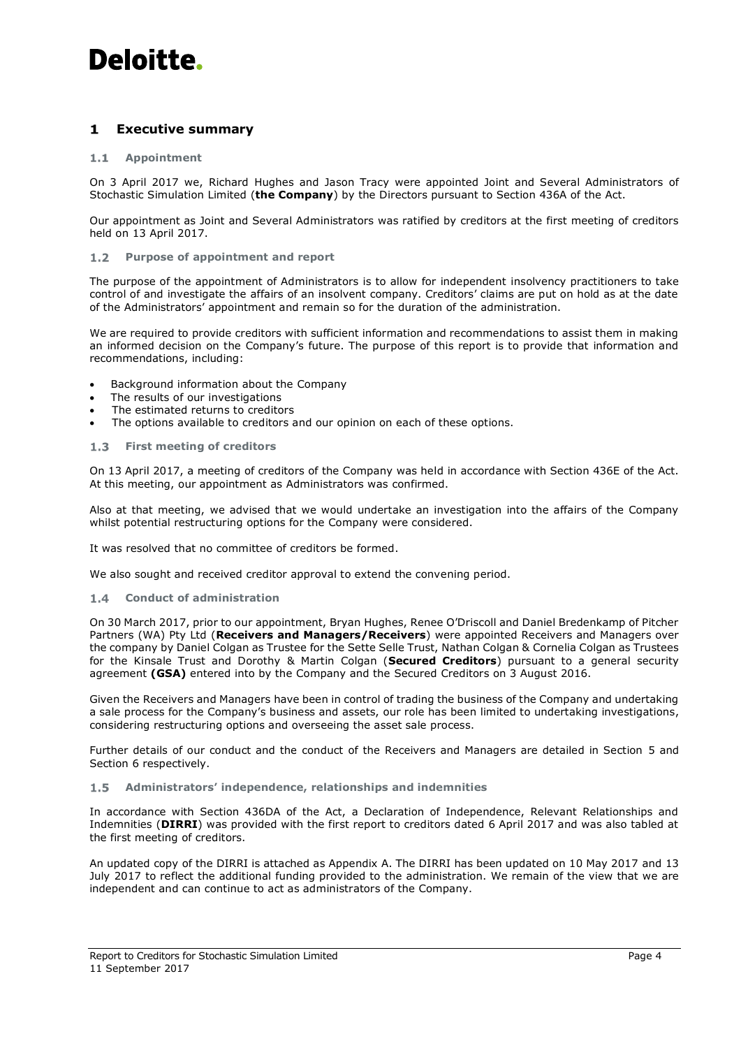# 1 Executive summary

### 1.1 Appointment

On 3 April 2017 we, Richard Hughes and Jason Tracy were appointed Joint and Several Administrators of Stochastic Simulation Limited (**the Company**) by the Directors pursuant to Section 436A of the Act.

Our appointment as Joint and Several Administrators was ratified by creditors at the first meeting of creditors held on 13 April 2017.

### 1.2 Purpose of appointment and report

The purpose of the appointment of Administrators is to allow for independent insolvency practitioners to take control of and investigate the affairs of an insolvent company. Creditors' claims are put on hold as at the date of the Administrators' appointment and remain so for the duration of the administration.

We are required to provide creditors with sufficient information and recommendations to assist them in making an informed decision on the Company's future. The purpose of this report is to provide that information and recommendations, including:

- Background information about the Company
- The results of our investigations
- The estimated returns to creditors
- The options available to creditors and our opinion on each of these options.

### 1.3 First meeting of creditors

On 13 April 2017, a meeting of creditors of the Company was held in accordance with Section 436E of the Act. At this meeting, our appointment as Administrators was confirmed.

Also at that meeting, we advised that we would undertake an investigation into the affairs of the Company whilst potential restructuring options for the Company were considered.

It was resolved that no committee of creditors be formed.

We also sought and received creditor approval to extend the convening period.

### 1.4 Conduct of administration

On 30 March 2017, prior to our appointment, Bryan Hughes, Renee O'Driscoll and Daniel Bredenkamp of Pitcher Partners (WA) Pty Ltd (**Receivers and Managers/Receivers**) were appointed Receivers and Managers over the company by Daniel Colgan as Trustee for the Sette Selle Trust, Nathan Colgan & Cornelia Colgan as Trustees for the Kinsale Trust and Dorothy & Martin Colgan (**Secured Creditors**) pursuant to a general security agreement **(GSA)** entered into by the Company and the Secured Creditors on 3 August 2016.

Given the Receivers and Managers have been in control of trading the business of the Company and undertaking a sale process for the Company's business and assets, our role has been limited to undertaking investigations, considering restructuring options and overseeing the asset sale process.

Further details of our conduct and the conduct of the Receivers and Managers are detailed in Section 5 and Section 6 respectively.

### 1.5 Administrators' independence, relationships and indemnities

In accordance with Section 436DA of the Act, a Declaration of Independence, Relevant Relationships and Indemnities (**DIRRI**) was provided with the first report to creditors dated 6 April 2017 and was also tabled at the first meeting of creditors.

An updated copy of the DIRRI is attached as Appendix A. The DIRRI has been updated on 10 May 2017 and 13 July 2017 to reflect the additional funding provided to the administration. We remain of the view that we are independent and can continue to act as administrators of the Company.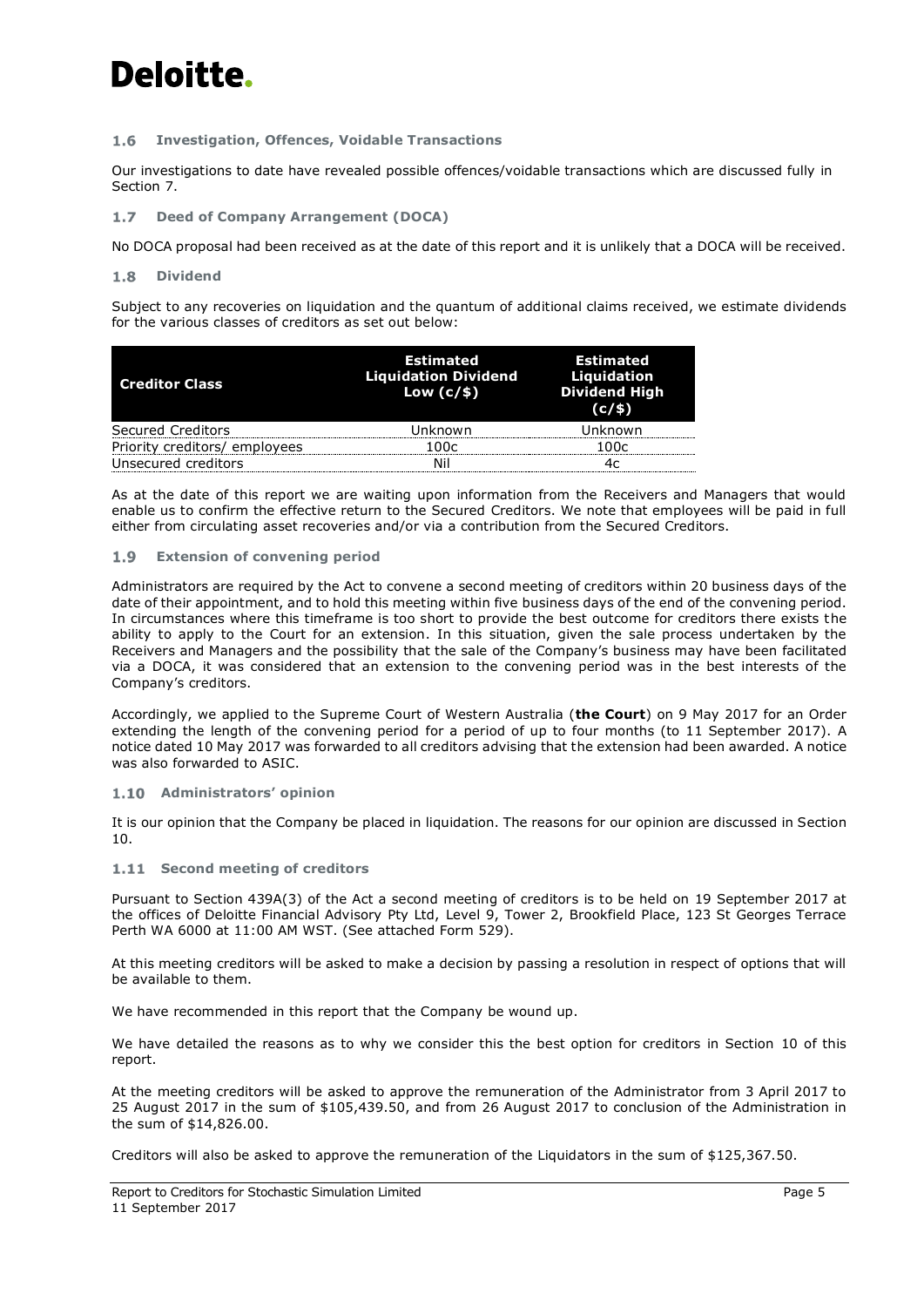## 1.6 Investigation, Offences, Voidable Transactions

Our investigations to date have revealed possible offences/voidable transactions which are discussed fully in Section 7.

## 1.7 Deed of Company Arrangement (DOCA)

No DOCA proposal had been received as at the date of this report and it is unlikely that a DOCA will be received.

## 1.8 Dividend

Subject to any recoveries on liquidation and the quantum of additional claims received, we estimate dividends for the various classes of creditors as set out below:

| Creditor Class | Estimated Liquidation Dividend Low (c/$) | Estimated Liquidation Dividend High (c/$) |
|---|---|---|
| Secured Creditors | Unknown | Unknown |
| Priority creditors/ employees | 100c | 100c |
| Unsecured creditors | Nil | 4c |

As at the date of this report we are waiting upon information from the Receivers and Managers that would enable us to confirm the effective return to the Secured Creditors. We note that employees will be paid in full either from circulating asset recoveries and/or via a contribution from the Secured Creditors.

## 1.9 Extension of convening period

Administrators are required by the Act to convene a second meeting of creditors within 20 business days of the date of their appointment, and to hold this meeting within five business days of the end of the convening period. In circumstances where this timeframe is too short to provide the best outcome for creditors there exists the ability to apply to the Court for an extension. In this situation, given the sale process undertaken by the Receivers and Managers and the possibility that the sale of the Company's business may have been facilitated via a DOCA, it was considered that an extension to the convening period was in the best interests of the Company's creditors.

Accordingly, we applied to the Supreme Court of Western Australia (**the Court**) on 9 May 2017 for an Order extending the length of the convening period for a period of up to four months (to 11 September 2017). A notice dated 10 May 2017 was forwarded to all creditors advising that the extension had been awarded. A notice was also forwarded to ASIC.

## 1.10 Administrators' opinion

It is our opinion that the Company be placed in liquidation. The reasons for our opinion are discussed in Section 10.

## 1.11 Second meeting of creditors

Pursuant to Section 439A(3) of the Act a second meeting of creditors is to be held on 19 September 2017 at the offices of Deloitte Financial Advisory Pty Ltd, Level 9, Tower 2, Brookfield Place, 123 St Georges Terrace Perth WA 6000 at 11:00 AM WST. (See attached Form 529).

At this meeting creditors will be asked to make a decision by passing a resolution in respect of options that will be available to them.

We have recommended in this report that the Company be wound up.

We have detailed the reasons as to why we consider this the best option for creditors in Section 10 of this report.

At the meeting creditors will be asked to approve the remuneration of the Administrator from 3 April 2017 to 25 August 2017 in the sum of $105,439.50, and from 26 August 2017 to conclusion of the Administration in the sum of $14,826.00.

Creditors will also be asked to approve the remuneration of the Liquidators in the sum of $125,367.50.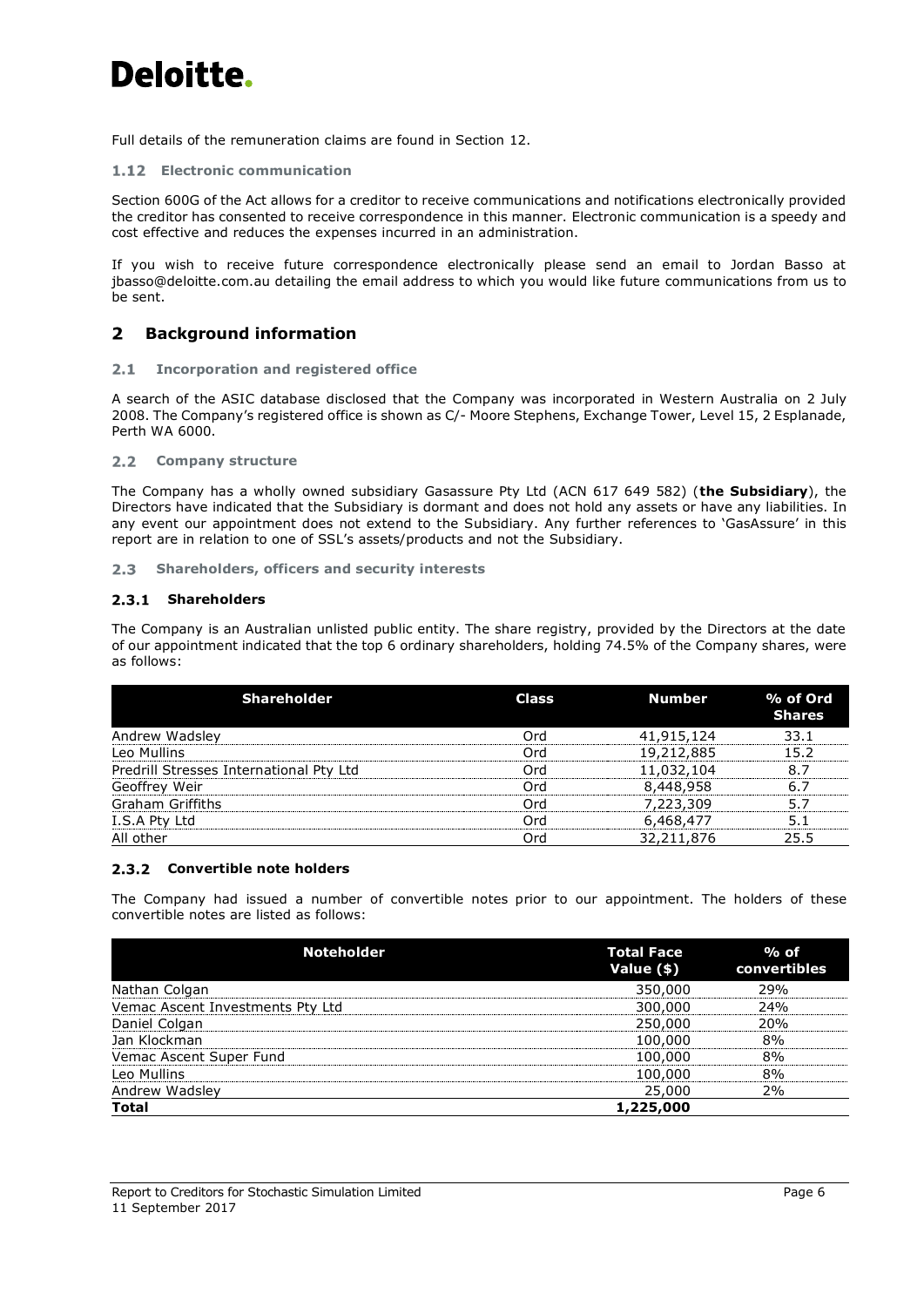Full details of the remuneration claims are found in Section 12.

### 1.12 Electronic communication

Section 600G of the Act allows for a creditor to receive communications and notifications electronically provided the creditor has consented to receive correspondence in this manner. Electronic communication is a speedy and cost effective and reduces the expenses incurred in an administration.

If you wish to receive future correspondence electronically please send an email to Jordan Basso at jbasso@deloitte.com.au detailing the email address to which you would like future communications from us to be sent.

## 2 Background information

### 2.1 Incorporation and registered office

A search of the ASIC database disclosed that the Company was incorporated in Western Australia on 2 July 2008. The Company's registered office is shown as C/- Moore Stephens, Exchange Tower, Level 15, 2 Esplanade, Perth WA 6000.

### 2.2 Company structure

The Company has a wholly owned subsidiary Gasassure Pty Ltd (ACN 617 649 582) (**the Subsidiary**), the Directors have indicated that the Subsidiary is dormant and does not hold any assets or have any liabilities. In any event our appointment does not extend to the Subsidiary. Any further references to 'GasAssure' in this report are in relation to one of SSL's assets/products and not the Subsidiary.

### 2.3 Shareholders, officers and security interests

#### 2.3.1 Shareholders

The Company is an Australian unlisted public entity. The share registry, provided by the Directors at the date of our appointment indicated that the top 6 ordinary shareholders, holding 74.5% of the Company shares, were as follows:

| Shareholder | Class | Number | % of Ord Shares |
|---|---|---|---|
| Andrew Wadsley | Ord | 41,915,124 | 33.1 |
| Leo Mullins | Ord | 19,212,885 | 15.2 |
| Predrill Stresses International Pty Ltd | Ord | 11,032,104 | 8.7 |
| Geoffrey Weir | Ord | 8,448,958 | 6.7 |
| Graham Griffiths | Ord | 7,223,309 | 5.7 |
| I.S.A Pty Ltd | Ord | 6,468,477 | 5.1 |
| All other | Ord | 32,211,876 | 25.5 |

#### 2.3.2 Convertible note holders

The Company had issued a number of convertible notes prior to our appointment. The holders of these convertible notes are listed as follows:

| Noteholder | Total Face Value ($) | % of convertibles |
|---|---|---|
| Nathan Colgan | 350,000 | 29% |
| Vemac Ascent Investments Pty Ltd | 300,000 | 24% |
| Daniel Colgan | 250,000 | 20% |
| Jan Klockman | 100,000 | 8% |
| Vemac Ascent Super Fund | 100,000 | 8% |
| Leo Mullins | 100,000 | 8% |
| Andrew Wadsley | 25,000 | 2% |
| **Total** | **1,225,000** | |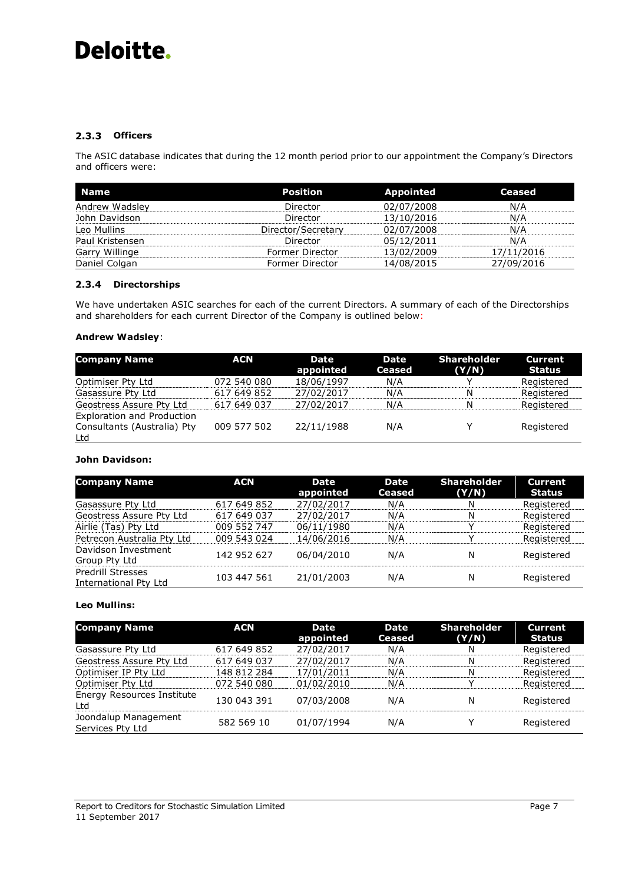### 2.3.3 Officers

The ASIC database indicates that during the 12 month period prior to our appointment the Company's Directors and officers were:

| Name | Position | Appointed | Ceased |
|---|---|---|---|
| Andrew Wadsley | Director | 02/07/2008 | N/A |
| John Davidson | Director | 13/10/2016 | N/A |
| Leo Mullins | Director/Secretary | 02/07/2008 | N/A |
| Paul Kristensen | Director | 05/12/2011 | N/A |
| Garry Willinge | Former Director | 13/02/2009 | 17/11/2016 |
| Daniel Colgan | Former Director | 14/08/2015 | 27/09/2016 |

### 2.3.4 Directorships

We have undertaken ASIC searches for each of the current Directors. A summary of each of the Directorships and shareholders for each current Director of the Company is outlined below:

**Andrew Wadsley**:

| Company Name | ACN | Date appointed | Date Ceased | Shareholder (Y/N) | Current Status |
|---|---|---|---|---|---|
| Optimiser Pty Ltd | 072 540 080 | 18/06/1997 | N/A | Y | Registered |
| Gasassure Pty Ltd | 617 649 852 | 27/02/2017 | N/A | N | Registered |
| Geostress Assure Pty Ltd | 617 649 037 | 27/02/2017 | N/A | N | Registered |
| Exploration and Production Consultants (Australia) Pty Ltd | 009 577 502 | 22/11/1988 | N/A | Y | Registered |

**John Davidson:**

| Company Name | ACN | Date appointed | Date Ceased | Shareholder (Y/N) | Current Status |
|---|---|---|---|---|---|
| Gasassure Pty Ltd | 617 649 852 | 27/02/2017 | N/A | N | Registered |
| Geostress Assure Pty Ltd | 617 649 037 | 27/02/2017 | N/A | N | Registered |
| Airlie (Tas) Pty Ltd | 009 552 747 | 06/11/1980 | N/A | Y | Registered |
| Petrecon Australia Pty Ltd | 009 543 024 | 14/06/2016 | N/A | Y | Registered |
| Davidson Investment Group Pty Ltd | 142 952 627 | 06/04/2010 | N/A | N | Registered |
| Predrill Stresses International Pty Ltd | 103 447 561 | 21/01/2003 | N/A | N | Registered |

**Leo Mullins:**

| Company Name | ACN | Date appointed | Date Ceased | Shareholder (Y/N) | Current Status |
|---|---|---|---|---|---|
| Gasassure Pty Ltd | 617 649 852 | 27/02/2017 | N/A | N | Registered |
| Geostress Assure Pty Ltd | 617 649 037 | 27/02/2017 | N/A | N | Registered |
| Optimiser IP Pty Ltd | 148 812 284 | 17/01/2011 | N/A | N | Registered |
| Optimiser Pty Ltd | 072 540 080 | 01/02/2010 | N/A | Y | Registered |
| Energy Resources Institute Ltd | 130 043 391 | 07/03/2008 | N/A | N | Registered |
| Joondalup Management Services Pty Ltd | 582 569 10 | 01/07/1994 | N/A | Y | Registered |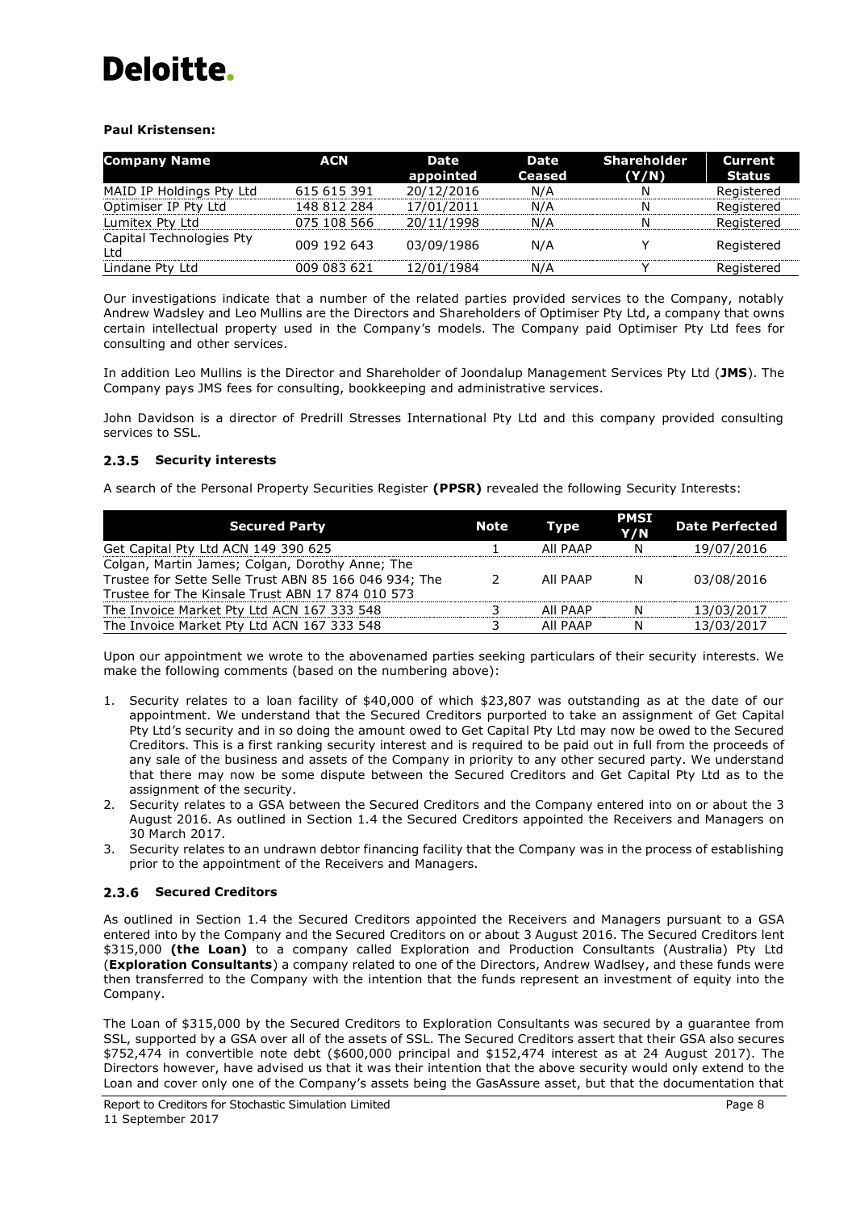**Paul Kristensen:**

| Company Name | ACN | Date appointed | Date Ceased | Shareholder (Y/N) | Current Status |
|---|---|---|---|---|---|
| MAID IP Holdings Pty Ltd | 615 615 391 | 20/12/2016 | N/A | N | Registered |
| Optimiser IP Pty Ltd | 148 812 284 | 17/01/2011 | N/A | N | Registered |
| Lumitex Pty Ltd | 075 108 566 | 20/11/1998 | N/A | N | Registered |
| Capital Technologies Pty Ltd | 009 192 643 | 03/09/1986 | N/A | Y | Registered |
| Lindane Pty Ltd | 009 083 621 | 12/01/1984 | N/A | Y | Registered |

Our investigations indicate that a number of the related parties provided services to the Company, notably Andrew Wadsley and Leo Mullins are the Directors and Shareholders of Optimiser Pty Ltd, a company that owns certain intellectual property used in the Company's models. The Company paid Optimiser Pty Ltd fees for consulting and other services.

In addition Leo Mullins is the Director and Shareholder of Joondalup Management Services Pty Ltd (**JMS**). The Company pays JMS fees for consulting, bookkeeping and administrative services.

John Davidson is a director of Predrill Stresses International Pty Ltd and this company provided consulting services to SSL.

### 2.3.5 Security interests

A search of the Personal Property Securities Register **(PPSR)** revealed the following Security Interests:

| Secured Party | Note | Type | PMSI Y/N | Date Perfected |
|---|---|---|---|---|
| Get Capital Pty Ltd ACN 149 390 625 | 1 | All PAAP | N | 19/07/2016 |
| Colgan, Martin James; Colgan, Dorothy Anne; The Trustee for Sette Selle Trust ABN 85 166 046 934; The Trustee for The Kinsale Trust ABN 17 874 010 573 | 2 | All PAAP | N | 03/08/2016 |
| The Invoice Market Pty Ltd ACN 167 333 548 | 3 | All PAAP | N | 13/03/2017 |
| The Invoice Market Pty Ltd ACN 167 333 548 | 3 | All PAAP | N | 13/03/2017 |

Upon our appointment we wrote to the abovenamed parties seeking particulars of their security interests. We make the following comments (based on the numbering above):

1. Security relates to a loan facility of $40,000 of which $23,807 was outstanding as at the date of our appointment. We understand that the Secured Creditors purported to take an assignment of Get Capital Pty Ltd's security and in so doing the amount owed to Get Capital Pty Ltd may now be owed to the Secured Creditors. This is a first ranking security interest and is required to be paid out in full from the proceeds of any sale of the business and assets of the Company in priority to any other secured party. We understand that there may now be some dispute between the Secured Creditors and Get Capital Pty Ltd as to the assignment of the security.
2. Security relates to a GSA between the Secured Creditors and the Company entered into on or about the 3 August 2016. As outlined in Section 1.4 the Secured Creditors appointed the Receivers and Managers on 30 March 2017.
3. Security relates to an undrawn debtor financing facility that the Company was in the process of establishing prior to the appointment of the Receivers and Managers.

### 2.3.6 Secured Creditors

As outlined in Section 1.4 the Secured Creditors appointed the Receivers and Managers pursuant to a GSA entered into by the Company and the Secured Creditors on or about 3 August 2016. The Secured Creditors lent $315,000 **(the Loan)** to a company called Exploration and Production Consultants (Australia) Pty Ltd (**Exploration Consultants**) a company related to one of the Directors, Andrew Wadlsey, and these funds were then transferred to the Company with the intention that the funds represent an investment of equity into the Company.

The Loan of $315,000 by the Secured Creditors to Exploration Consultants was secured by a guarantee from SSL, supported by a GSA over all of the assets of SSL. The Secured Creditors assert that their GSA also secures $752,474 in convertible note debt ($600,000 principal and $152,474 interest as at 24 August 2017). The Directors however, have advised us that it was their intention that the above security would only extend to the Loan and cover only one of the Company's assets being the GasAssure asset, but that the documentation that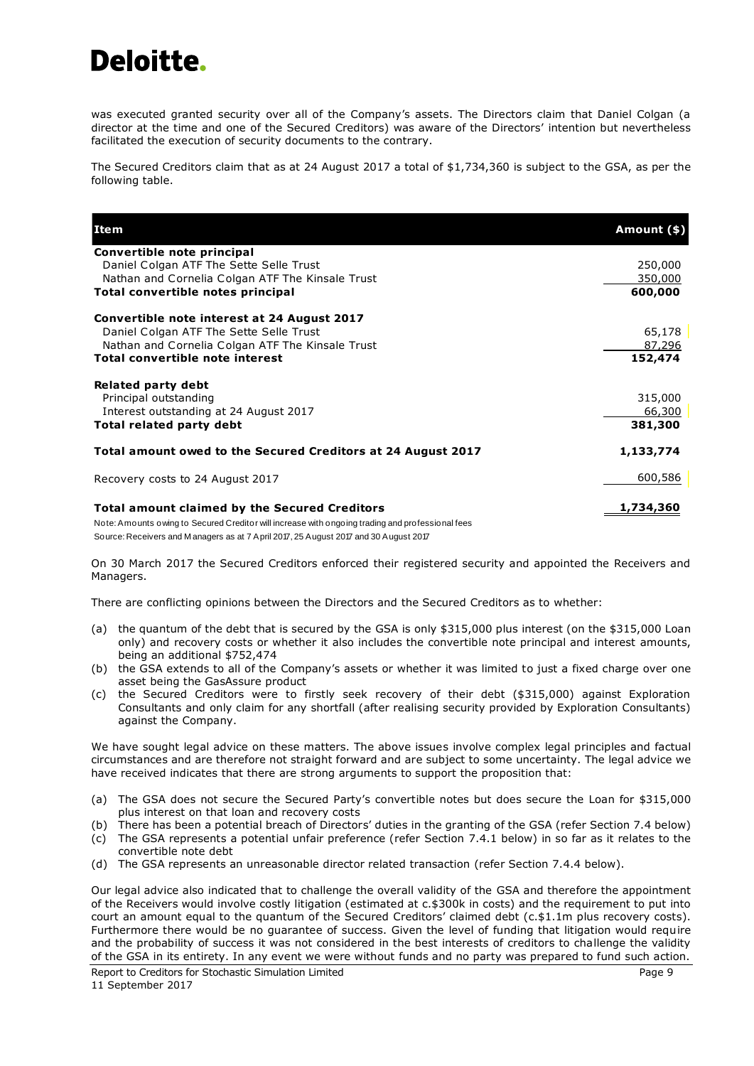was executed granted security over all of the Company's assets. The Directors claim that Daniel Colgan (a director at the time and one of the Secured Creditors) was aware of the Directors' intention but nevertheless facilitated the execution of security documents to the contrary.

The Secured Creditors claim that as at 24 August 2017 a total of $1,734,360 is subject to the GSA, as per the following table.

| Item | Amount ($) |
|---|---|
| **Convertible note principal** | |
| Daniel Colgan ATF The Sette Selle Trust | 250,000 |
| Nathan and Cornelia Colgan ATF The Kinsale Trust | 350,000 |
| **Total convertible notes principal** | **600,000** |
| **Convertible note interest at 24 August 2017** | |
| Daniel Colgan ATF The Sette Selle Trust | 65,178 |
| Nathan and Cornelia Colgan ATF The Kinsale Trust | 87,296 |
| **Total convertible note interest** | **152,474** |
| **Related party debt** | |
| Principal outstanding | 315,000 |
| Interest outstanding at 24 August 2017 | 66,300 |
| **Total related party debt** | **381,300** |
| **Total amount owed to the Secured Creditors at 24 August 2017** | **1,133,774** |
| Recovery costs to 24 August 2017 | 600,586 |
| **Total amount claimed by the Secured Creditors** | **1,734,360** |

Note: Amounts owing to Secured Creditor will increase with ongoing trading and professional fees

Source: Receivers and Managers as at 7 April 2017, 25 August 2017 and 30 August 2017

On 30 March 2017 the Secured Creditors enforced their registered security and appointed the Receivers and Managers.

There are conflicting opinions between the Directors and the Secured Creditors as to whether:

(a) the quantum of the debt that is secured by the GSA is only $315,000 plus interest (on the $315,000 Loan only) and recovery costs or whether it also includes the convertible note principal and interest amounts, being an additional $752,474

(b) the GSA extends to all of the Company's assets or whether it was limited to just a fixed charge over one asset being the GasAssure product

(c) the Secured Creditors were to firstly seek recovery of their debt ($315,000) against Exploration Consultants and only claim for any shortfall (after realising security provided by Exploration Consultants) against the Company.

We have sought legal advice on these matters. The above issues involve complex legal principles and factual circumstances and are therefore not straight forward and are subject to some uncertainty. The legal advice we have received indicates that there are strong arguments to support the proposition that:

(a) The GSA does not secure the Secured Party's convertible notes but does secure the Loan for $315,000 plus interest on that loan and recovery costs

(b) There has been a potential breach of Directors' duties in the granting of the GSA (refer Section 7.4 below)

(c) The GSA represents a potential unfair preference (refer Section 7.4.1 below) in so far as it relates to the convertible note debt

(d) The GSA represents an unreasonable director related transaction (refer Section 7.4.4 below).

Our legal advice also indicated that to challenge the overall validity of the GSA and therefore the appointment of the Receivers would involve costly litigation (estimated at c.$300k in costs) and the requirement to put into court an amount equal to the quantum of the Secured Creditors' claimed debt (c.$1.1m plus recovery costs). Furthermore there would be no guarantee of success. Given the level of funding that litigation would require and the probability of success it was not considered in the best interests of creditors to challenge the validity of the GSA in its entirety. In any event we were without funds and no party was prepared to fund such action.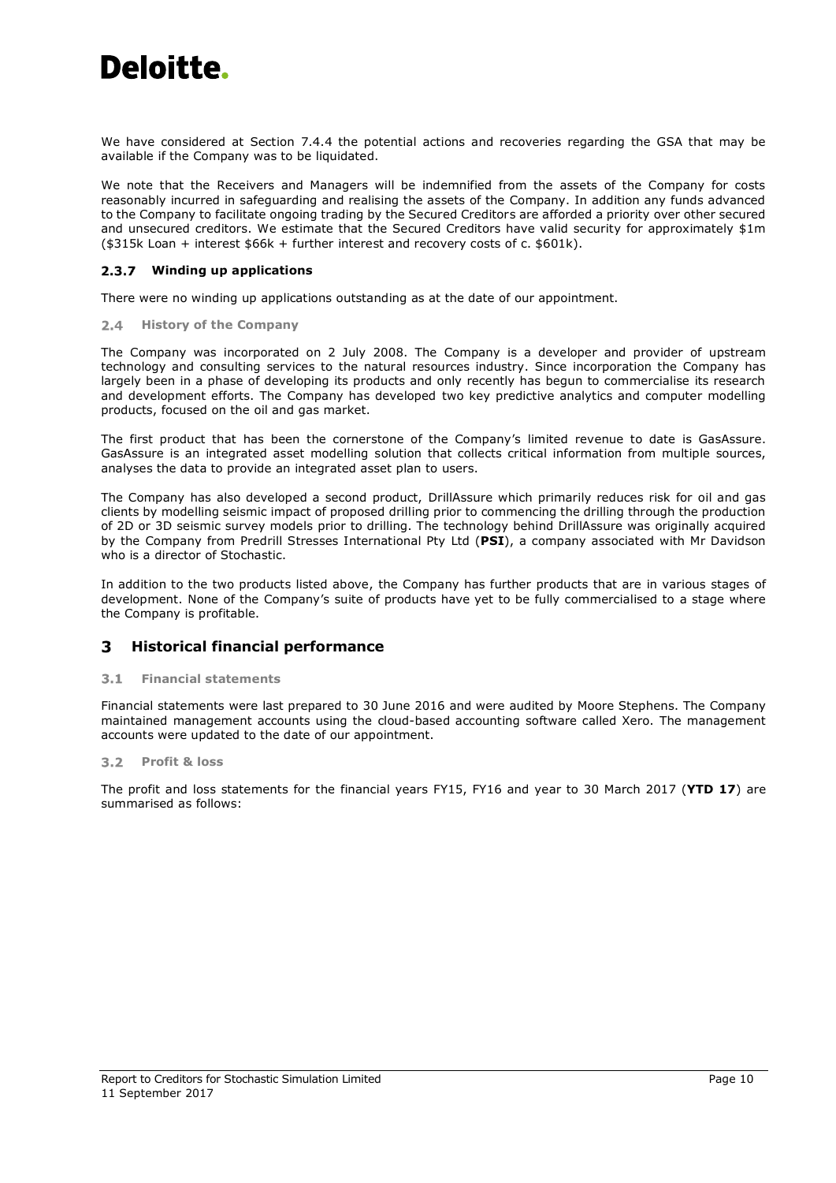We have considered at Section 7.4.4 the potential actions and recoveries regarding the GSA that may be available if the Company was to be liquidated.

We note that the Receivers and Managers will be indemnified from the assets of the Company for costs reasonably incurred in safeguarding and realising the assets of the Company. In addition any funds advanced to the Company to facilitate ongoing trading by the Secured Creditors are afforded a priority over other secured and unsecured creditors. We estimate that the Secured Creditors have valid security for approximately $1m ($315k Loan + interest $66k + further interest and recovery costs of c. $601k).

#### 2.3.7 Winding up applications

There were no winding up applications outstanding as at the date of our appointment.

### 2.4 History of the Company

The Company was incorporated on 2 July 2008. The Company is a developer and provider of upstream technology and consulting services to the natural resources industry. Since incorporation the Company has largely been in a phase of developing its products and only recently has begun to commercialise its research and development efforts. The Company has developed two key predictive analytics and computer modelling products, focused on the oil and gas market.

The first product that has been the cornerstone of the Company's limited revenue to date is GasAssure. GasAssure is an integrated asset modelling solution that collects critical information from multiple sources, analyses the data to provide an integrated asset plan to users.

The Company has also developed a second product, DrillAssure which primarily reduces risk for oil and gas clients by modelling seismic impact of proposed drilling prior to commencing the drilling through the production of 2D or 3D seismic survey models prior to drilling. The technology behind DrillAssure was originally acquired by the Company from Predrill Stresses International Pty Ltd (**PSI**), a company associated with Mr Davidson who is a director of Stochastic.

In addition to the two products listed above, the Company has further products that are in various stages of development. None of the Company's suite of products have yet to be fully commercialised to a stage where the Company is profitable.

## 3 Historical financial performance

### 3.1 Financial statements

Financial statements were last prepared to 30 June 2016 and were audited by Moore Stephens. The Company maintained management accounts using the cloud-based accounting software called Xero. The management accounts were updated to the date of our appointment.

### 3.2 Profit & loss

The profit and loss statements for the financial years FY15, FY16 and year to 30 March 2017 (**YTD 17**) are summarised as follows: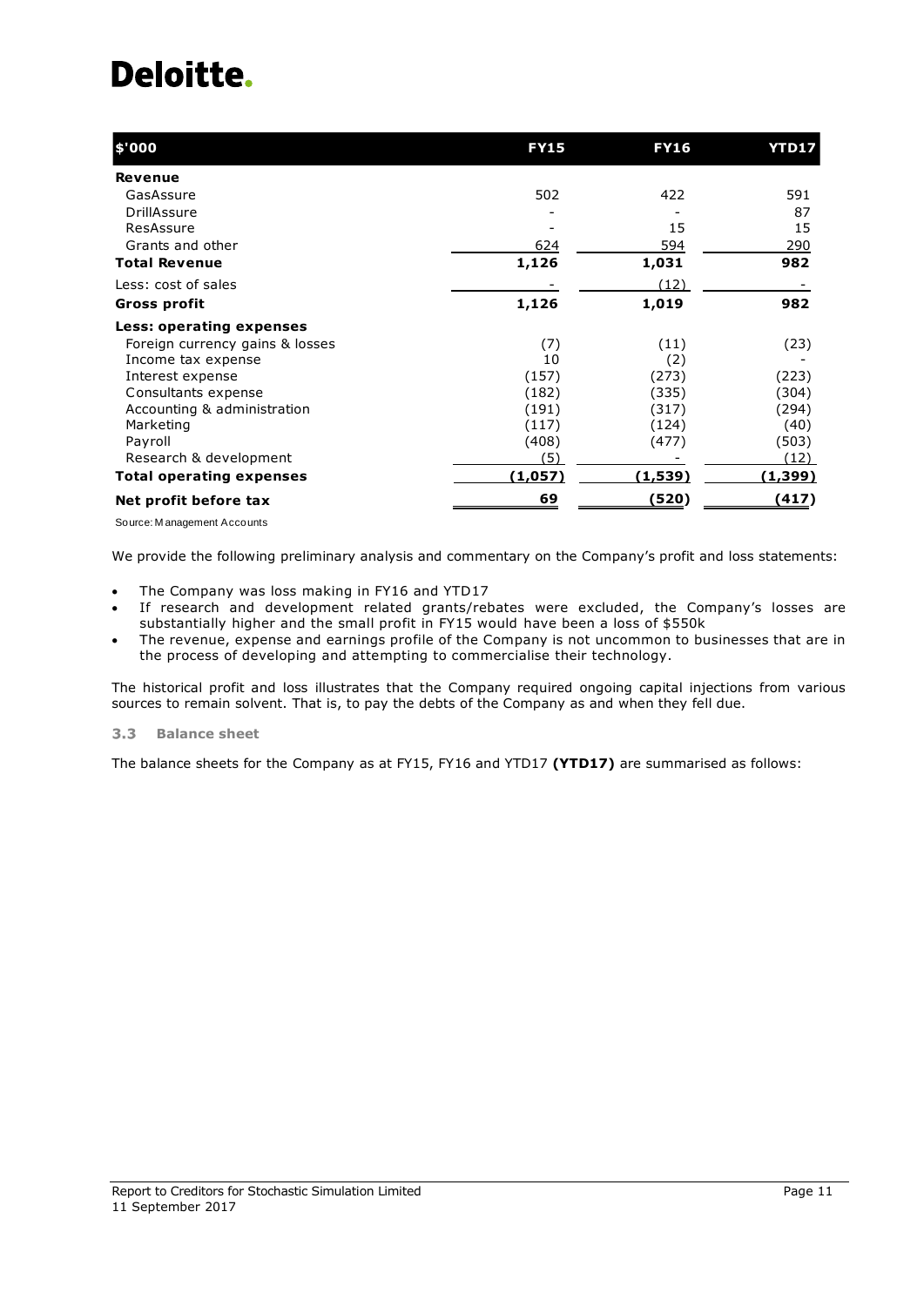| $'000 | FY15 | FY16 | YTD17 |
| --- | --- | --- | --- |
| **Revenue** | | | |
| GasAssure | 502 | 422 | 591 |
| DrillAssure | - | - | 87 |
| ResAssure | - | 15 | 15 |
| Grants and other | 624 | 594 | 290 |
| **Total Revenue** | **1,126** | **1,031** | **982** |
| Less: cost of sales | - | (12) | - |
| **Gross profit** | **1,126** | **1,019** | **982** |
| **Less: operating expenses** | | | |
| Foreign currency gains & losses | (7) | (11) | (23) |
| Income tax expense | 10 | (2) | - |
| Interest expense | (157) | (273) | (223) |
| Consultants expense | (182) | (335) | (304) |
| Accounting & administration | (191) | (317) | (294) |
| Marketing | (117) | (124) | (40) |
| Payroll | (408) | (477) | (503) |
| Research & development | (5) | - | (12) |
| **Total operating expenses** | **(1,057)** | **(1,539)** | **(1,399)** |
| **Net profit before tax** | **69** | **(520)** | **(417)** |

Source: Management Accounts

We provide the following preliminary analysis and commentary on the Company's profit and loss statements:

- The Company was loss making in FY16 and YTD17
- If research and development related grants/rebates were excluded, the Company's losses are substantially higher and the small profit in FY15 would have been a loss of $550k
- The revenue, expense and earnings profile of the Company is not uncommon to businesses that are in the process of developing and attempting to commercialise their technology.

The historical profit and loss illustrates that the Company required ongoing capital injections from various sources to remain solvent. That is, to pay the debts of the Company as and when they fell due.

### 3.3 Balance sheet

The balance sheets for the Company as at FY15, FY16 and YTD17 **(YTD17)** are summarised as follows: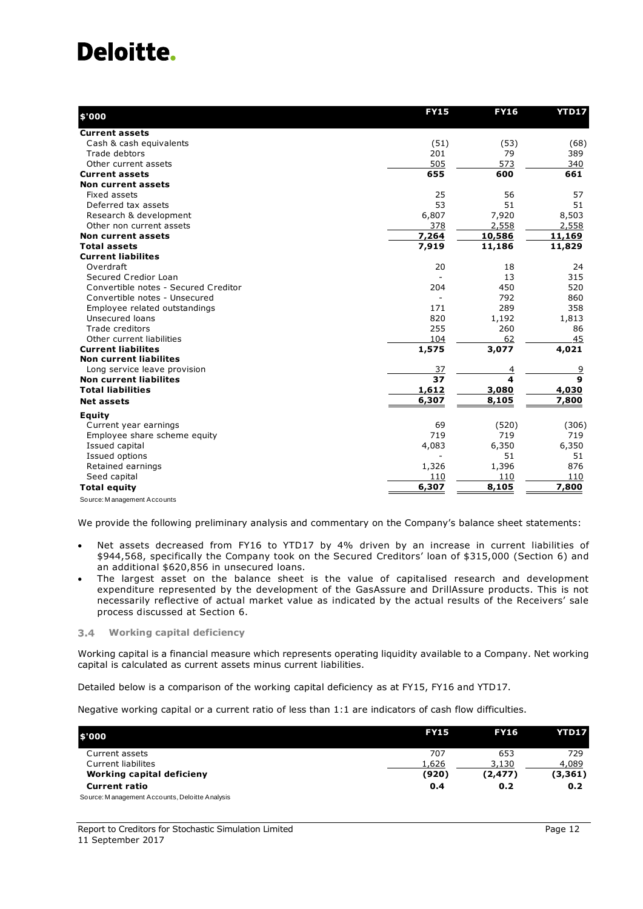| $'000 | FY15 | FY16 | YTD17 |
|---|---|---|---|
| **Current assets** | | | |
| Cash & cash equivalents | (51) | (53) | (68) |
| Trade debtors | 201 | 79 | 389 |
| Other current assets | 505 | 573 | 340 |
| **Current assets** | **655** | **600** | **661** |
| **Non current assets** | | | |
| Fixed assets | 25 | 56 | 57 |
| Deferred tax assets | 53 | 51 | 51 |
| Research & development | 6,807 | 7,920 | 8,503 |
| Other non current assets | 378 | 2,558 | 2,558 |
| **Non current assets** | **7,264** | **10,586** | **11,169** |
| **Total assets** | **7,919** | **11,186** | **11,829** |
| **Current liabilites** | | | |
| Overdraft | 20 | 18 | 24 |
| Secured Credior Loan | - | 13 | 315 |
| Convertible notes - Secured Creditor | 204 | 450 | 520 |
| Convertible notes - Unsecured | - | 792 | 860 |
| Employee related outstandings | 171 | 289 | 358 |
| Unsecured loans | 820 | 1,192 | 1,813 |
| Trade creditors | 255 | 260 | 86 |
| Other current liabilities | 104 | 62 | 45 |
| **Current liabilites** | **1,575** | **3,077** | **4,021** |
| **Non current liabilites** | | | |
| Long service leave provision | 37 | 4 | 9 |
| **Non current liabilites** | **37** | **4** | **9** |
| **Total liabilities** | **1,612** | **3,080** | **4,030** |
| **Net assets** | **6,307** | **8,105** | **7,800** |
| **Equity** | | | |
| Current year earnings | 69 | (520) | (306) |
| Employee share scheme equity | 719 | 719 | 719 |
| Issued capital | 4,083 | 6,350 | 6,350 |
| Issued options | - | 51 | 51 |
| Retained earnings | 1,326 | 1,396 | 876 |
| Seed capital | 110 | 110 | 110 |
| **Total equity** | **6,307** | **8,105** | **7,800** |

Source: Management Accounts

We provide the following preliminary analysis and commentary on the Company's balance sheet statements:

- Net assets decreased from FY16 to YTD17 by 4% driven by an increase in current liabilities of $944,568, specifically the Company took on the Secured Creditors' loan of $315,000 (Section 6) and an additional $620,856 in unsecured loans.
- The largest asset on the balance sheet is the value of capitalised research and development expenditure represented by the development of the GasAssure and DrillAssure products. This is not necessarily reflective of actual market value as indicated by the actual results of the Receivers' sale process discussed at Section 6.

### 3.4 Working capital deficiency

Working capital is a financial measure which represents operating liquidity available to a Company. Net working capital is calculated as current assets minus current liabilities.

Detailed below is a comparison of the working capital deficiency as at FY15, FY16 and YTD17.

Negative working capital or a current ratio of less than 1:1 are indicators of cash flow difficulties.

| $'000 | FY15 | FY16 | YTD17 |
|---|---|---|---|
| Current assets | 707 | 653 | 729 |
| Current liabilites | 1,626 | 3,130 | 4,089 |
| **Working capital deficieny** | **(920)** | **(2,477)** | **(3,361)** |
| **Current ratio** | **0.4** | **0.2** | **0.2** |

Source: Management Accounts, Deloitte Analysis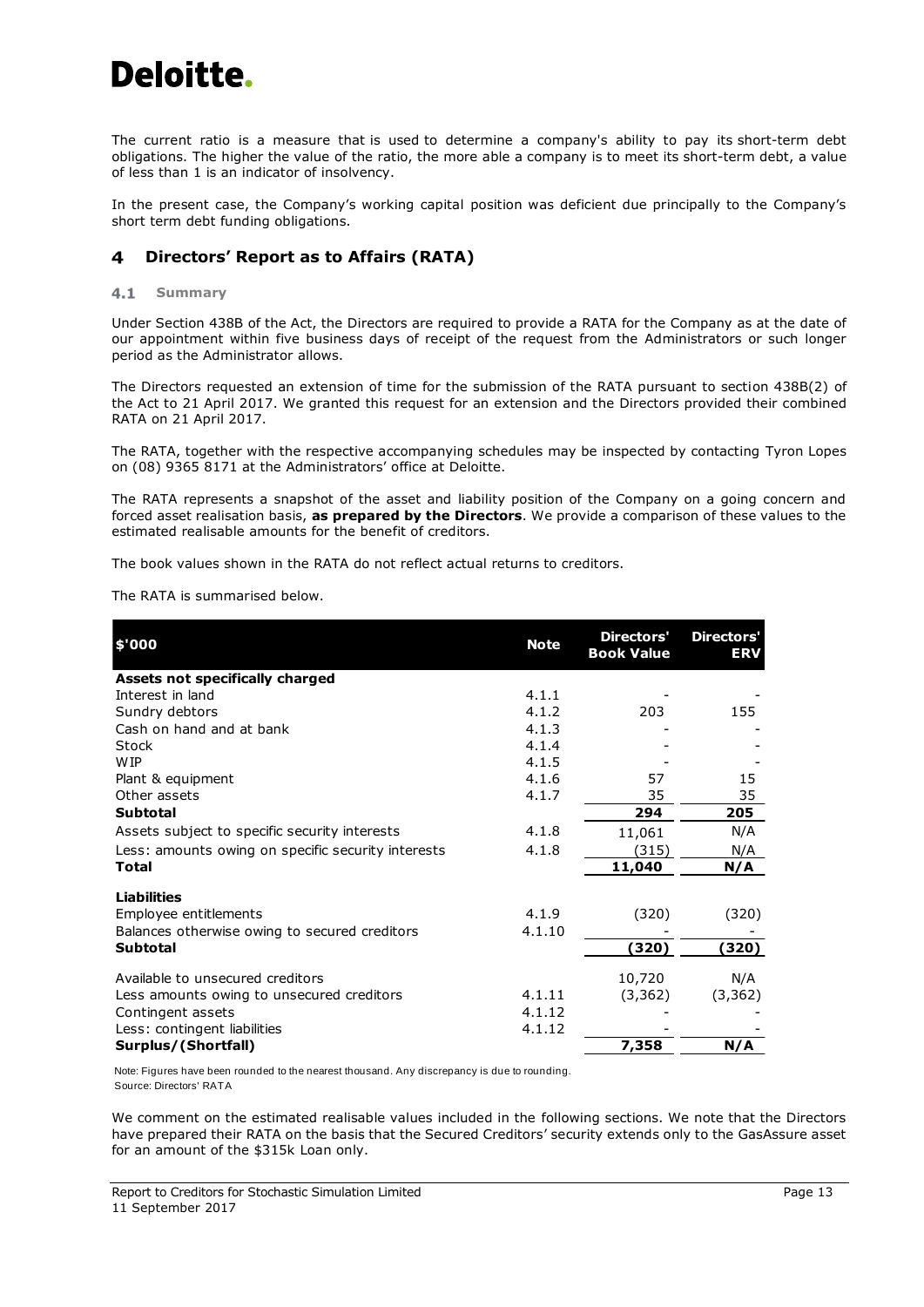The current ratio is a measure that is used to determine a company's ability to pay its short-term debt obligations. The higher the value of the ratio, the more able a company is to meet its short-term debt, a value of less than 1 is an indicator of insolvency.

In the present case, the Company's working capital position was deficient due principally to the Company's short term debt funding obligations.

## 4 Directors' Report as to Affairs (RATA)

### 4.1 Summary

Under Section 438B of the Act, the Directors are required to provide a RATA for the Company as at the date of our appointment within five business days of receipt of the request from the Administrators or such longer period as the Administrator allows.

The Directors requested an extension of time for the submission of the RATA pursuant to section 438B(2) of the Act to 21 April 2017. We granted this request for an extension and the Directors provided their combined RATA on 21 April 2017.

The RATA, together with the respective accompanying schedules may be inspected by contacting Tyron Lopes on (08) 9365 8171 at the Administrators' office at Deloitte.

The RATA represents a snapshot of the asset and liability position of the Company on a going concern and forced asset realisation basis, **as prepared by the Directors**. We provide a comparison of these values to the estimated realisable amounts for the benefit of creditors.

The book values shown in the RATA do not reflect actual returns to creditors.

The RATA is summarised below.

| $'000 | Note | Directors' Book Value | Directors' ERV |
|---|---|---|---|
| **Assets not specifically charged** | | | |
| Interest in land | 4.1.1 | - | - |
| Sundry debtors | 4.1.2 | 203 | 155 |
| Cash on hand and at bank | 4.1.3 | - | - |
| Stock | 4.1.4 | - | - |
| WIP | 4.1.5 | - | - |
| Plant & equipment | 4.1.6 | 57 | 15 |
| Other assets | 4.1.7 | 35 | 35 |
| **Subtotal** | | **294** | **205** |
| Assets subject to specific security interests | 4.1.8 | 11,061 | N/A |
| Less: amounts owing on specific security interests | 4.1.8 | (315) | N/A |
| **Total** | | **11,040** | **N/A** |
| **Liabilities** | | | |
| Employee entitlements | 4.1.9 | (320) | (320) |
| Balances otherwise owing to secured creditors | 4.1.10 | - | - |
| **Subtotal** | | **(320)** | **(320)** |
| Available to unsecured creditors | | 10,720 | N/A |
| Less amounts owing to unsecured creditors | 4.1.11 | (3,362) | (3,362) |
| Contingent assets | 4.1.12 | - | - |
| Less: contingent liabilities | 4.1.12 | - | - |
| **Surplus/(Shortfall)** | | **7,358** | **N/A** |

Note: Figures have been rounded to the nearest thousand. Any discrepancy is due to rounding.
Source: Directors' RATA

We comment on the estimated realisable values included in the following sections. We note that the Directors have prepared their RATA on the basis that the Secured Creditors' security extends only to the GasAssure asset for an amount of the $315k Loan only.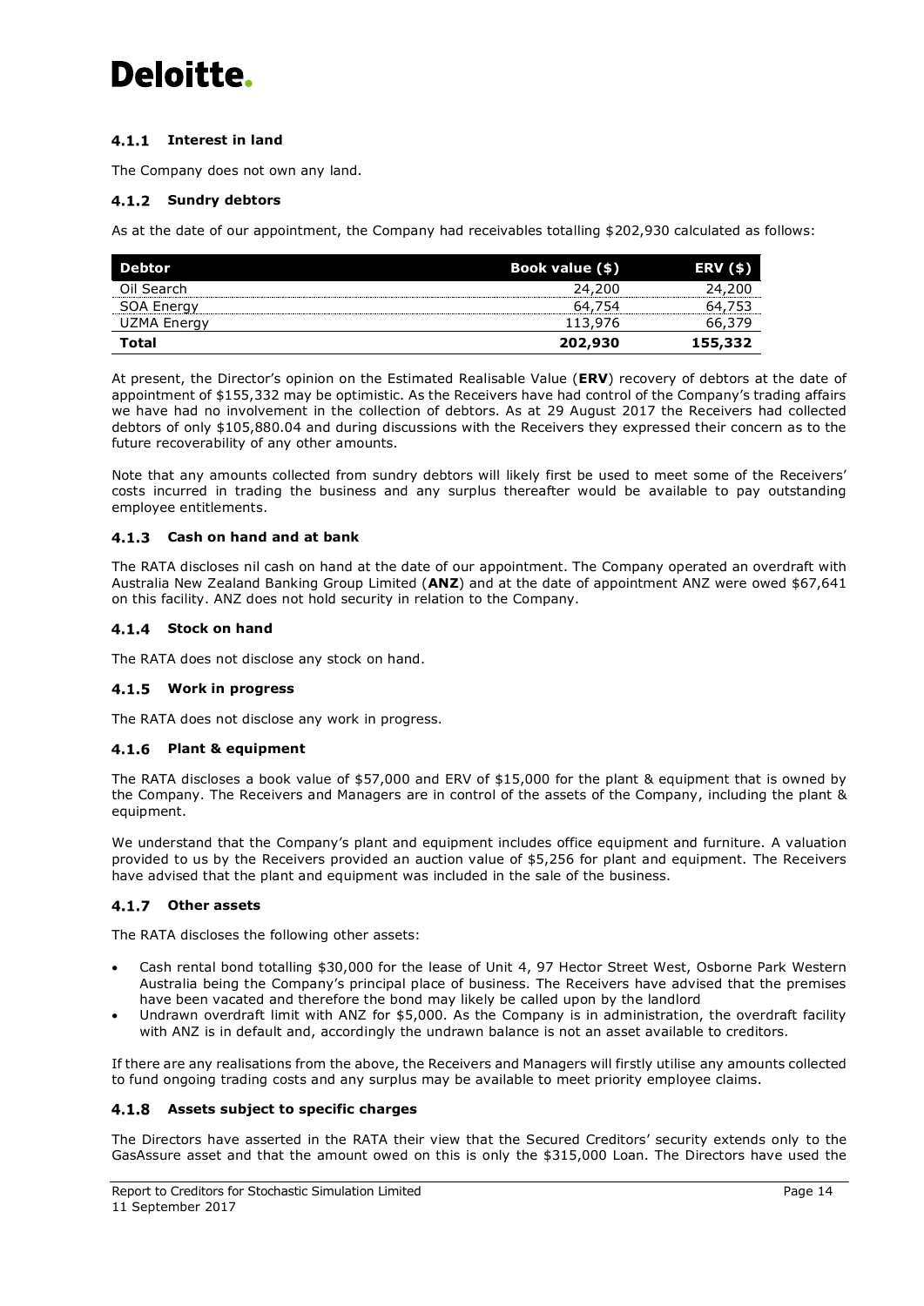### 4.1.1 Interest in land

The Company does not own any land.

### 4.1.2 Sundry debtors

As at the date of our appointment, the Company had receivables totalling $202,930 calculated as follows:

| Debtor | Book value ($) | ERV ($) |
|---|---|---|
| Oil Search | 24,200 | 24,200 |
| SOA Energy | 64,754 | 64,753 |
| UZMA Energy | 113,976 | 66,379 |
| **Total** | **202,930** | **155,332** |

At present, the Director's opinion on the Estimated Realisable Value (**ERV**) recovery of debtors at the date of appointment of $155,332 may be optimistic. As the Receivers have had control of the Company's trading affairs we have had no involvement in the collection of debtors. As at 29 August 2017 the Receivers had collected debtors of only $105,880.04 and during discussions with the Receivers they expressed their concern as to the future recoverability of any other amounts.

Note that any amounts collected from sundry debtors will likely first be used to meet some of the Receivers' costs incurred in trading the business and any surplus thereafter would be available to pay outstanding employee entitlements.

### 4.1.3 Cash on hand and at bank

The RATA discloses nil cash on hand at the date of our appointment. The Company operated an overdraft with Australia New Zealand Banking Group Limited (**ANZ**) and at the date of appointment ANZ were owed $67,641 on this facility. ANZ does not hold security in relation to the Company.

### 4.1.4 Stock on hand

The RATA does not disclose any stock on hand.

### 4.1.5 Work in progress

The RATA does not disclose any work in progress.

### 4.1.6 Plant & equipment

The RATA discloses a book value of $57,000 and ERV of $15,000 for the plant & equipment that is owned by the Company. The Receivers and Managers are in control of the assets of the Company, including the plant & equipment.

We understand that the Company's plant and equipment includes office equipment and furniture. A valuation provided to us by the Receivers provided an auction value of $5,256 for plant and equipment. The Receivers have advised that the plant and equipment was included in the sale of the business.

### 4.1.7 Other assets

The RATA discloses the following other assets:

- Cash rental bond totalling $30,000 for the lease of Unit 4, 97 Hector Street West, Osborne Park Western Australia being the Company's principal place of business. The Receivers have advised that the premises have been vacated and therefore the bond may likely be called upon by the landlord
- Undrawn overdraft limit with ANZ for $5,000. As the Company is in administration, the overdraft facility with ANZ is in default and, accordingly the undrawn balance is not an asset available to creditors.

If there are any realisations from the above, the Receivers and Managers will firstly utilise any amounts collected to fund ongoing trading costs and any surplus may be available to meet priority employee claims.

### 4.1.8 Assets subject to specific charges

The Directors have asserted in the RATA their view that the Secured Creditors' security extends only to the GasAssure asset and that the amount owed on this is only the $315,000 Loan. The Directors have used the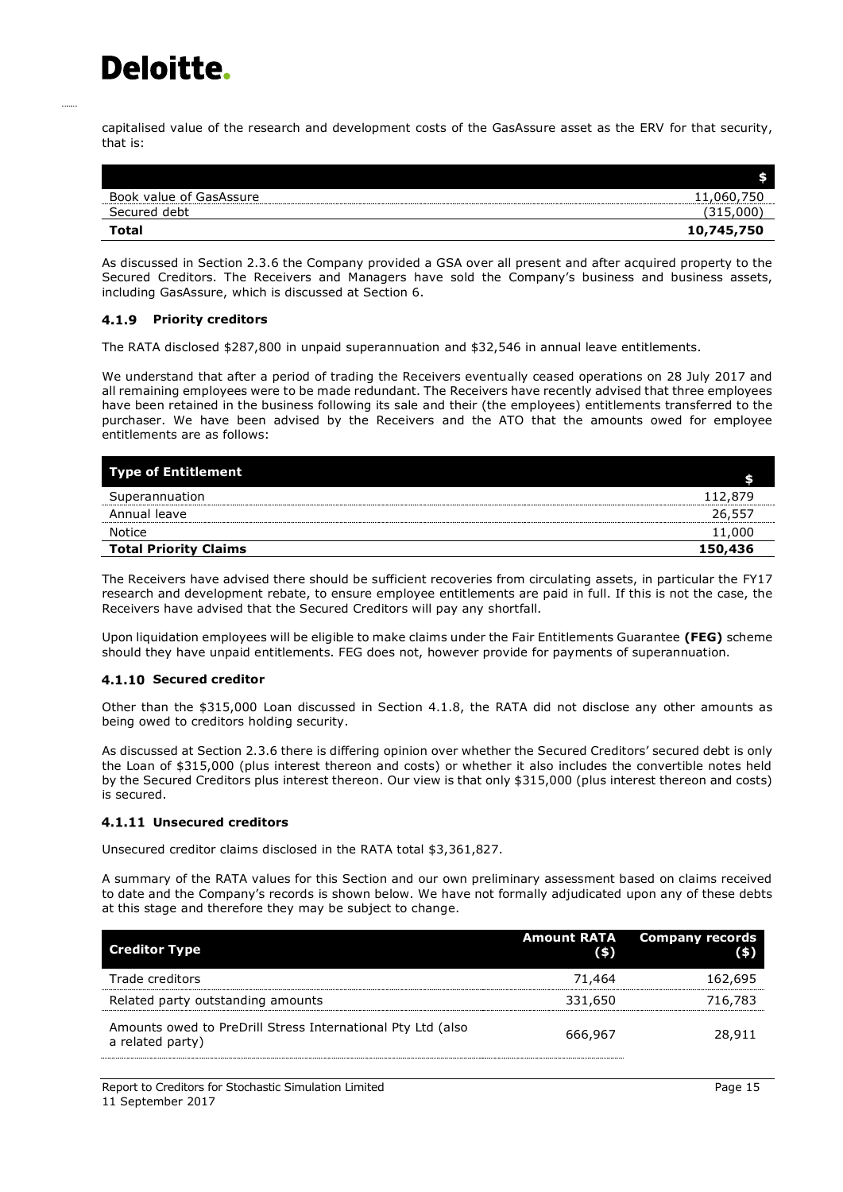capitalised value of the research and development costs of the GasAssure asset as the ERV for that security, that is:

| | $ |
|---|---|
| Book value of GasAssure | 11,060,750 |
| Secured debt | (315,000) |
| **Total** | **10,745,750** |

As discussed in Section 2.3.6 the Company provided a GSA over all present and after acquired property to the Secured Creditors. The Receivers and Managers have sold the Company's business and business assets, including GasAssure, which is discussed at Section 6.

### 4.1.9 Priority creditors

The RATA disclosed $287,800 in unpaid superannuation and $32,546 in annual leave entitlements.

We understand that after a period of trading the Receivers eventually ceased operations on 28 July 2017 and all remaining employees were to be made redundant. The Receivers have recently advised that three employees have been retained in the business following its sale and their (the employees) entitlements transferred to the purchaser. We have been advised by the Receivers and the ATO that the amounts owed for employee entitlements are as follows:

| Type of Entitlement | $ |
|---|---|
| Superannuation | 112,879 |
| Annual leave | 26,557 |
| Notice | 11,000 |
| **Total Priority Claims** | **150,436** |

The Receivers have advised there should be sufficient recoveries from circulating assets, in particular the FY17 research and development rebate, to ensure employee entitlements are paid in full. If this is not the case, the Receivers have advised that the Secured Creditors will pay any shortfall.

Upon liquidation employees will be eligible to make claims under the Fair Entitlements Guarantee **(FEG)** scheme should they have unpaid entitlements. FEG does not, however provide for payments of superannuation.

### 4.1.10 Secured creditor

Other than the $315,000 Loan discussed in Section 4.1.8, the RATA did not disclose any other amounts as being owed to creditors holding security.

As discussed at Section 2.3.6 there is differing opinion over whether the Secured Creditors' secured debt is only the Loan of $315,000 (plus interest thereon and costs) or whether it also includes the convertible notes held by the Secured Creditors plus interest thereon. Our view is that only $315,000 (plus interest thereon and costs) is secured.

### 4.1.11 Unsecured creditors

Unsecured creditor claims disclosed in the RATA total $3,361,827.

A summary of the RATA values for this Section and our own preliminary assessment based on claims received to date and the Company's records is shown below. We have not formally adjudicated upon any of these debts at this stage and therefore they may be subject to change.

| Creditor Type | Amount RATA ($) | Company records ($) |
|---|---|---|
| Trade creditors | 71,464 | 162,695 |
| Related party outstanding amounts | 331,650 | 716,783 |
| Amounts owed to PreDrill Stress International Pty Ltd (also a related party) | 666,967 | 28,911 |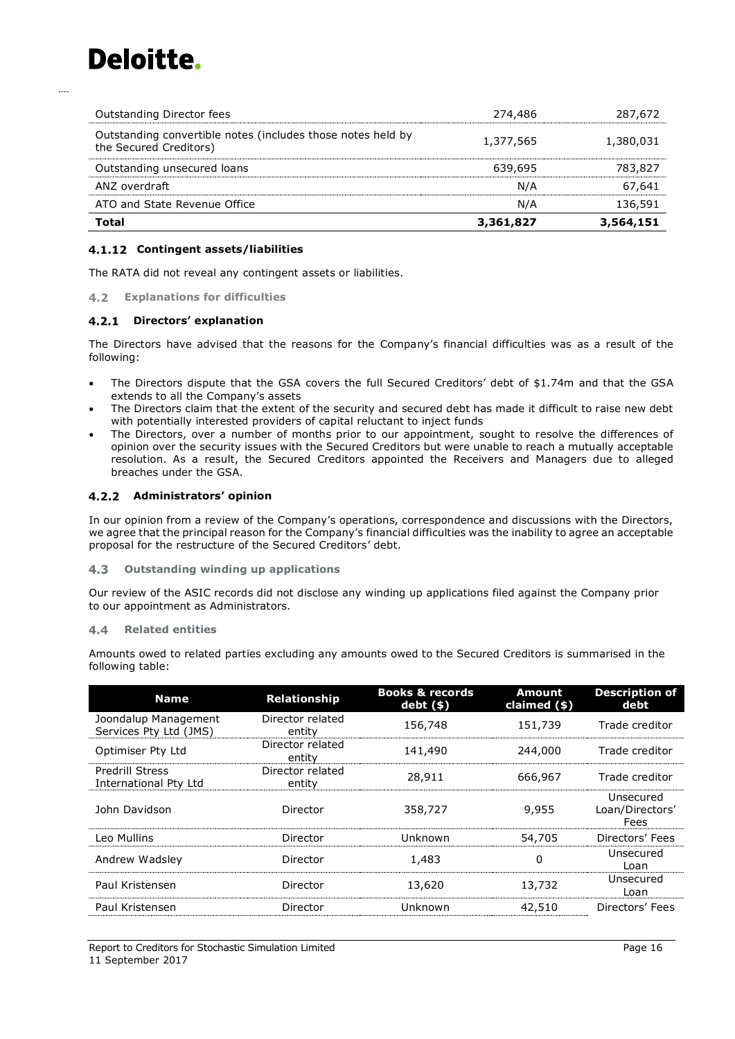| | | |
|---|---|---|
| Outstanding Director fees | 274,486 | 287,672 |
| Outstanding convertible notes (includes those notes held by the Secured Creditors) | 1,377,565 | 1,380,031 |
| Outstanding unsecured loans | 639,695 | 783,827 |
| ANZ overdraft | N/A | 67,641 |
| ATO and State Revenue Office | N/A | 136,591 |
| **Total** | **3,361,827** | **3,564,151** |

#### 4.1.12 Contingent assets/liabilities

The RATA did not reveal any contingent assets or liabilities.

### 4.2 Explanations for difficulties

#### 4.2.1 Directors' explanation

The Directors have advised that the reasons for the Company's financial difficulties was as a result of the following:

- The Directors dispute that the GSA covers the full Secured Creditors' debt of \$1.74m and that the GSA extends to all the Company's assets
- The Directors claim that the extent of the security and secured debt has made it difficult to raise new debt with potentially interested providers of capital reluctant to inject funds
- The Directors, over a number of months prior to our appointment, sought to resolve the differences of opinion over the security issues with the Secured Creditors but were unable to reach a mutually acceptable resolution. As a result, the Secured Creditors appointed the Receivers and Managers due to alleged breaches under the GSA.

#### 4.2.2 Administrators' opinion

In our opinion from a review of the Company's operations, correspondence and discussions with the Directors, we agree that the principal reason for the Company's financial difficulties was the inability to agree an acceptable proposal for the restructure of the Secured Creditors' debt.

### 4.3 Outstanding winding up applications

Our review of the ASIC records did not disclose any winding up applications filed against the Company prior to our appointment as Administrators.

### 4.4 Related entities

Amounts owed to related parties excluding any amounts owed to the Secured Creditors is summarised in the following table:

| Name | Relationship | Books & records debt (\$) | Amount claimed (\$) | Description of debt |
|---|---|---|---|---|
| Joondalup Management Services Pty Ltd (JMS) | Director related entity | 156,748 | 151,739 | Trade creditor |
| Optimiser Pty Ltd | Director related entity | 141,490 | 244,000 | Trade creditor |
| Predrill Stress International Pty Ltd | Director related entity | 28,911 | 666,967 | Trade creditor |
| John Davidson | Director | 358,727 | 9,955 | Unsecured Loan/Directors' Fees |
| Leo Mullins | Director | Unknown | 54,705 | Directors' Fees |
| Andrew Wadsley | Director | 1,483 | 0 | Unsecured Loan |
| Paul Kristensen | Director | 13,620 | 13,732 | Unsecured Loan |
| Paul Kristensen | Director | Unknown | 42,510 | Directors' Fees |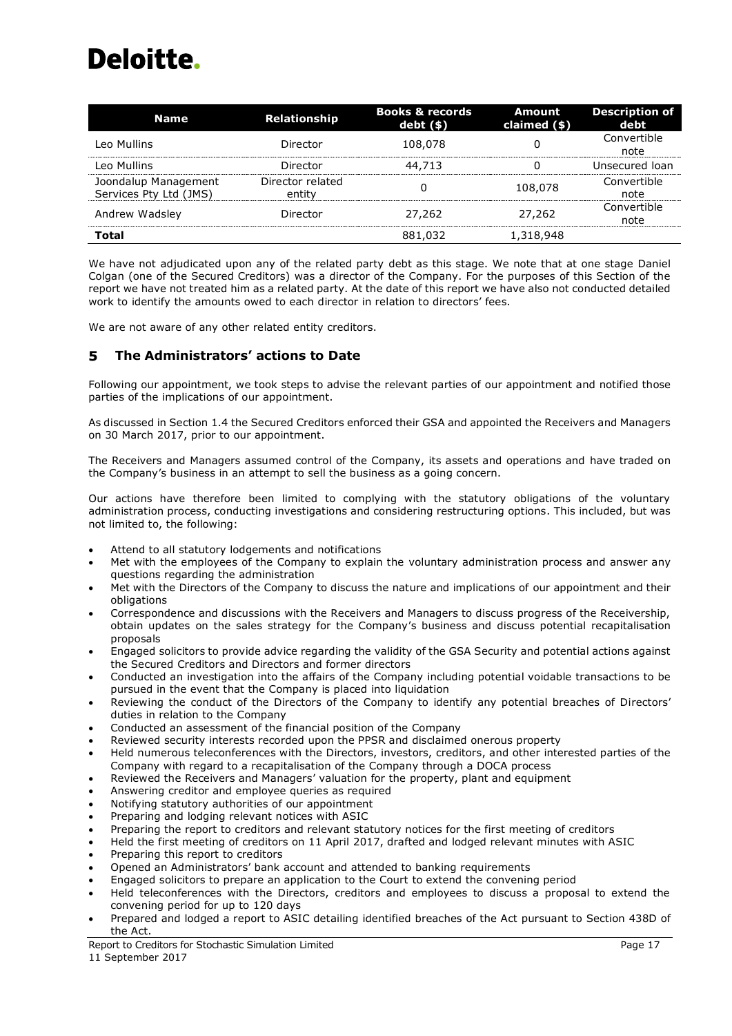| Name | Relationship | Books & records debt ($) | Amount claimed ($) | Description of debt |
|---|---|---|---|---|
| Leo Mullins | Director | 108,078 | 0 | Convertible note |
| Leo Mullins | Director | 44,713 | 0 | Unsecured loan |
| Joondalup Management Services Pty Ltd (JMS) | Director related entity | 0 | 108,078 | Convertible note |
| Andrew Wadsley | Director | 27,262 | 27,262 | Convertible note |
| **Total** | | 881,032 | 1,318,948 | |

We have not adjudicated upon any of the related party debt as this stage. We note that at one stage Daniel Colgan (one of the Secured Creditors) was a director of the Company. For the purposes of this Section of the report we have not treated him as a related party. At the date of this report we have also not conducted detailed work to identify the amounts owed to each director in relation to directors' fees.

We are not aware of any other related entity creditors.

## 5 The Administrators' actions to Date

Following our appointment, we took steps to advise the relevant parties of our appointment and notified those parties of the implications of our appointment.

As discussed in Section 1.4 the Secured Creditors enforced their GSA and appointed the Receivers and Managers on 30 March 2017, prior to our appointment.

The Receivers and Managers assumed control of the Company, its assets and operations and have traded on the Company's business in an attempt to sell the business as a going concern.

Our actions have therefore been limited to complying with the statutory obligations of the voluntary administration process, conducting investigations and considering restructuring options. This included, but was not limited to, the following:

- Attend to all statutory lodgements and notifications
- Met with the employees of the Company to explain the voluntary administration process and answer any questions regarding the administration
- Met with the Directors of the Company to discuss the nature and implications of our appointment and their obligations
- Correspondence and discussions with the Receivers and Managers to discuss progress of the Receivership, obtain updates on the sales strategy for the Company's business and discuss potential recapitalisation proposals
- Engaged solicitors to provide advice regarding the validity of the GSA Security and potential actions against the Secured Creditors and Directors and former directors
- Conducted an investigation into the affairs of the Company including potential voidable transactions to be pursued in the event that the Company is placed into liquidation
- Reviewing the conduct of the Directors of the Company to identify any potential breaches of Directors' duties in relation to the Company
- Conducted an assessment of the financial position of the Company
- Reviewed security interests recorded upon the PPSR and disclaimed onerous property
- Held numerous teleconferences with the Directors, investors, creditors, and other interested parties of the Company with regard to a recapitalisation of the Company through a DOCA process
- Reviewed the Receivers and Managers' valuation for the property, plant and equipment
- Answering creditor and employee queries as required
- Notifying statutory authorities of our appointment
- Preparing and lodging relevant notices with ASIC
- Preparing the report to creditors and relevant statutory notices for the first meeting of creditors
- Held the first meeting of creditors on 11 April 2017, drafted and lodged relevant minutes with ASIC
- Preparing this report to creditors
- Opened an Administrators' bank account and attended to banking requirements
- Engaged solicitors to prepare an application to the Court to extend the convening period
- Held teleconferences with the Directors, creditors and employees to discuss a proposal to extend the convening period for up to 120 days
- Prepared and lodged a report to ASIC detailing identified breaches of the Act pursuant to Section 438D of the Act.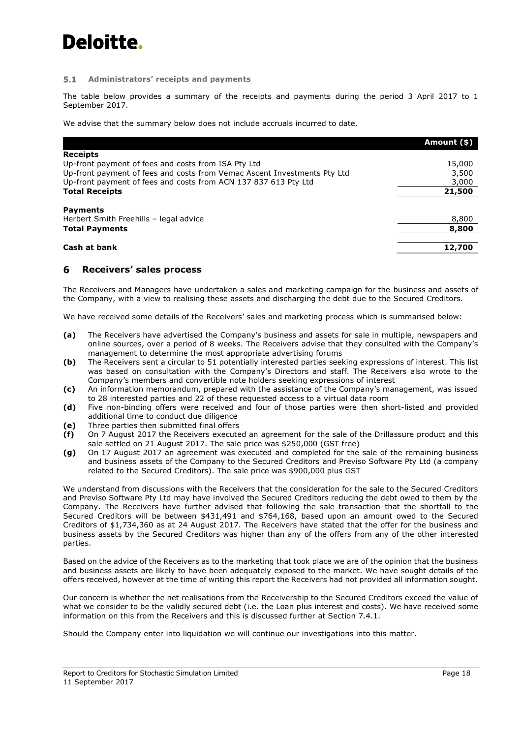### 5.1 Administrators' receipts and payments

The table below provides a summary of the receipts and payments during the period 3 April 2017 to 1 September 2017.

We advise that the summary below does not include accruals incurred to date.

| | Amount ($) |
|---|---|
| **Receipts** | |
| Up-front payment of fees and costs from ISA Pty Ltd | 15,000 |
| Up-front payment of fees and costs from Vemac Ascent Investments Pty Ltd | 3,500 |
| Up-front payment of fees and costs from ACN 137 837 613 Pty Ltd | 3,000 |
| **Total Receipts** | **21,500** |
| | |
| **Payments** | |
| Herbert Smith Freehills – legal advice | 8,800 |
| **Total Payments** | **8,800** |
| | |
| **Cash at bank** | **12,700** |

## 6 Receivers' sales process

The Receivers and Managers have undertaken a sales and marketing campaign for the business and assets of the Company, with a view to realising these assets and discharging the debt due to the Secured Creditors.

We have received some details of the Receivers' sales and marketing process which is summarised below:

- **(a)** The Receivers have advertised the Company's business and assets for sale in multiple, newspapers and online sources, over a period of 8 weeks. The Receivers advise that they consulted with the Company's management to determine the most appropriate advertising forums
- **(b)** The Receivers sent a circular to 51 potentially interested parties seeking expressions of interest. This list was based on consultation with the Company's Directors and staff. The Receivers also wrote to the Company's members and convertible note holders seeking expressions of interest
- **(c)** An information memorandum, prepared with the assistance of the Company's management, was issued to 28 interested parties and 22 of these requested access to a virtual data room
- **(d)** Five non-binding offers were received and four of those parties were then short-listed and provided additional time to conduct due diligence
- **(e)** Three parties then submitted final offers
- **(f)** On 7 August 2017 the Receivers executed an agreement for the sale of the Drillassure product and this sale settled on 21 August 2017. The sale price was $250,000 (GST free)
- **(g)** On 17 August 2017 an agreement was executed and completed for the sale of the remaining business and business assets of the Company to the Secured Creditors and Previso Software Pty Ltd (a company related to the Secured Creditors). The sale price was $900,000 plus GST

We understand from discussions with the Receivers that the consideration for the sale to the Secured Creditors and Previso Software Pty Ltd may have involved the Secured Creditors reducing the debt owed to them by the Company. The Receivers have further advised that following the sale transaction that the shortfall to the Secured Creditors will be between $431,491 and $764,168, based upon an amount owed to the Secured Creditors of $1,734,360 as at 24 August 2017. The Receivers have stated that the offer for the business and business assets by the Secured Creditors was higher than any of the offers from any of the other interested parties.

Based on the advice of the Receivers as to the marketing that took place we are of the opinion that the business and business assets are likely to have been adequately exposed to the market. We have sought details of the offers received, however at the time of writing this report the Receivers had not provided all information sought.

Our concern is whether the net realisations from the Receivership to the Secured Creditors exceed the value of what we consider to be the validly secured debt (i.e. the Loan plus interest and costs). We have received some information on this from the Receivers and this is discussed further at Section 7.4.1.

Should the Company enter into liquidation we will continue our investigations into this matter.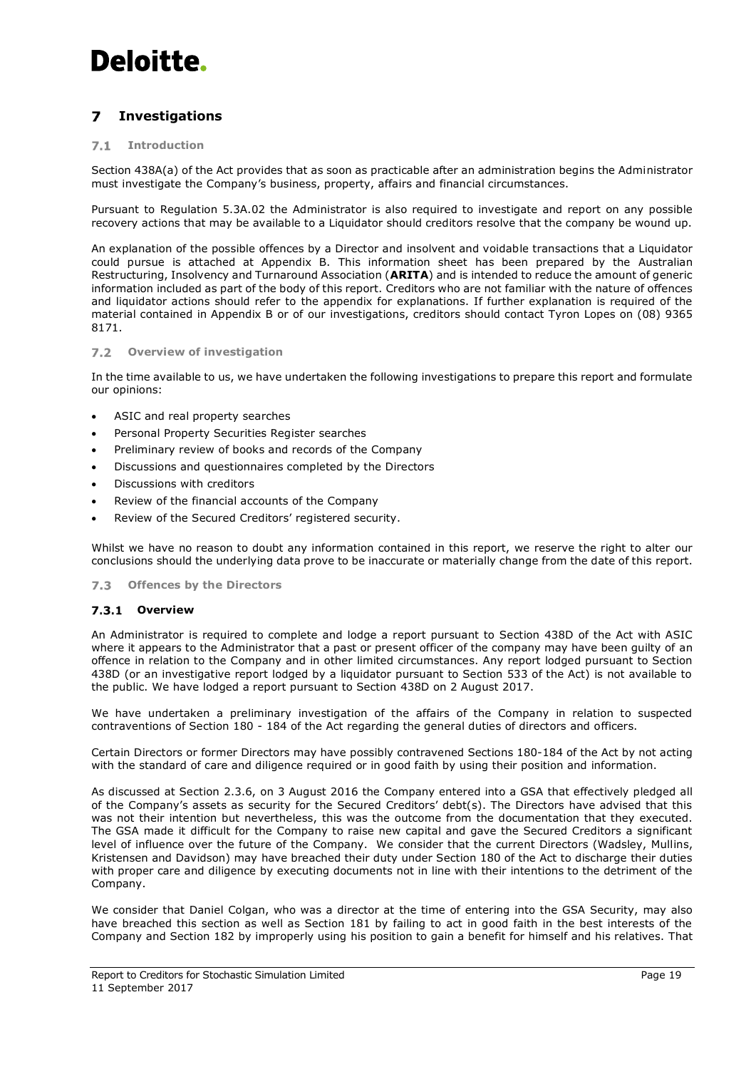# 7 Investigations

## 7.1 Introduction

Section 438A(a) of the Act provides that as soon as practicable after an administration begins the Administrator must investigate the Company's business, property, affairs and financial circumstances.

Pursuant to Regulation 5.3A.02 the Administrator is also required to investigate and report on any possible recovery actions that may be available to a Liquidator should creditors resolve that the company be wound up.

An explanation of the possible offences by a Director and insolvent and voidable transactions that a Liquidator could pursue is attached at Appendix B. This information sheet has been prepared by the Australian Restructuring, Insolvency and Turnaround Association (**ARITA**) and is intended to reduce the amount of generic information included as part of the body of this report. Creditors who are not familiar with the nature of offences and liquidator actions should refer to the appendix for explanations. If further explanation is required of the material contained in Appendix B or of our investigations, creditors should contact Tyron Lopes on (08) 9365 8171.

## 7.2 Overview of investigation

In the time available to us, we have undertaken the following investigations to prepare this report and formulate our opinions:

- ASIC and real property searches
- Personal Property Securities Register searches
- Preliminary review of books and records of the Company
- Discussions and questionnaires completed by the Directors
- Discussions with creditors
- Review of the financial accounts of the Company
- Review of the Secured Creditors' registered security.

Whilst we have no reason to doubt any information contained in this report, we reserve the right to alter our conclusions should the underlying data prove to be inaccurate or materially change from the date of this report.

## 7.3 Offences by the Directors

### 7.3.1 Overview

An Administrator is required to complete and lodge a report pursuant to Section 438D of the Act with ASIC where it appears to the Administrator that a past or present officer of the company may have been guilty of an offence in relation to the Company and in other limited circumstances. Any report lodged pursuant to Section 438D (or an investigative report lodged by a liquidator pursuant to Section 533 of the Act) is not available to the public. We have lodged a report pursuant to Section 438D on 2 August 2017.

We have undertaken a preliminary investigation of the affairs of the Company in relation to suspected contraventions of Section 180 - 184 of the Act regarding the general duties of directors and officers.

Certain Directors or former Directors may have possibly contravened Sections 180-184 of the Act by not acting with the standard of care and diligence required or in good faith by using their position and information.

As discussed at Section 2.3.6, on 3 August 2016 the Company entered into a GSA that effectively pledged all of the Company's assets as security for the Secured Creditors' debt(s). The Directors have advised that this was not their intention but nevertheless, this was the outcome from the documentation that they executed. The GSA made it difficult for the Company to raise new capital and gave the Secured Creditors a significant level of influence over the future of the Company. We consider that the current Directors (Wadsley, Mullins, Kristensen and Davidson) may have breached their duty under Section 180 of the Act to discharge their duties with proper care and diligence by executing documents not in line with their intentions to the detriment of the Company.

We consider that Daniel Colgan, who was a director at the time of entering into the GSA Security, may also have breached this section as well as Section 181 by failing to act in good faith in the best interests of the Company and Section 182 by improperly using his position to gain a benefit for himself and his relatives. That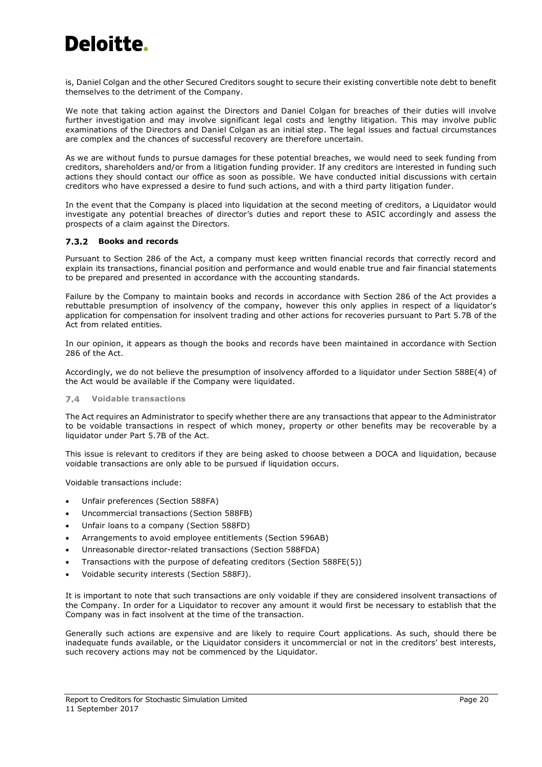is, Daniel Colgan and the other Secured Creditors sought to secure their existing convertible note debt to benefit themselves to the detriment of the Company.

We note that taking action against the Directors and Daniel Colgan for breaches of their duties will involve further investigation and may involve significant legal costs and lengthy litigation. This may involve public examinations of the Directors and Daniel Colgan as an initial step. The legal issues and factual circumstances are complex and the chances of successful recovery are therefore uncertain.

As we are without funds to pursue damages for these potential breaches, we would need to seek funding from creditors, shareholders and/or from a litigation funding provider. If any creditors are interested in funding such actions they should contact our office as soon as possible. We have conducted initial discussions with certain creditors who have expressed a desire to fund such actions, and with a third party litigation funder.

In the event that the Company is placed into liquidation at the second meeting of creditors, a Liquidator would investigate any potential breaches of director's duties and report these to ASIC accordingly and assess the prospects of a claim against the Directors.

#### 7.3.2 Books and records

Pursuant to Section 286 of the Act, a company must keep written financial records that correctly record and explain its transactions, financial position and performance and would enable true and fair financial statements to be prepared and presented in accordance with the accounting standards.

Failure by the Company to maintain books and records in accordance with Section 286 of the Act provides a rebuttable presumption of insolvency of the company, however this only applies in respect of a liquidator's application for compensation for insolvent trading and other actions for recoveries pursuant to Part 5.7B of the Act from related entities.

In our opinion, it appears as though the books and records have been maintained in accordance with Section 286 of the Act.

Accordingly, we do not believe the presumption of insolvency afforded to a liquidator under Section 588E(4) of the Act would be available if the Company were liquidated.

### 7.4 Voidable transactions

The Act requires an Administrator to specify whether there are any transactions that appear to the Administrator to be voidable transactions in respect of which money, property or other benefits may be recoverable by a liquidator under Part 5.7B of the Act.

This issue is relevant to creditors if they are being asked to choose between a DOCA and liquidation, because voidable transactions are only able to be pursued if liquidation occurs.

Voidable transactions include:

- Unfair preferences (Section 588FA)
- Uncommercial transactions (Section 588FB)
- Unfair loans to a company (Section 588FD)
- Arrangements to avoid employee entitlements (Section 596AB)
- Unreasonable director-related transactions (Section 588FDA)
- Transactions with the purpose of defeating creditors (Section 588FE(5))
- Voidable security interests (Section 588FJ).

It is important to note that such transactions are only voidable if they are considered insolvent transactions of the Company. In order for a Liquidator to recover any amount it would first be necessary to establish that the Company was in fact insolvent at the time of the transaction.

Generally such actions are expensive and are likely to require Court applications. As such, should there be inadequate funds available, or the Liquidator considers it uncommercial or not in the creditors' best interests, such recovery actions may not be commenced by the Liquidator.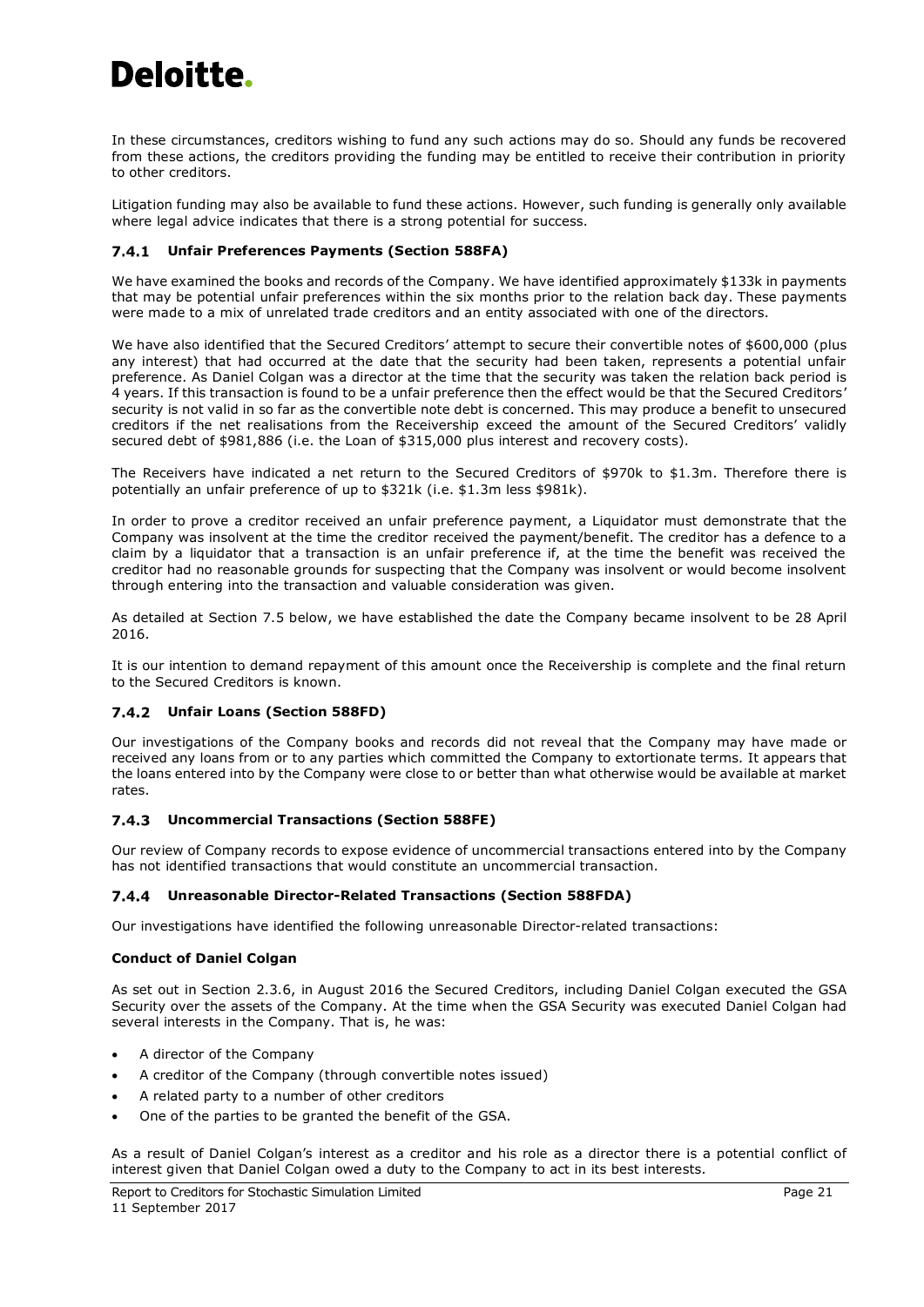In these circumstances, creditors wishing to fund any such actions may do so. Should any funds be recovered from these actions, the creditors providing the funding may be entitled to receive their contribution in priority to other creditors.

Litigation funding may also be available to fund these actions. However, such funding is generally only available where legal advice indicates that there is a strong potential for success.

#### 7.4.1 Unfair Preferences Payments (Section 588FA)

We have examined the books and records of the Company. We have identified approximately $133k in payments that may be potential unfair preferences within the six months prior to the relation back day. These payments were made to a mix of unrelated trade creditors and an entity associated with one of the directors.

We have also identified that the Secured Creditors' attempt to secure their convertible notes of $600,000 (plus any interest) that had occurred at the date that the security had been taken, represents a potential unfair preference. As Daniel Colgan was a director at the time that the security was taken the relation back period is 4 years. If this transaction is found to be a unfair preference then the effect would be that the Secured Creditors' security is not valid in so far as the convertible note debt is concerned. This may produce a benefit to unsecured creditors if the net realisations from the Receivership exceed the amount of the Secured Creditors' validly secured debt of $981,886 (i.e. the Loan of $315,000 plus interest and recovery costs).

The Receivers have indicated a net return to the Secured Creditors of $970k to $1.3m. Therefore there is potentially an unfair preference of up to $321k (i.e. $1.3m less $981k).

In order to prove a creditor received an unfair preference payment, a Liquidator must demonstrate that the Company was insolvent at the time the creditor received the payment/benefit. The creditor has a defence to a claim by a liquidator that a transaction is an unfair preference if, at the time the benefit was received the creditor had no reasonable grounds for suspecting that the Company was insolvent or would become insolvent through entering into the transaction and valuable consideration was given.

As detailed at Section 7.5 below, we have established the date the Company became insolvent to be 28 April 2016.

It is our intention to demand repayment of this amount once the Receivership is complete and the final return to the Secured Creditors is known.

#### 7.4.2 Unfair Loans (Section 588FD)

Our investigations of the Company books and records did not reveal that the Company may have made or received any loans from or to any parties which committed the Company to extortionate terms. It appears that the loans entered into by the Company were close to or better than what otherwise would be available at market rates.

#### 7.4.3 Uncommercial Transactions (Section 588FE)

Our review of Company records to expose evidence of uncommercial transactions entered into by the Company has not identified transactions that would constitute an uncommercial transaction.

#### 7.4.4 Unreasonable Director-Related Transactions (Section 588FDA)

Our investigations have identified the following unreasonable Director-related transactions:

**Conduct of Daniel Colgan**

As set out in Section 2.3.6, in August 2016 the Secured Creditors, including Daniel Colgan executed the GSA Security over the assets of the Company. At the time when the GSA Security was executed Daniel Colgan had several interests in the Company. That is, he was:

- A director of the Company
- A creditor of the Company (through convertible notes issued)
- A related party to a number of other creditors
- One of the parties to be granted the benefit of the GSA.

As a result of Daniel Colgan's interest as a creditor and his role as a director there is a potential conflict of interest given that Daniel Colgan owed a duty to the Company to act in its best interests.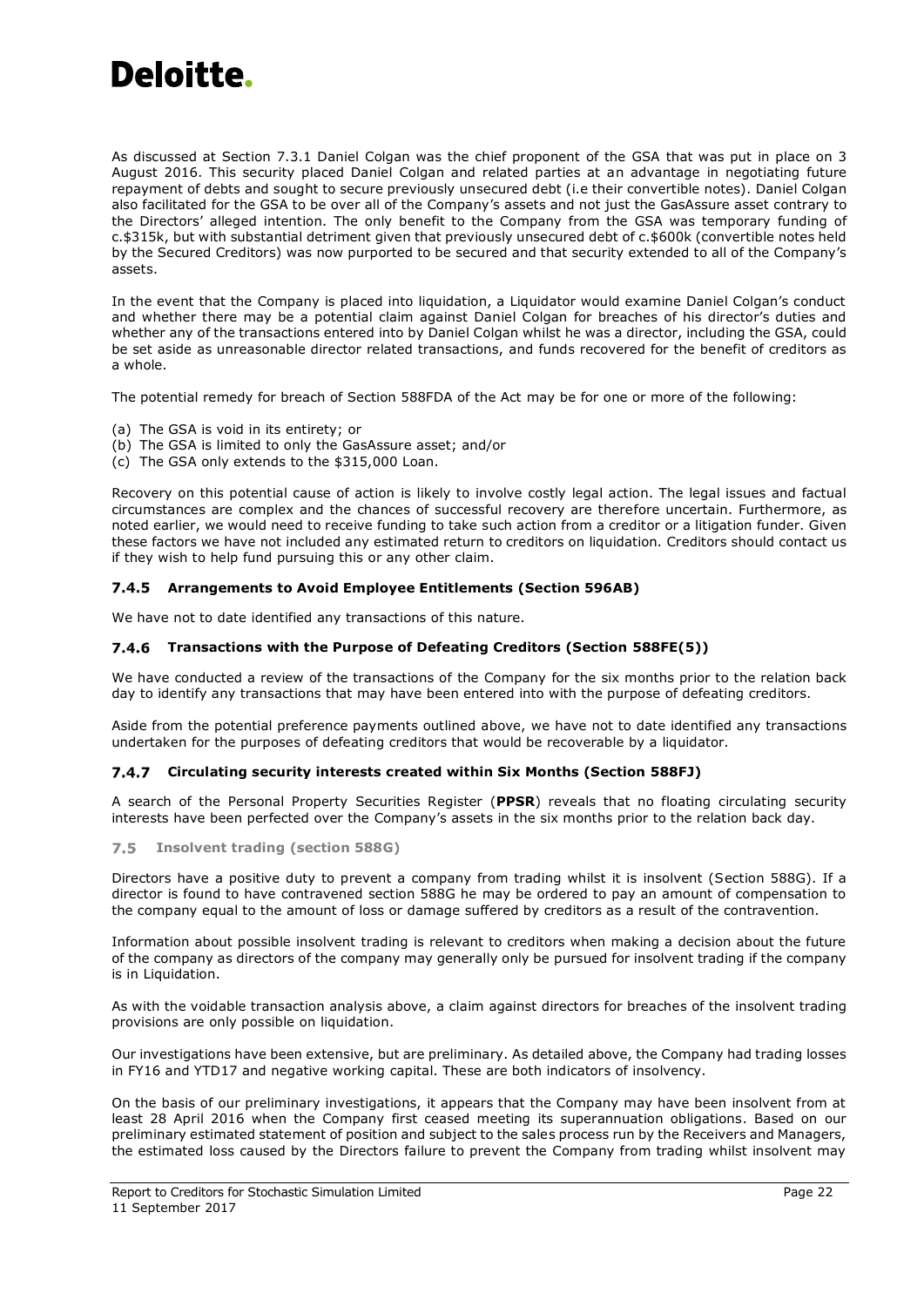As discussed at Section 7.3.1 Daniel Colgan was the chief proponent of the GSA that was put in place on 3 August 2016. This security placed Daniel Colgan and related parties at an advantage in negotiating future repayment of debts and sought to secure previously unsecured debt (i.e their convertible notes). Daniel Colgan also facilitated for the GSA to be over all of the Company's assets and not just the GasAssure asset contrary to the Directors' alleged intention. The only benefit to the Company from the GSA was temporary funding of c.$315k, but with substantial detriment given that previously unsecured debt of c.$600k (convertible notes held by the Secured Creditors) was now purported to be secured and that security extended to all of the Company's assets.

In the event that the Company is placed into liquidation, a Liquidator would examine Daniel Colgan's conduct and whether there may be a potential claim against Daniel Colgan for breaches of his director's duties and whether any of the transactions entered into by Daniel Colgan whilst he was a director, including the GSA, could be set aside as unreasonable director related transactions, and funds recovered for the benefit of creditors as a whole.

The potential remedy for breach of Section 588FDA of the Act may be for one or more of the following:

(a) The GSA is void in its entirety; or
(b) The GSA is limited to only the GasAssure asset; and/or
(c) The GSA only extends to the $315,000 Loan.

Recovery on this potential cause of action is likely to involve costly legal action. The legal issues and factual circumstances are complex and the chances of successful recovery are therefore uncertain. Furthermore, as noted earlier, we would need to receive funding to take such action from a creditor or a litigation funder. Given these factors we have not included any estimated return to creditors on liquidation. Creditors should contact us if they wish to help fund pursuing this or any other claim.

#### 7.4.5 Arrangements to Avoid Employee Entitlements (Section 596AB)

We have not to date identified any transactions of this nature.

#### 7.4.6 Transactions with the Purpose of Defeating Creditors (Section 588FE(5))

We have conducted a review of the transactions of the Company for the six months prior to the relation back day to identify any transactions that may have been entered into with the purpose of defeating creditors.

Aside from the potential preference payments outlined above, we have not to date identified any transactions undertaken for the purposes of defeating creditors that would be recoverable by a liquidator.

#### 7.4.7 Circulating security interests created within Six Months (Section 588FJ)

A search of the Personal Property Securities Register (**PPSR**) reveals that no floating circulating security interests have been perfected over the Company's assets in the six months prior to the relation back day.

### 7.5 Insolvent trading (section 588G)

Directors have a positive duty to prevent a company from trading whilst it is insolvent (Section 588G). If a director is found to have contravened section 588G he may be ordered to pay an amount of compensation to the company equal to the amount of loss or damage suffered by creditors as a result of the contravention.

Information about possible insolvent trading is relevant to creditors when making a decision about the future of the company as directors of the company may generally only be pursued for insolvent trading if the company is in Liquidation.

As with the voidable transaction analysis above, a claim against directors for breaches of the insolvent trading provisions are only possible on liquidation.

Our investigations have been extensive, but are preliminary. As detailed above, the Company had trading losses in FY16 and YTD17 and negative working capital. These are both indicators of insolvency.

On the basis of our preliminary investigations, it appears that the Company may have been insolvent from at least 28 April 2016 when the Company first ceased meeting its superannuation obligations. Based on our preliminary estimated statement of position and subject to the sales process run by the Receivers and Managers, the estimated loss caused by the Directors failure to prevent the Company from trading whilst insolvent may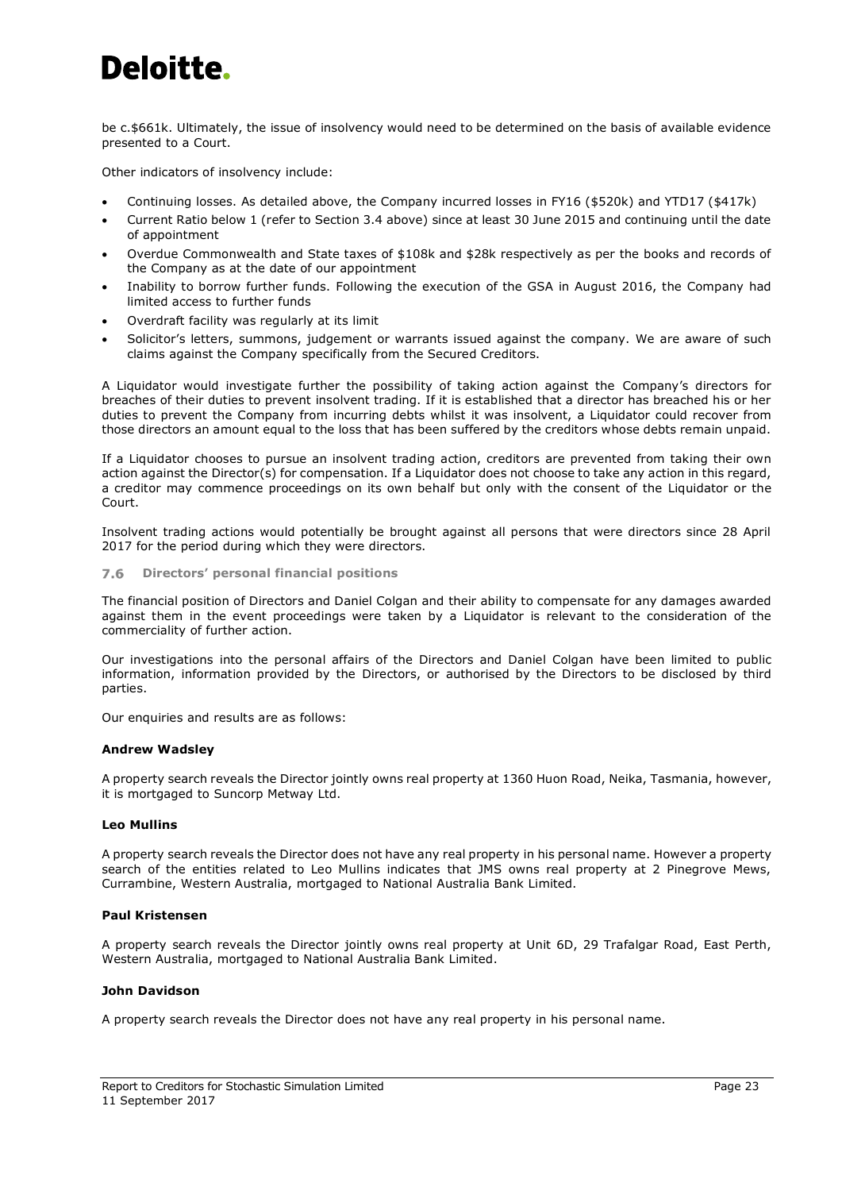be c.$661k. Ultimately, the issue of insolvency would need to be determined on the basis of available evidence presented to a Court.

Other indicators of insolvency include:

- Continuing losses. As detailed above, the Company incurred losses in FY16 ($520k) and YTD17 ($417k)
- Current Ratio below 1 (refer to Section 3.4 above) since at least 30 June 2015 and continuing until the date of appointment
- Overdue Commonwealth and State taxes of $108k and $28k respectively as per the books and records of the Company as at the date of our appointment
- Inability to borrow further funds. Following the execution of the GSA in August 2016, the Company had limited access to further funds
- Overdraft facility was regularly at its limit
- Solicitor's letters, summons, judgement or warrants issued against the company. We are aware of such claims against the Company specifically from the Secured Creditors.

A Liquidator would investigate further the possibility of taking action against the Company's directors for breaches of their duties to prevent insolvent trading. If it is established that a director has breached his or her duties to prevent the Company from incurring debts whilst it was insolvent, a Liquidator could recover from those directors an amount equal to the loss that has been suffered by the creditors whose debts remain unpaid.

If a Liquidator chooses to pursue an insolvent trading action, creditors are prevented from taking their own action against the Director(s) for compensation. If a Liquidator does not choose to take any action in this regard, a creditor may commence proceedings on its own behalf but only with the consent of the Liquidator or the Court.

Insolvent trading actions would potentially be brought against all persons that were directors since 28 April 2017 for the period during which they were directors.

### 7.6 Directors' personal financial positions

The financial position of Directors and Daniel Colgan and their ability to compensate for any damages awarded against them in the event proceedings were taken by a Liquidator is relevant to the consideration of the commerciality of further action.

Our investigations into the personal affairs of the Directors and Daniel Colgan have been limited to public information, information provided by the Directors, or authorised by the Directors to be disclosed by third parties.

Our enquiries and results are as follows:

**Andrew Wadsley**

A property search reveals the Director jointly owns real property at 1360 Huon Road, Neika, Tasmania, however, it is mortgaged to Suncorp Metway Ltd.

**Leo Mullins**

A property search reveals the Director does not have any real property in his personal name. However a property search of the entities related to Leo Mullins indicates that JMS owns real property at 2 Pinegrove Mews, Currambine, Western Australia, mortgaged to National Australia Bank Limited.

**Paul Kristensen**

A property search reveals the Director jointly owns real property at Unit 6D, 29 Trafalgar Road, East Perth, Western Australia, mortgaged to National Australia Bank Limited.

**John Davidson**

A property search reveals the Director does not have any real property in his personal name.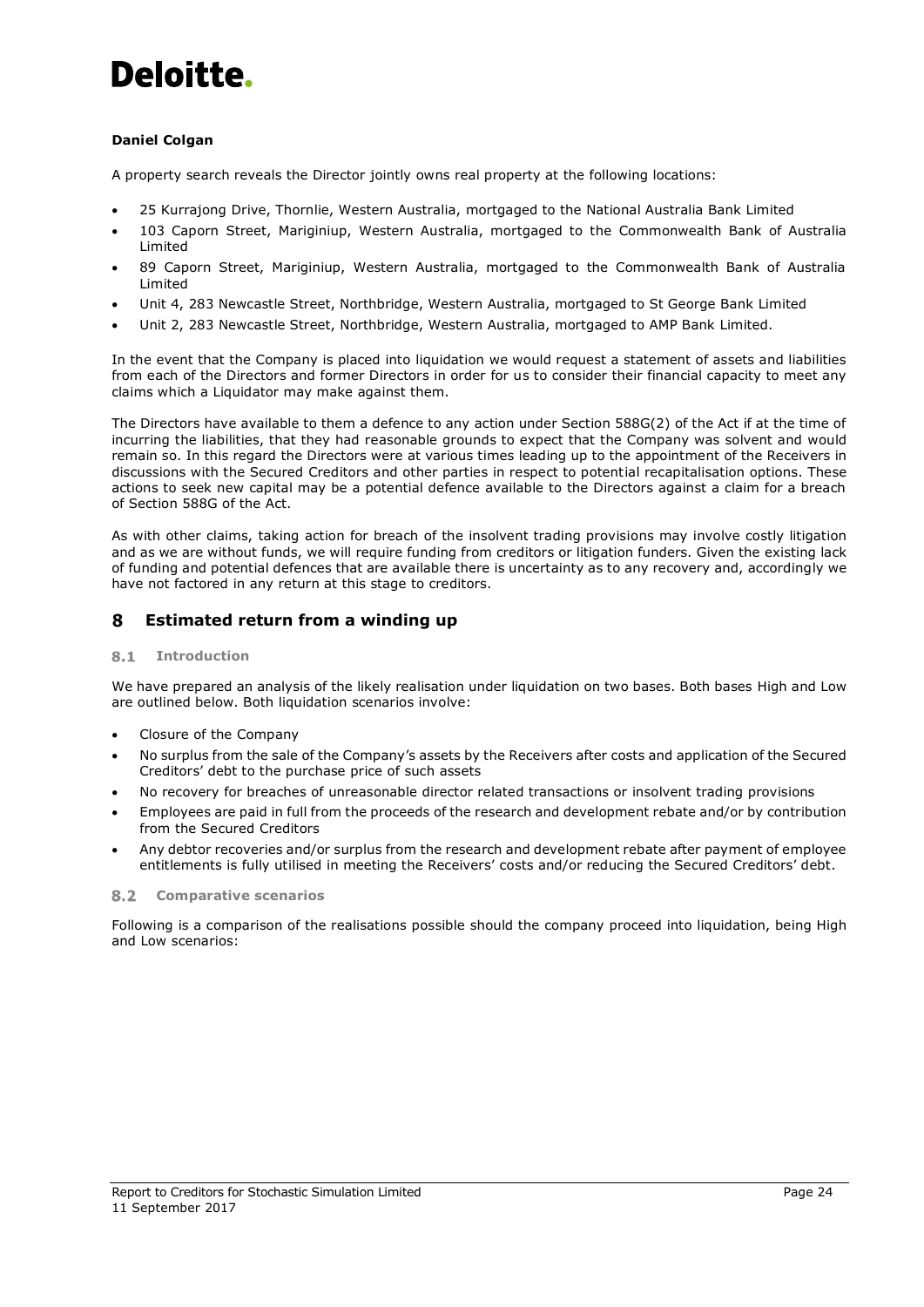**Daniel Colgan**

A property search reveals the Director jointly owns real property at the following locations:

- 25 Kurrajong Drive, Thornlie, Western Australia, mortgaged to the National Australia Bank Limited
- 103 Caporn Street, Mariginiup, Western Australia, mortgaged to the Commonwealth Bank of Australia Limited
- 89 Caporn Street, Mariginiup, Western Australia, mortgaged to the Commonwealth Bank of Australia Limited
- Unit 4, 283 Newcastle Street, Northbridge, Western Australia, mortgaged to St George Bank Limited
- Unit 2, 283 Newcastle Street, Northbridge, Western Australia, mortgaged to AMP Bank Limited.

In the event that the Company is placed into liquidation we would request a statement of assets and liabilities from each of the Directors and former Directors in order for us to consider their financial capacity to meet any claims which a Liquidator may make against them.

The Directors have available to them a defence to any action under Section 588G(2) of the Act if at the time of incurring the liabilities, that they had reasonable grounds to expect that the Company was solvent and would remain so. In this regard the Directors were at various times leading up to the appointment of the Receivers in discussions with the Secured Creditors and other parties in respect to potential recapitalisation options. These actions to seek new capital may be a potential defence available to the Directors against a claim for a breach of Section 588G of the Act.

As with other claims, taking action for breach of the insolvent trading provisions may involve costly litigation and as we are without funds, we will require funding from creditors or litigation funders. Given the existing lack of funding and potential defences that are available there is uncertainty as to any recovery and, accordingly we have not factored in any return at this stage to creditors.

## 8 Estimated return from a winding up

### 8.1 Introduction

We have prepared an analysis of the likely realisation under liquidation on two bases. Both bases High and Low are outlined below. Both liquidation scenarios involve:

- Closure of the Company
- No surplus from the sale of the Company's assets by the Receivers after costs and application of the Secured Creditors' debt to the purchase price of such assets
- No recovery for breaches of unreasonable director related transactions or insolvent trading provisions
- Employees are paid in full from the proceeds of the research and development rebate and/or by contribution from the Secured Creditors
- Any debtor recoveries and/or surplus from the research and development rebate after payment of employee entitlements is fully utilised in meeting the Receivers' costs and/or reducing the Secured Creditors' debt.

### 8.2 Comparative scenarios

Following is a comparison of the realisations possible should the company proceed into liquidation, being High and Low scenarios: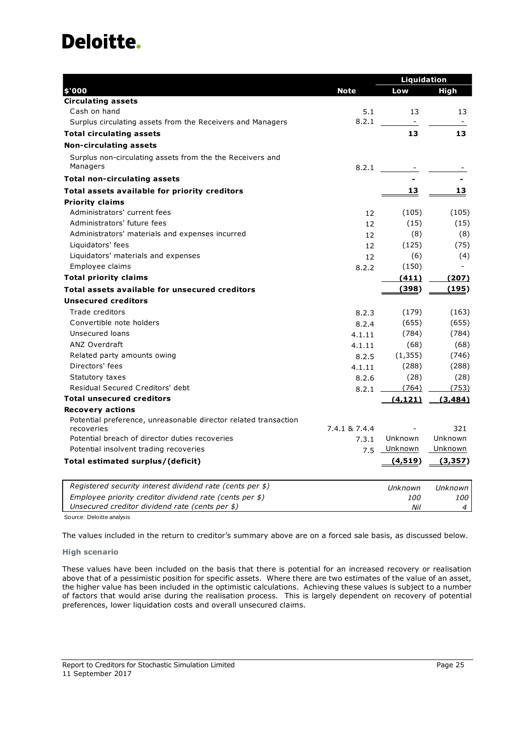| $'000 | Note | Liquidation | |
|---|---|---|---|
| | | **Low** | **High** |
| **Circulating assets** | | | |
| Cash on hand | 5.1 | 13 | 13 |
| Surplus circulating assets from the Receivers and Managers | 8.2.1 | - | - |
| **Total circulating assets** | | **13** | **13** |
| **Non-circulating assets** | | | |
| Surplus non-circulating assets from the the Receivers and Managers | 8.2.1 | - | - |
| **Total non-circulating assets** | | **-** | **-** |
| **Total assets available for priority creditors** | | **13** | **13** |
| **Priority claims** | | | |
| Administrators' current fees | 12 | (105) | (105) |
| Administrators' future fees | 12 | (15) | (15) |
| Administrators' materials and expenses incurred | 12 | (8) | (8) |
| Liquidators' fees | 12 | (125) | (75) |
| Liquidators' materials and expenses | 12 | (6) | (4) |
| Employee claims | 8.2.2 | (150) | - |
| **Total priority claims** | | **(411)** | **(207)** |
| **Total assets available for unsecured creditors** | | **(398)** | **(195)** |
| **Unsecured creditors** | | | |
| Trade creditors | 8.2.3 | (179) | (163) |
| Convertible note holders | 8.2.4 | (655) | (655) |
| Unsecured loans | 4.1.11 | (784) | (784) |
| ANZ Overdraft | 4.1.11 | (68) | (68) |
| Related party amounts owing | 8.2.5 | (1,355) | (746) |
| Directors' fees | 4.1.11 | (288) | (288) |
| Statutory taxes | 8.2.6 | (28) | (28) |
| Residual Secured Creditors' debt | 8.2.1 | (764) | (753) |
| **Total unsecured creditors** | | **(4,121)** | **(3,484)** |
| **Recovery actions** | | | |
| Potential preference, unreasonable director related transaction recoveries | 7.4.1 & 7.4.4 | - | 321 |
| Potential breach of director duties recoveries | 7.3.1 | Unknown | Unknown |
| Potential insolvent trading recoveries | 7.5 | Unknown | Unknown |
| **Total estimated surplus/(deficit)** | | **(4,519)** | **(3,357)** |

| | | |
|---|---|---|
| *Registered security interest dividend rate (cents per $)* | *Unknown* | *Unknown* |
| *Employee priority creditor dividend rate (cents per $)* | *100* | *100* |
| *Unsecured creditor dividend rate (cents per $)* | *Nil* | *4* |

Source: Deloitte analysis

The values included in the return to creditor's summary above are on a forced sale basis, as discussed below.

#### High scenario

These values have been included on the basis that there is potential for an increased recovery or realisation above that of a pessimistic position for specific assets. Where there are two estimates of the value of an asset, the higher value has been included in the optimistic calculations. Achieving these values is subject to a number of factors that would arise during the realisation process. This is largely dependent on recovery of potential preferences, lower liquidation costs and overall unsecured claims.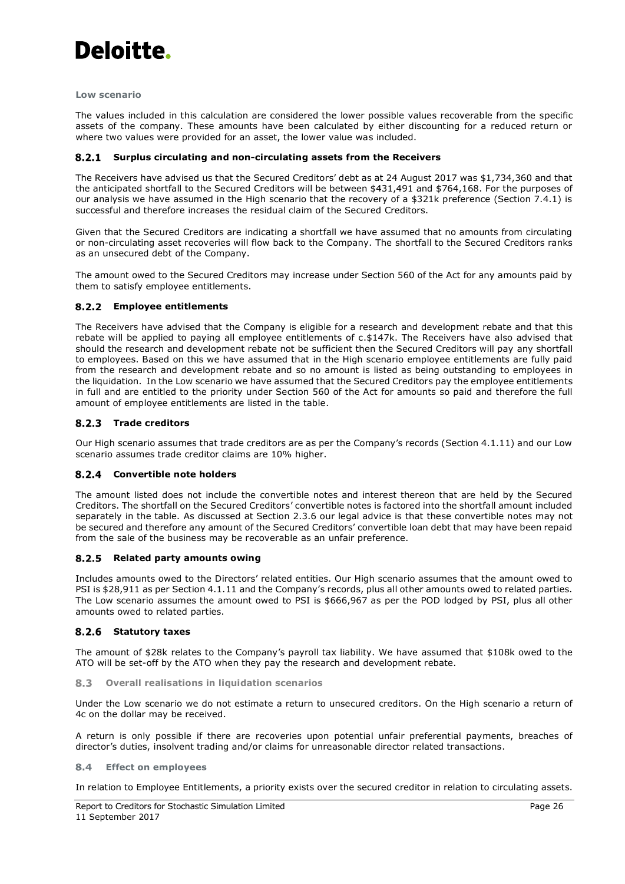**Low scenario**

The values included in this calculation are considered the lower possible values recoverable from the specific assets of the company. These amounts have been calculated by either discounting for a reduced return or where two values were provided for an asset, the lower value was included.

### 8.2.1 Surplus circulating and non-circulating assets from the Receivers

The Receivers have advised us that the Secured Creditors' debt as at 24 August 2017 was $1,734,360 and that the anticipated shortfall to the Secured Creditors will be between $431,491 and $764,168. For the purposes of our analysis we have assumed in the High scenario that the recovery of a $321k preference (Section 7.4.1) is successful and therefore increases the residual claim of the Secured Creditors.

Given that the Secured Creditors are indicating a shortfall we have assumed that no amounts from circulating or non-circulating asset recoveries will flow back to the Company. The shortfall to the Secured Creditors ranks as an unsecured debt of the Company.

The amount owed to the Secured Creditors may increase under Section 560 of the Act for any amounts paid by them to satisfy employee entitlements.

### 8.2.2 Employee entitlements

The Receivers have advised that the Company is eligible for a research and development rebate and that this rebate will be applied to paying all employee entitlements of c.$147k. The Receivers have also advised that should the research and development rebate not be sufficient then the Secured Creditors will pay any shortfall to employees. Based on this we have assumed that in the High scenario employee entitlements are fully paid from the research and development rebate and so no amount is listed as being outstanding to employees in the liquidation. In the Low scenario we have assumed that the Secured Creditors pay the employee entitlements in full and are entitled to the priority under Section 560 of the Act for amounts so paid and therefore the full amount of employee entitlements are listed in the table.

### 8.2.3 Trade creditors

Our High scenario assumes that trade creditors are as per the Company's records (Section 4.1.11) and our Low scenario assumes trade creditor claims are 10% higher.

### 8.2.4 Convertible note holders

The amount listed does not include the convertible notes and interest thereon that are held by the Secured Creditors. The shortfall on the Secured Creditors' convertible notes is factored into the shortfall amount included separately in the table. As discussed at Section 2.3.6 our legal advice is that these convertible notes may not be secured and therefore any amount of the Secured Creditors' convertible loan debt that may have been repaid from the sale of the business may be recoverable as an unfair preference.

### 8.2.5 Related party amounts owing

Includes amounts owed to the Directors' related entities. Our High scenario assumes that the amount owed to PSI is $28,911 as per Section 4.1.11 and the Company's records, plus all other amounts owed to related parties. The Low scenario assumes the amount owed to PSI is $666,967 as per the POD lodged by PSI, plus all other amounts owed to related parties.

### 8.2.6 Statutory taxes

The amount of $28k relates to the Company's payroll tax liability. We have assumed that $108k owed to the ATO will be set-off by the ATO when they pay the research and development rebate.

## 8.3 Overall realisations in liquidation scenarios

Under the Low scenario we do not estimate a return to unsecured creditors. On the High scenario a return of 4c on the dollar may be received.

A return is only possible if there are recoveries upon potential unfair preferential payments, breaches of director's duties, insolvent trading and/or claims for unreasonable director related transactions.

## 8.4 Effect on employees

In relation to Employee Entitlements, a priority exists over the secured creditor in relation to circulating assets.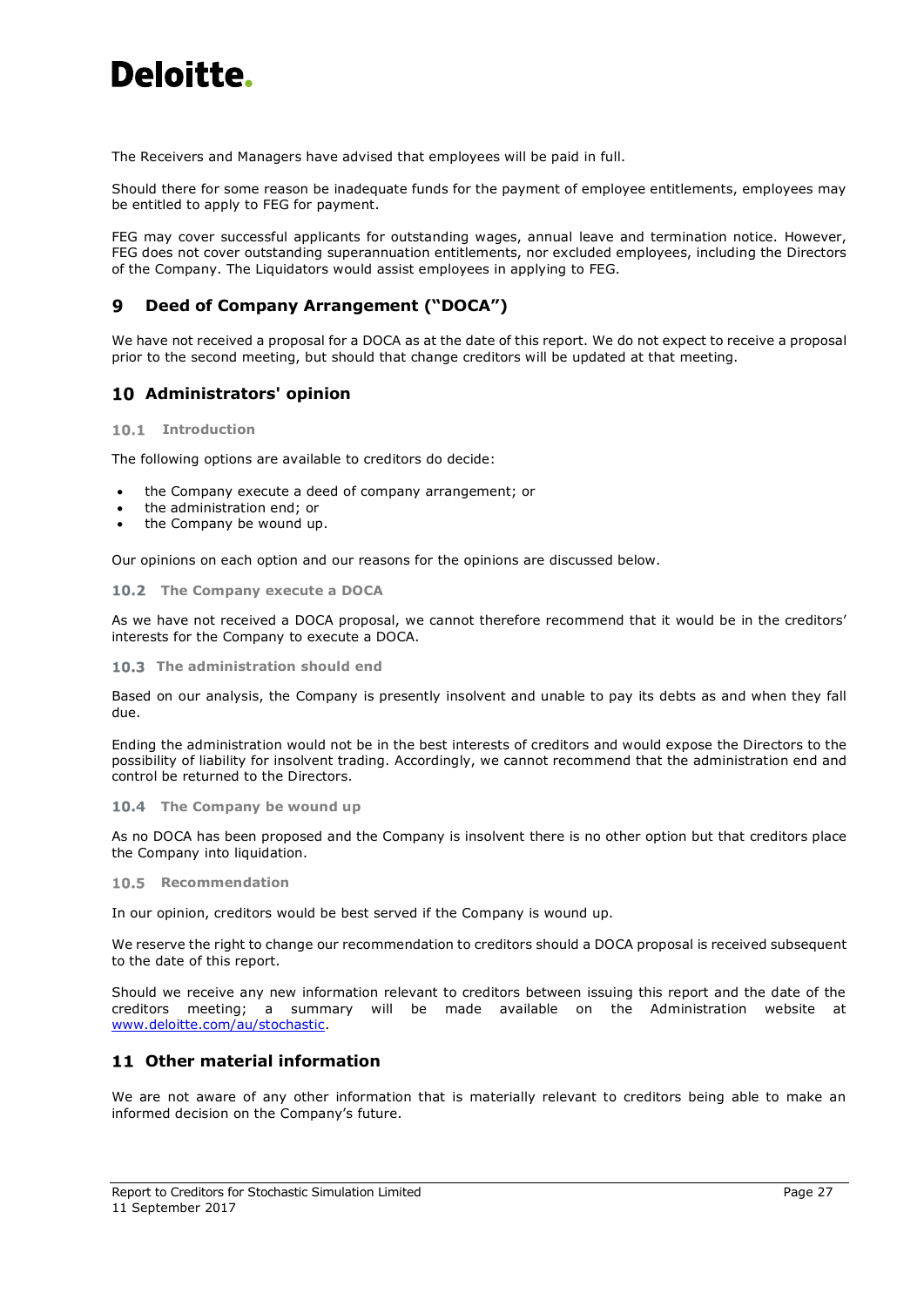The Receivers and Managers have advised that employees will be paid in full.

Should there for some reason be inadequate funds for the payment of employee entitlements, employees may be entitled to apply to FEG for payment.

FEG may cover successful applicants for outstanding wages, annual leave and termination notice. However, FEG does not cover outstanding superannuation entitlements, nor excluded employees, including the Directors of the Company. The Liquidators would assist employees in applying to FEG.

## 9 Deed of Company Arrangement ("DOCA")

We have not received a proposal for a DOCA as at the date of this report. We do not expect to receive a proposal prior to the second meeting, but should that change creditors will be updated at that meeting.

## 10 Administrators' opinion

### 10.1 Introduction

The following options are available to creditors do decide:

- the Company execute a deed of company arrangement; or
- the administration end; or
- the Company be wound up.

Our opinions on each option and our reasons for the opinions are discussed below.

### 10.2 The Company execute a DOCA

As we have not received a DOCA proposal, we cannot therefore recommend that it would be in the creditors' interests for the Company to execute a DOCA.

### 10.3 The administration should end

Based on our analysis, the Company is presently insolvent and unable to pay its debts as and when they fall due.

Ending the administration would not be in the best interests of creditors and would expose the Directors to the possibility of liability for insolvent trading. Accordingly, we cannot recommend that the administration end and control be returned to the Directors.

### 10.4 The Company be wound up

As no DOCA has been proposed and the Company is insolvent there is no other option but that creditors place the Company into liquidation.

### 10.5 Recommendation

In our opinion, creditors would be best served if the Company is wound up.

We reserve the right to change our recommendation to creditors should a DOCA proposal is received subsequent to the date of this report.

Should we receive any new information relevant to creditors between issuing this report and the date of the creditors meeting; a summary will be made available on the Administration website at www.deloitte.com/au/stochastic.

## 11 Other material information

We are not aware of any other information that is materially relevant to creditors being able to make an informed decision on the Company's future.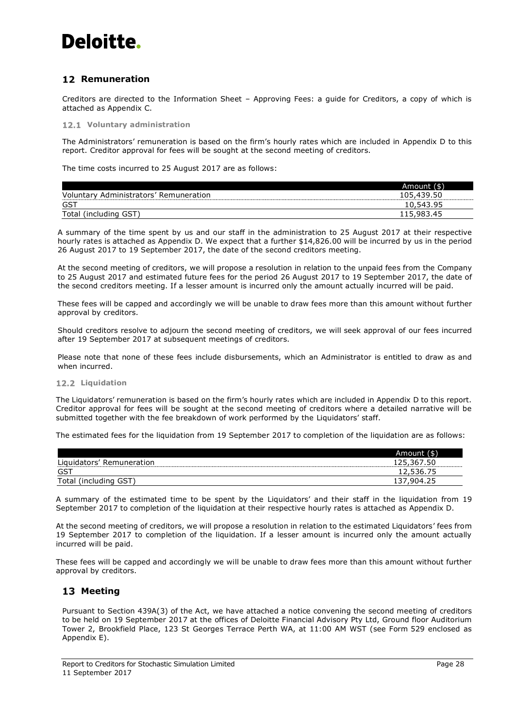## 12 Remuneration

Creditors are directed to the Information Sheet – Approving Fees: a guide for Creditors, a copy of which is attached as Appendix C.

### 12.1 Voluntary administration

The Administrators' remuneration is based on the firm's hourly rates which are included in Appendix D to this report. Creditor approval for fees will be sought at the second meeting of creditors.

The time costs incurred to 25 August 2017 are as follows:

| | Amount ($) |
|---|---|
| Voluntary Administrators' Remuneration | 105,439.50 |
| GST | 10,543.95 |
| Total (including GST) | 115,983.45 |

A summary of the time spent by us and our staff in the administration to 25 August 2017 at their respective hourly rates is attached as Appendix D. We expect that a further $14,826.00 will be incurred by us in the period 26 August 2017 to 19 September 2017, the date of the second creditors meeting.

At the second meeting of creditors, we will propose a resolution in relation to the unpaid fees from the Company to 25 August 2017 and estimated future fees for the period 26 August 2017 to 19 September 2017, the date of the second creditors meeting. If a lesser amount is incurred only the amount actually incurred will be paid.

These fees will be capped and accordingly we will be unable to draw fees more than this amount without further approval by creditors.

Should creditors resolve to adjourn the second meeting of creditors, we will seek approval of our fees incurred after 19 September 2017 at subsequent meetings of creditors.

Please note that none of these fees include disbursements, which an Administrator is entitled to draw as and when incurred.

### 12.2 Liquidation

The Liquidators' remuneration is based on the firm's hourly rates which are included in Appendix D to this report. Creditor approval for fees will be sought at the second meeting of creditors where a detailed narrative will be submitted together with the fee breakdown of work performed by the Liquidators' staff.

The estimated fees for the liquidation from 19 September 2017 to completion of the liquidation are as follows:

| | Amount ($) |
|---|---|
| Liquidators' Remuneration | 125,367.50 |
| GST | 12,536.75 |
| Total (including GST) | 137,904.25 |

A summary of the estimated time to be spent by the Liquidators' and their staff in the liquidation from 19 September 2017 to completion of the liquidation at their respective hourly rates is attached as Appendix D.

At the second meeting of creditors, we will propose a resolution in relation to the estimated Liquidators' fees from 19 September 2017 to completion of the liquidation. If a lesser amount is incurred only the amount actually incurred will be paid.

These fees will be capped and accordingly we will be unable to draw fees more than this amount without further approval by creditors.

## 13 Meeting

Pursuant to Section 439A(3) of the Act, we have attached a notice convening the second meeting of creditors to be held on 19 September 2017 at the offices of Deloitte Financial Advisory Pty Ltd, Ground floor Auditorium Tower 2, Brookfield Place, 123 St Georges Terrace Perth WA, at 11:00 AM WST (see Form 529 enclosed as Appendix E).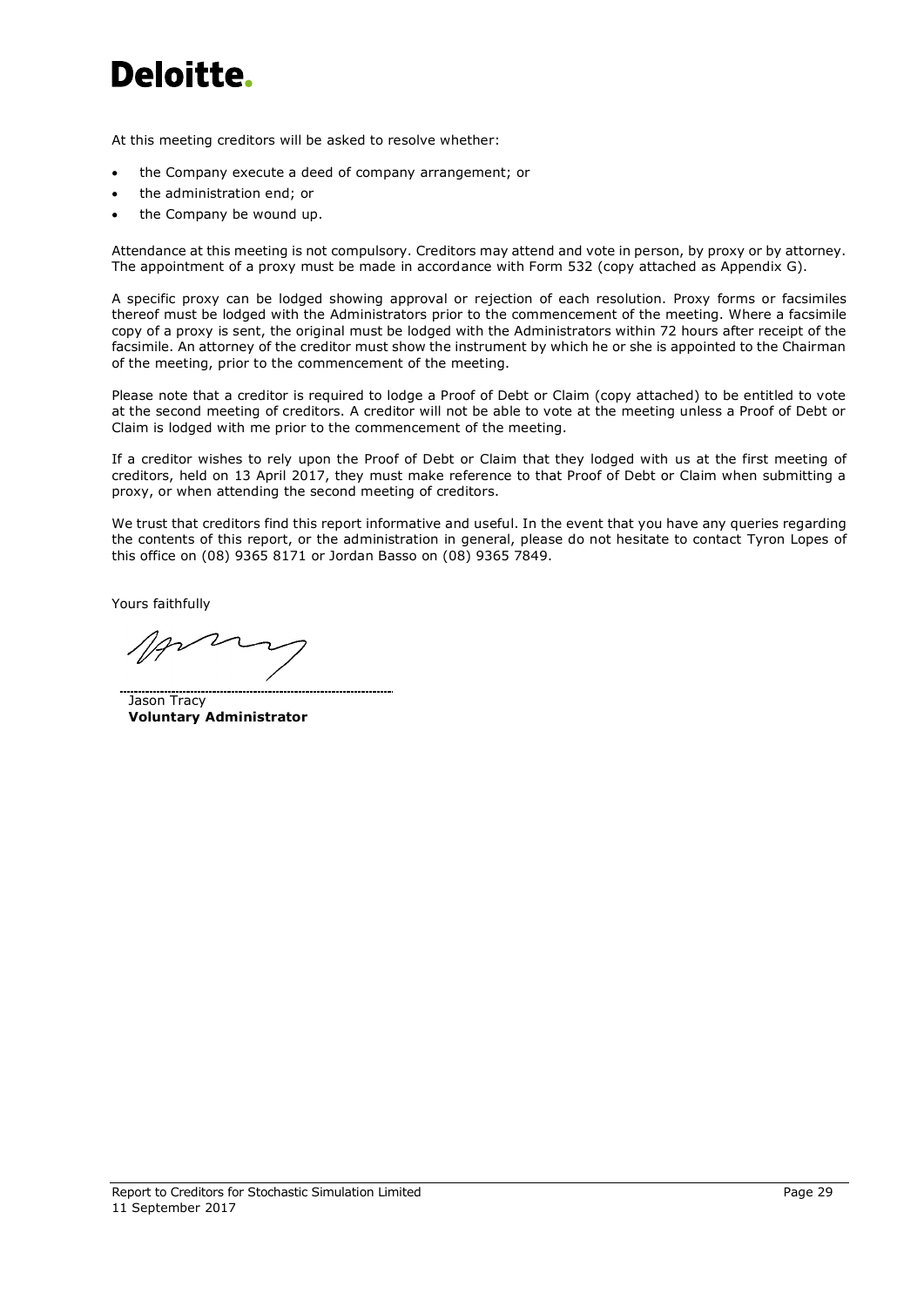At this meeting creditors will be asked to resolve whether:

- the Company execute a deed of company arrangement; or
- the administration end; or
- the Company be wound up.

Attendance at this meeting is not compulsory. Creditors may attend and vote in person, by proxy or by attorney. The appointment of a proxy must be made in accordance with Form 532 (copy attached as Appendix G).

A specific proxy can be lodged showing approval or rejection of each resolution. Proxy forms or facsimiles thereof must be lodged with the Administrators prior to the commencement of the meeting. Where a facsimile copy of a proxy is sent, the original must be lodged with the Administrators within 72 hours after receipt of the facsimile. An attorney of the creditor must show the instrument by which he or she is appointed to the Chairman of the meeting, prior to the commencement of the meeting.

Please note that a creditor is required to lodge a Proof of Debt or Claim (copy attached) to be entitled to vote at the second meeting of creditors. A creditor will not be able to vote at the meeting unless a Proof of Debt or Claim is lodged with me prior to the commencement of the meeting.

If a creditor wishes to rely upon the Proof of Debt or Claim that they lodged with us at the first meeting of creditors, held on 13 April 2017, they must make reference to that Proof of Debt or Claim when submitting a proxy, or when attending the second meeting of creditors.

We trust that creditors find this report informative and useful. In the event that you have any queries regarding the contents of this report, or the administration in general, please do not hesitate to contact Tyron Lopes of this office on (08) 9365 8171 or Jordan Basso on (08) 9365 7849.

Yours faithfully

Jason Tracy
**Voluntary Administrator**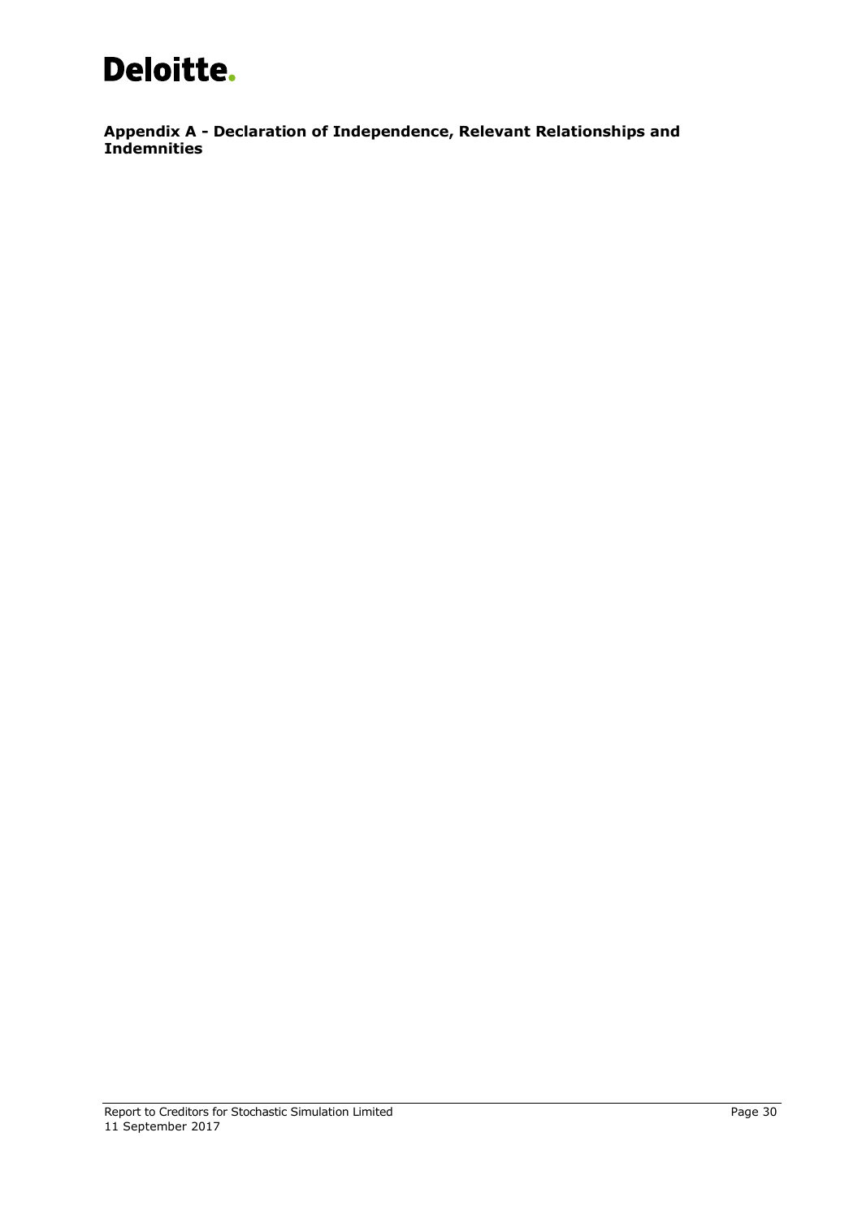**Appendix A - Declaration of Independence, Relevant Relationships and Indemnities**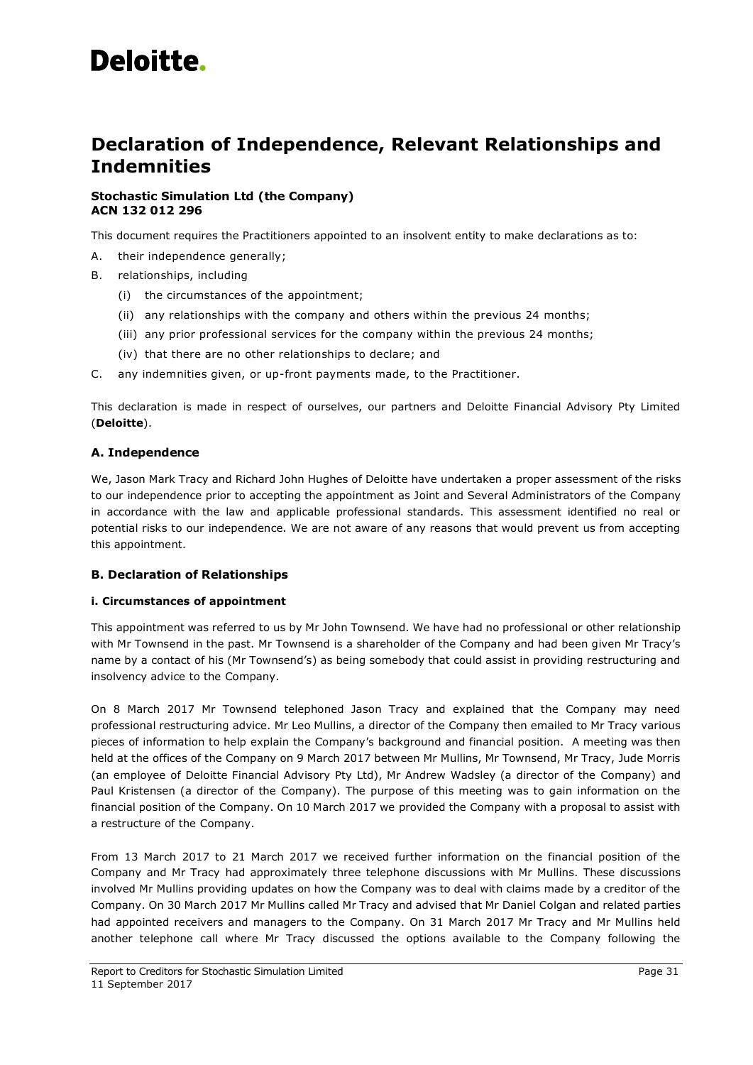# Declaration of Independence, Relevant Relationships and Indemnities

**Stochastic Simulation Ltd (the Company)**
**ACN 132 012 296**

This document requires the Practitioners appointed to an insolvent entity to make declarations as to:

A. their independence generally;
B. relationships, including
   (i) the circumstances of the appointment;
   (ii) any relationships with the company and others within the previous 24 months;
   (iii) any prior professional services for the company within the previous 24 months;
   (iv) that there are no other relationships to declare; and
C. any indemnities given, or up-front payments made, to the Practitioner.

This declaration is made in respect of ourselves, our partners and Deloitte Financial Advisory Pty Limited (**Deloitte**).

### A. Independence

We, Jason Mark Tracy and Richard John Hughes of Deloitte have undertaken a proper assessment of the risks to our independence prior to accepting the appointment as Joint and Several Administrators of the Company in accordance with the law and applicable professional standards. This assessment identified no real or potential risks to our independence. We are not aware of any reasons that would prevent us from accepting this appointment.

### B. Declaration of Relationships

#### i. Circumstances of appointment

This appointment was referred to us by Mr John Townsend. We have had no professional or other relationship with Mr Townsend in the past. Mr Townsend is a shareholder of the Company and had been given Mr Tracy's name by a contact of his (Mr Townsend's) as being somebody that could assist in providing restructuring and insolvency advice to the Company.

On 8 March 2017 Mr Townsend telephoned Jason Tracy and explained that the Company may need professional restructuring advice. Mr Leo Mullins, a director of the Company then emailed to Mr Tracy various pieces of information to help explain the Company's background and financial position. A meeting was then held at the offices of the Company on 9 March 2017 between Mr Mullins, Mr Townsend, Mr Tracy, Jude Morris (an employee of Deloitte Financial Advisory Pty Ltd), Mr Andrew Wadsley (a director of the Company) and Paul Kristensen (a director of the Company). The purpose of this meeting was to gain information on the financial position of the Company. On 10 March 2017 we provided the Company with a proposal to assist with a restructure of the Company.

From 13 March 2017 to 21 March 2017 we received further information on the financial position of the Company and Mr Tracy had approximately three telephone discussions with Mr Mullins. These discussions involved Mr Mullins providing updates on how the Company was to deal with claims made by a creditor of the Company. On 30 March 2017 Mr Mullins called Mr Tracy and advised that Mr Daniel Colgan and related parties had appointed receivers and managers to the Company. On 31 March 2017 Mr Tracy and Mr Mullins held another telephone call where Mr Tracy discussed the options available to the Company following the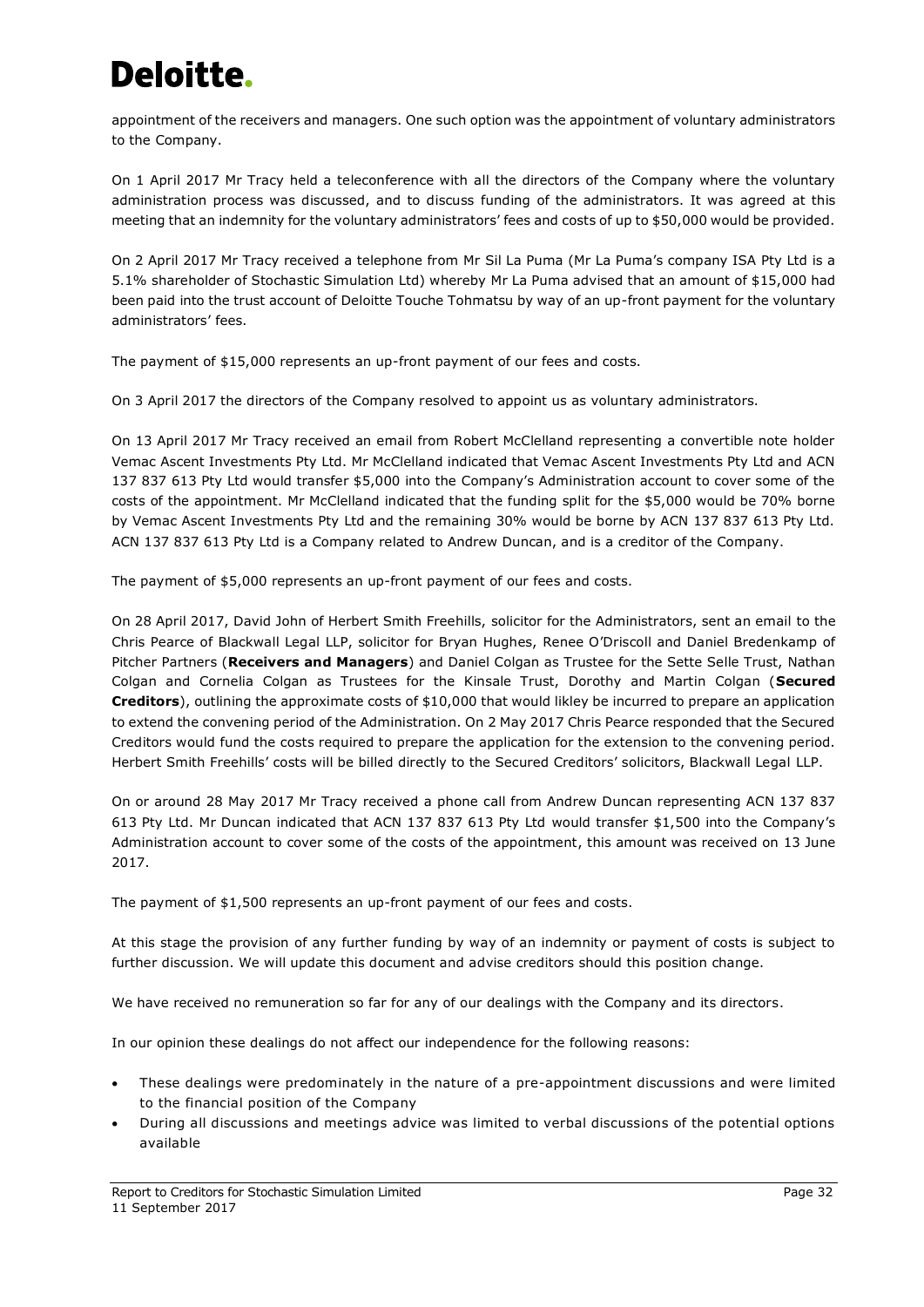appointment of the receivers and managers. One such option was the appointment of voluntary administrators to the Company.

On 1 April 2017 Mr Tracy held a teleconference with all the directors of the Company where the voluntary administration process was discussed, and to discuss funding of the administrators. It was agreed at this meeting that an indemnity for the voluntary administrators' fees and costs of up to $50,000 would be provided.

On 2 April 2017 Mr Tracy received a telephone from Mr Sil La Puma (Mr La Puma's company ISA Pty Ltd is a 5.1% shareholder of Stochastic Simulation Ltd) whereby Mr La Puma advised that an amount of $15,000 had been paid into the trust account of Deloitte Touche Tohmatsu by way of an up-front payment for the voluntary administrators' fees.

The payment of $15,000 represents an up-front payment of our fees and costs.

On 3 April 2017 the directors of the Company resolved to appoint us as voluntary administrators.

On 13 April 2017 Mr Tracy received an email from Robert McClelland representing a convertible note holder Vemac Ascent Investments Pty Ltd. Mr McClelland indicated that Vemac Ascent Investments Pty Ltd and ACN 137 837 613 Pty Ltd would transfer $5,000 into the Company's Administration account to cover some of the costs of the appointment. Mr McClelland indicated that the funding split for the $5,000 would be 70% borne by Vemac Ascent Investments Pty Ltd and the remaining 30% would be borne by ACN 137 837 613 Pty Ltd. ACN 137 837 613 Pty Ltd is a Company related to Andrew Duncan, and is a creditor of the Company.

The payment of $5,000 represents an up-front payment of our fees and costs.

On 28 April 2017, David John of Herbert Smith Freehills, solicitor for the Administrators, sent an email to the Chris Pearce of Blackwall Legal LLP, solicitor for Bryan Hughes, Renee O'Driscoll and Daniel Bredenkamp of Pitcher Partners (**Receivers and Managers**) and Daniel Colgan as Trustee for the Sette Selle Trust, Nathan Colgan and Cornelia Colgan as Trustees for the Kinsale Trust, Dorothy and Martin Colgan (**Secured Creditors**), outlining the approximate costs of $10,000 that would likley be incurred to prepare an application to extend the convening period of the Administration. On 2 May 2017 Chris Pearce responded that the Secured Creditors would fund the costs required to prepare the application for the extension to the convening period. Herbert Smith Freehills' costs will be billed directly to the Secured Creditors' solicitors, Blackwall Legal LLP.

On or around 28 May 2017 Mr Tracy received a phone call from Andrew Duncan representing ACN 137 837 613 Pty Ltd. Mr Duncan indicated that ACN 137 837 613 Pty Ltd would transfer $1,500 into the Company's Administration account to cover some of the costs of the appointment, this amount was received on 13 June 2017.

The payment of $1,500 represents an up-front payment of our fees and costs.

At this stage the provision of any further funding by way of an indemnity or payment of costs is subject to further discussion. We will update this document and advise creditors should this position change.

We have received no remuneration so far for any of our dealings with the Company and its directors.

In our opinion these dealings do not affect our independence for the following reasons:

- These dealings were predominately in the nature of a pre-appointment discussions and were limited to the financial position of the Company
- During all discussions and meetings advice was limited to verbal discussions of the potential options available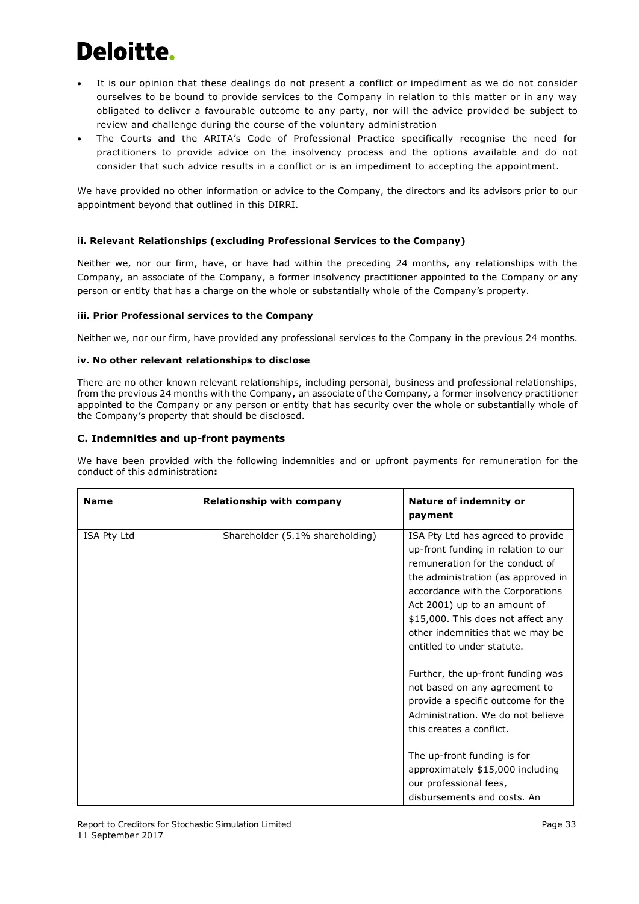- It is our opinion that these dealings do not present a conflict or impediment as we do not consider ourselves to be bound to provide services to the Company in relation to this matter or in any way obligated to deliver a favourable outcome to any party, nor will the advice provided be subject to review and challenge during the course of the voluntary administration
- The Courts and the ARITA's Code of Professional Practice specifically recognise the need for practitioners to provide advice on the insolvency process and the options available and do not consider that such advice results in a conflict or is an impediment to accepting the appointment.

We have provided no other information or advice to the Company, the directors and its advisors prior to our appointment beyond that outlined in this DIRRI.

#### ii. Relevant Relationships (excluding Professional Services to the Company)

Neither we, nor our firm, have, or have had within the preceding 24 months, any relationships with the Company, an associate of the Company, a former insolvency practitioner appointed to the Company or any person or entity that has a charge on the whole or substantially whole of the Company's property.

#### iii. Prior Professional services to the Company

Neither we, nor our firm, have provided any professional services to the Company in the previous 24 months.

#### iv. No other relevant relationships to disclose

There are no other known relevant relationships, including personal, business and professional relationships, from the previous 24 months with the Company**,** an associate of the Company**,** a former insolvency practitioner appointed to the Company or any person or entity that has security over the whole or substantially whole of the Company's property that should be disclosed.

### C. Indemnities and up-front payments

We have been provided with the following indemnities and or upfront payments for remuneration for the conduct of this administration**:**

| Name | Relationship with company | Nature of indemnity or payment |
|---|---|---|
| ISA Pty Ltd | Shareholder (5.1% shareholding) | ISA Pty Ltd has agreed to provide up-front funding in relation to our remuneration for the conduct of the administration (as approved in accordance with the Corporations Act 2001) up to an amount of \$15,000. This does not affect any other indemnities that we may be entitled to under statute.<br><br>Further, the up-front funding was not based on any agreement to provide a specific outcome for the Administration. We do not believe this creates a conflict.<br><br>The up-front funding is for approximately \$15,000 including our professional fees, disbursements and costs. An |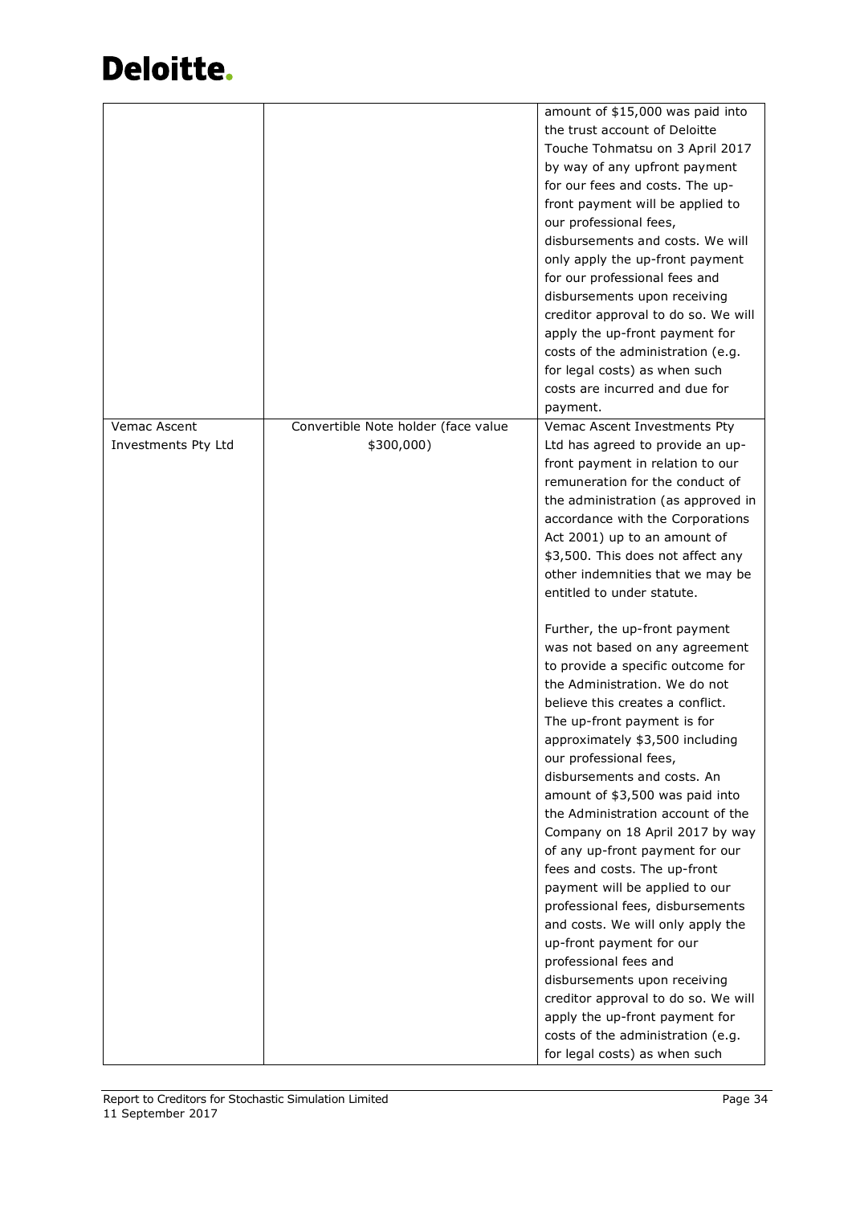| | | |
|---|---|---|
| | | amount of $15,000 was paid into the trust account of Deloitte Touche Tohmatsu on 3 April 2017 by way of any upfront payment for our fees and costs. The up-front payment will be applied to our professional fees, disbursements and costs. We will only apply the up-front payment for our professional fees and disbursements upon receiving creditor approval to do so. We will apply the up-front payment for costs of the administration (e.g. for legal costs) as when such costs are incurred and due for payment. |
| Vemac Ascent Investments Pty Ltd | Convertible Note holder (face value $300,000) | Vemac Ascent Investments Pty Ltd has agreed to provide an up-front payment in relation to our remuneration for the conduct of the administration (as approved in accordance with the Corporations Act 2001) up to an amount of $3,500. This does not affect any other indemnities that we may be entitled to under statute.<br><br>Further, the up-front payment was not based on any agreement to provide a specific outcome for the Administration. We do not believe this creates a conflict. The up-front payment is for approximately $3,500 including our professional fees, disbursements and costs. An amount of $3,500 was paid into the Administration account of the Company on 18 April 2017 by way of any up-front payment for our fees and costs. The up-front payment will be applied to our professional fees, disbursements and costs. We will only apply the up-front payment for our professional fees and disbursements upon receiving creditor approval to do so. We will apply the up-front payment for costs of the administration (e.g. for legal costs) as when such |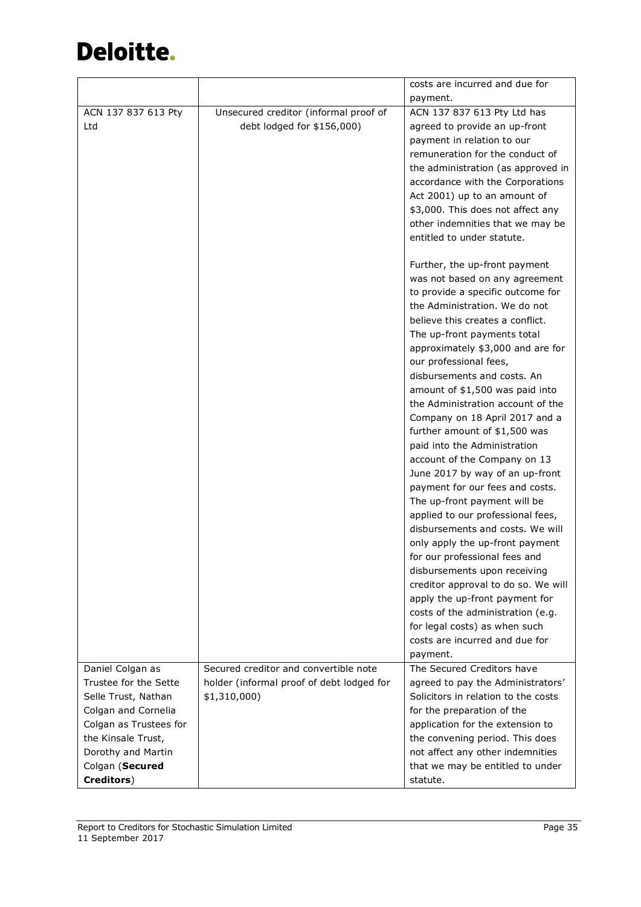| | | |
|---|---|---|
| | | costs are incurred and due for payment. |
| ACN 137 837 613 Pty Ltd | Unsecured creditor (informal proof of debt lodged for $156,000) | ACN 137 837 613 Pty Ltd has agreed to provide an up-front payment in relation to our remuneration for the conduct of the administration (as approved in accordance with the Corporations Act 2001) up to an amount of $3,000. This does not affect any other indemnities that we may be entitled to under statute.<br><br>Further, the up-front payment was not based on any agreement to provide a specific outcome for the Administration. We do not believe this creates a conflict. The up-front payments total approximately $3,000 and are for our professional fees, disbursements and costs. An amount of $1,500 was paid into the Administration account of the Company on 18 April 2017 and a further amount of $1,500 was paid into the Administration account of the Company on 13 June 2017 by way of an up-front payment for our fees and costs. The up-front payment will be applied to our professional fees, disbursements and costs. We will only apply the up-front payment for our professional fees and disbursements upon receiving creditor approval to do so. We will apply the up-front payment for costs of the administration (e.g. for legal costs) as when such costs are incurred and due for payment. |
| Daniel Colgan as Trustee for the Sette Selle Trust, Nathan Colgan and Cornelia Colgan as Trustees for the Kinsale Trust, Dorothy and Martin Colgan (**Secured Creditors**) | Secured creditor and convertible note holder (informal proof of debt lodged for $1,310,000) | The Secured Creditors have agreed to pay the Administrators' Solicitors in relation to the costs for the preparation of the application for the extension to the convening period. This does not affect any other indemnities that we may be entitled to under statute. |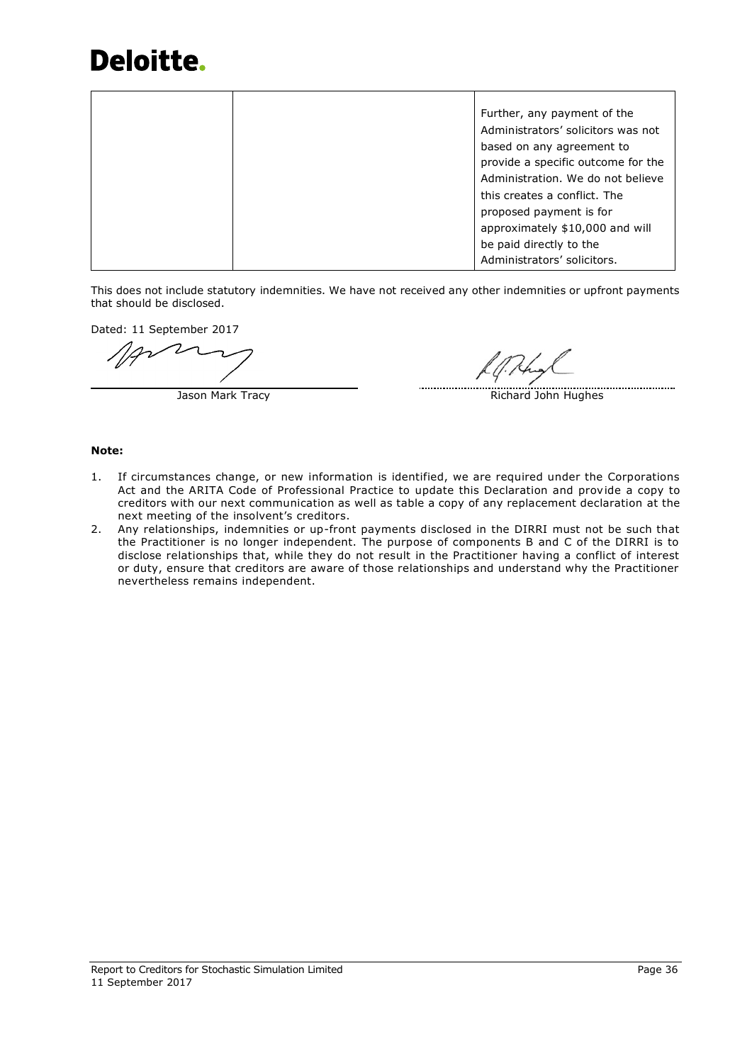| | | |
|---|---|---|
| | | Further, any payment of the Administrators' solicitors was not based on any agreement to provide a specific outcome for the Administration. We do not believe this creates a conflict. The proposed payment is for approximately $10,000 and will be paid directly to the Administrators' solicitors. |

This does not include statutory indemnities. We have not received any other indemnities or upfront payments that should be disclosed.

Dated: 11 September 2017

Jason Mark Tracy

Richard John Hughes

**Note:**

1. If circumstances change, or new information is identified, we are required under the Corporations Act and the ARITA Code of Professional Practice to update this Declaration and provide a copy to creditors with our next communication as well as table a copy of any replacement declaration at the next meeting of the insolvent's creditors.
2. Any relationships, indemnities or up-front payments disclosed in the DIRRI must not be such that the Practitioner is no longer independent. The purpose of components B and C of the DIRRI is to disclose relationships that, while they do not result in the Practitioner having a conflict of interest or duty, ensure that creditors are aware of those relationships and understand why the Practitioner nevertheless remains independent.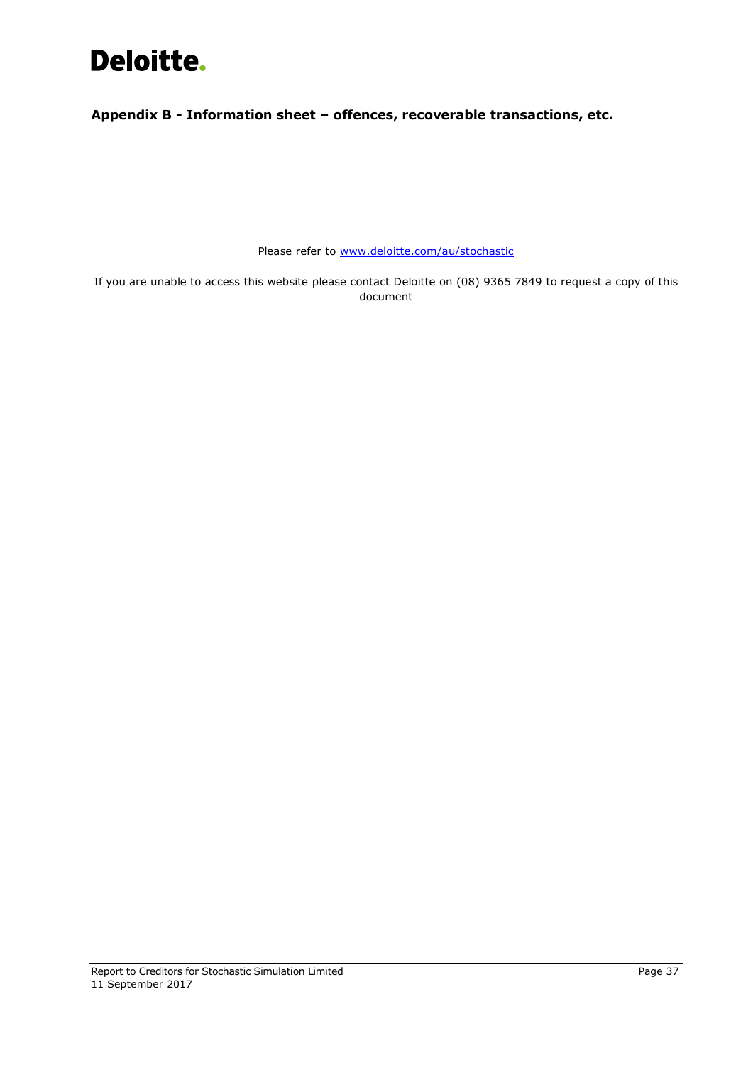## Appendix B - Information sheet – offences, recoverable transactions, etc.

Please refer to [www.deloitte.com/au/stochastic](http://www.deloitte.com/au/stochastic)

If you are unable to access this website please contact Deloitte on (08) 9365 7849 to request a copy of this document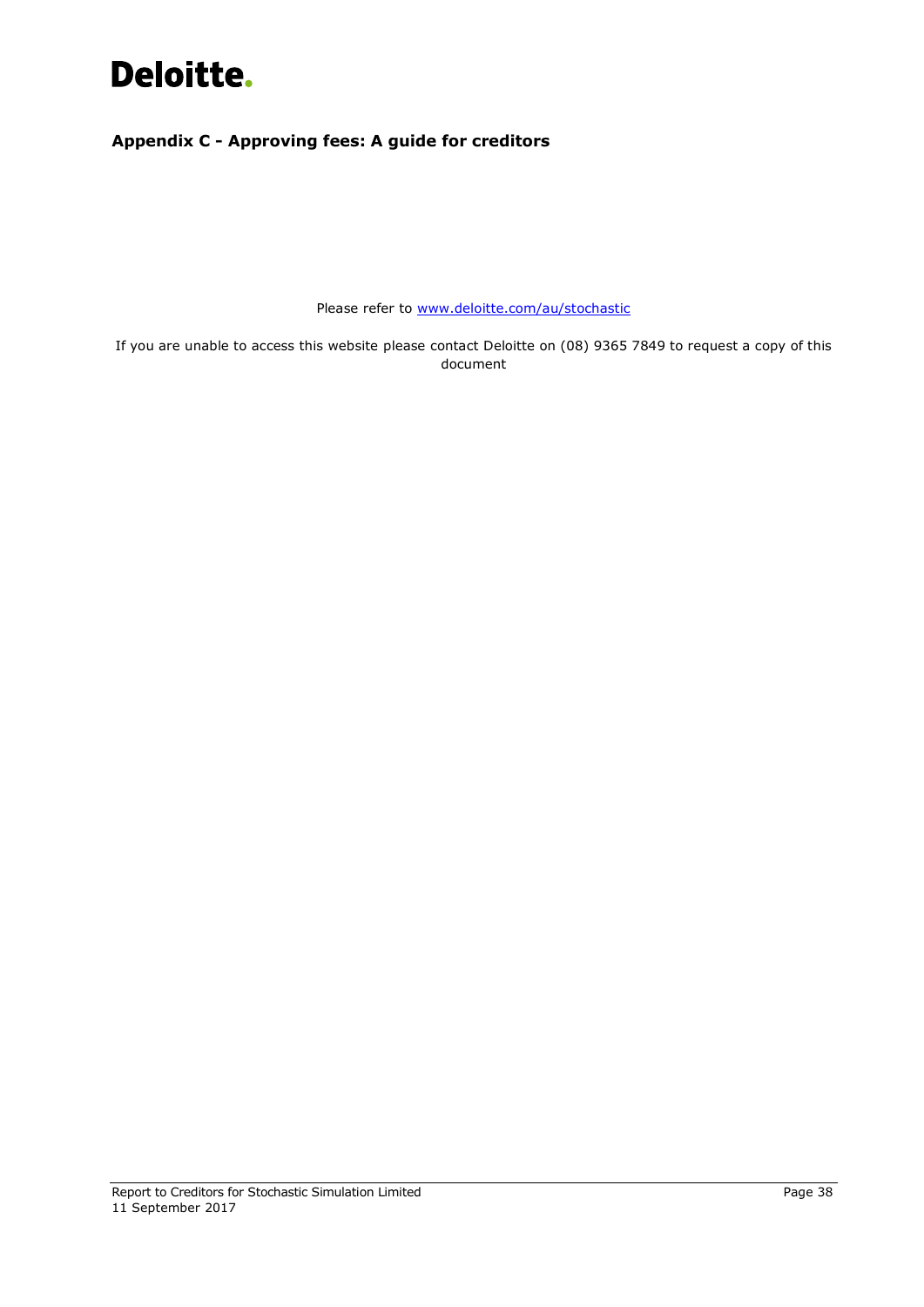## Appendix C - Approving fees: A guide for creditors

Please refer to [www.deloitte.com/au/stochastic](http://www.deloitte.com/au/stochastic)

If you are unable to access this website please contact Deloitte on (08) 9365 7849 to request a copy of this document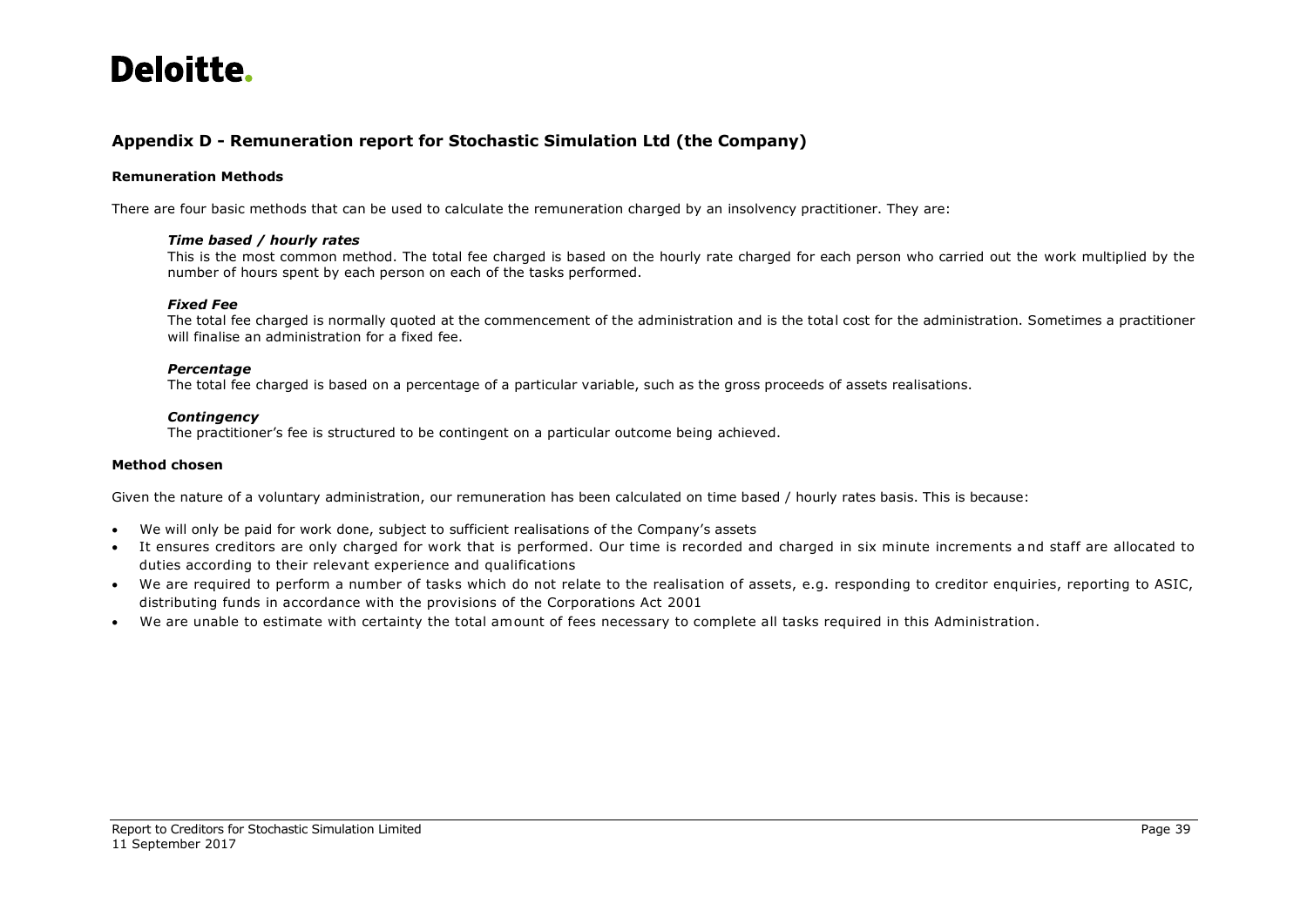## Appendix D - Remuneration report for Stochastic Simulation Ltd (the Company)

### Remuneration Methods

There are four basic methods that can be used to calculate the remuneration charged by an insolvency practitioner. They are:

***Time based / hourly rates***
This is the most common method. The total fee charged is based on the hourly rate charged for each person who carried out the work multiplied by the number of hours spent by each person on each of the tasks performed.

***Fixed Fee***
The total fee charged is normally quoted at the commencement of the administration and is the total cost for the administration. Sometimes a practitioner will finalise an administration for a fixed fee.

***Percentage***
The total fee charged is based on a percentage of a particular variable, such as the gross proceeds of assets realisations.

***Contingency***
The practitioner's fee is structured to be contingent on a particular outcome being achieved.

### Method chosen

Given the nature of a voluntary administration, our remuneration has been calculated on time based / hourly rates basis. This is because:

- We will only be paid for work done, subject to sufficient realisations of the Company's assets
- It ensures creditors are only charged for work that is performed. Our time is recorded and charged in six minute increments and staff are allocated to duties according to their relevant experience and qualifications
- We are required to perform a number of tasks which do not relate to the realisation of assets, e.g. responding to creditor enquiries, reporting to ASIC, distributing funds in accordance with the provisions of the Corporations Act 2001
- We are unable to estimate with certainty the total amount of fees necessary to complete all tasks required in this Administration.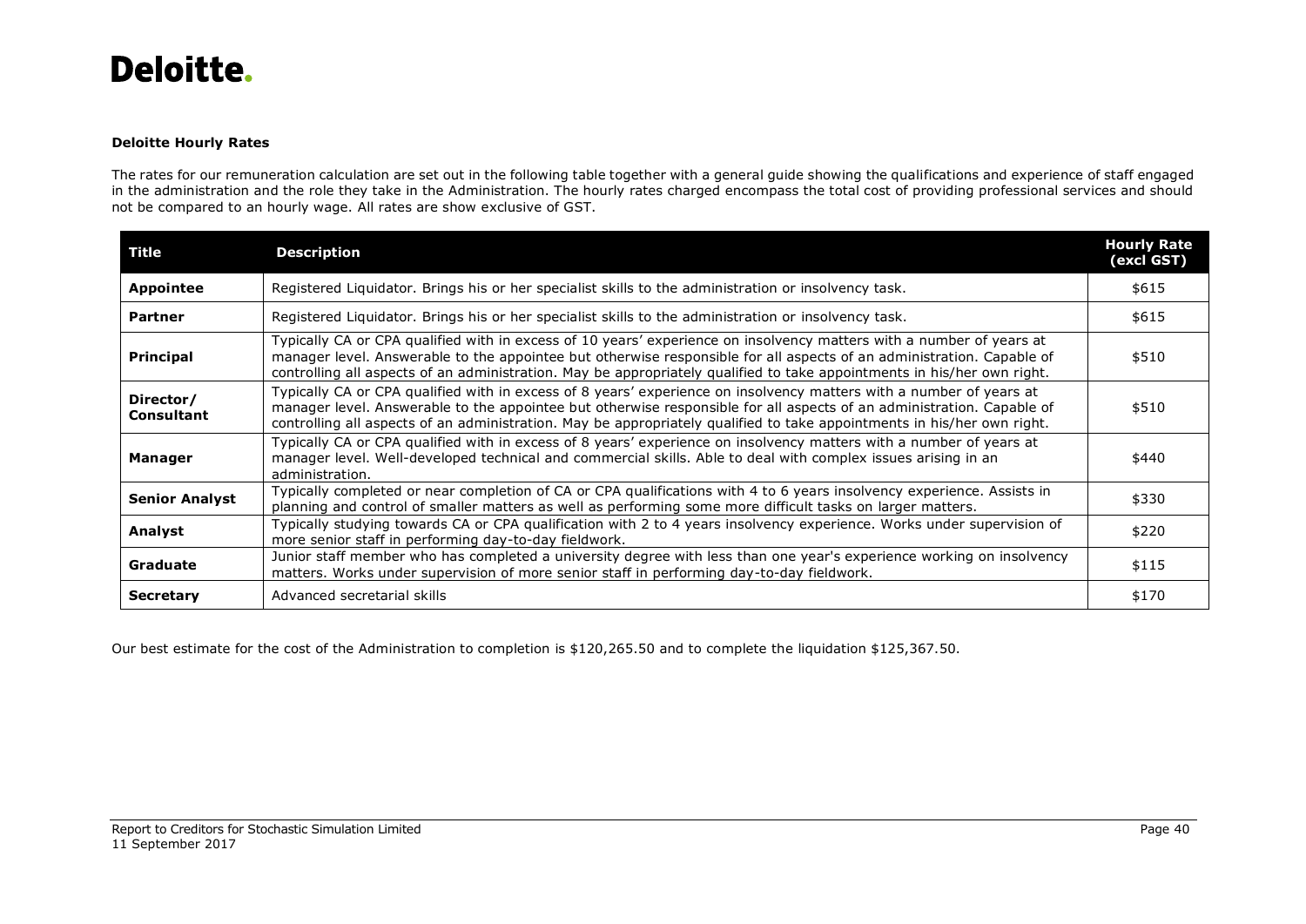**Deloitte Hourly Rates**

The rates for our remuneration calculation are set out in the following table together with a general guide showing the qualifications and experience of staff engaged in the administration and the role they take in the Administration. The hourly rates charged encompass the total cost of providing professional services and should not be compared to an hourly wage. All rates are show exclusive of GST.

| Title | Description | Hourly Rate (excl GST) |
|---|---|---|
| **Appointee** | Registered Liquidator. Brings his or her specialist skills to the administration or insolvency task. | $615 |
| **Partner** | Registered Liquidator. Brings his or her specialist skills to the administration or insolvency task. | $615 |
| **Principal** | Typically CA or CPA qualified with in excess of 10 years' experience on insolvency matters with a number of years at manager level. Answerable to the appointee but otherwise responsible for all aspects of an administration. Capable of controlling all aspects of an administration. May be appropriately qualified to take appointments in his/her own right. | $510 |
| **Director/ Consultant** | Typically CA or CPA qualified with in excess of 8 years' experience on insolvency matters with a number of years at manager level. Answerable to the appointee but otherwise responsible for all aspects of an administration. Capable of controlling all aspects of an administration. May be appropriately qualified to take appointments in his/her own right. | $510 |
| **Manager** | Typically CA or CPA qualified with in excess of 8 years' experience on insolvency matters with a number of years at manager level. Well-developed technical and commercial skills. Able to deal with complex issues arising in an administration. | $440 |
| **Senior Analyst** | Typically completed or near completion of CA or CPA qualifications with 4 to 6 years insolvency experience. Assists in planning and control of smaller matters as well as performing some more difficult tasks on larger matters. | $330 |
| **Analyst** | Typically studying towards CA or CPA qualification with 2 to 4 years insolvency experience. Works under supervision of more senior staff in performing day-to-day fieldwork. | $220 |
| **Graduate** | Junior staff member who has completed a university degree with less than one year's experience working on insolvency matters. Works under supervision of more senior staff in performing day-to-day fieldwork. | $115 |
| **Secretary** | Advanced secretarial skills | $170 |

Our best estimate for the cost of the Administration to completion is $120,265.50 and to complete the liquidation $125,367.50.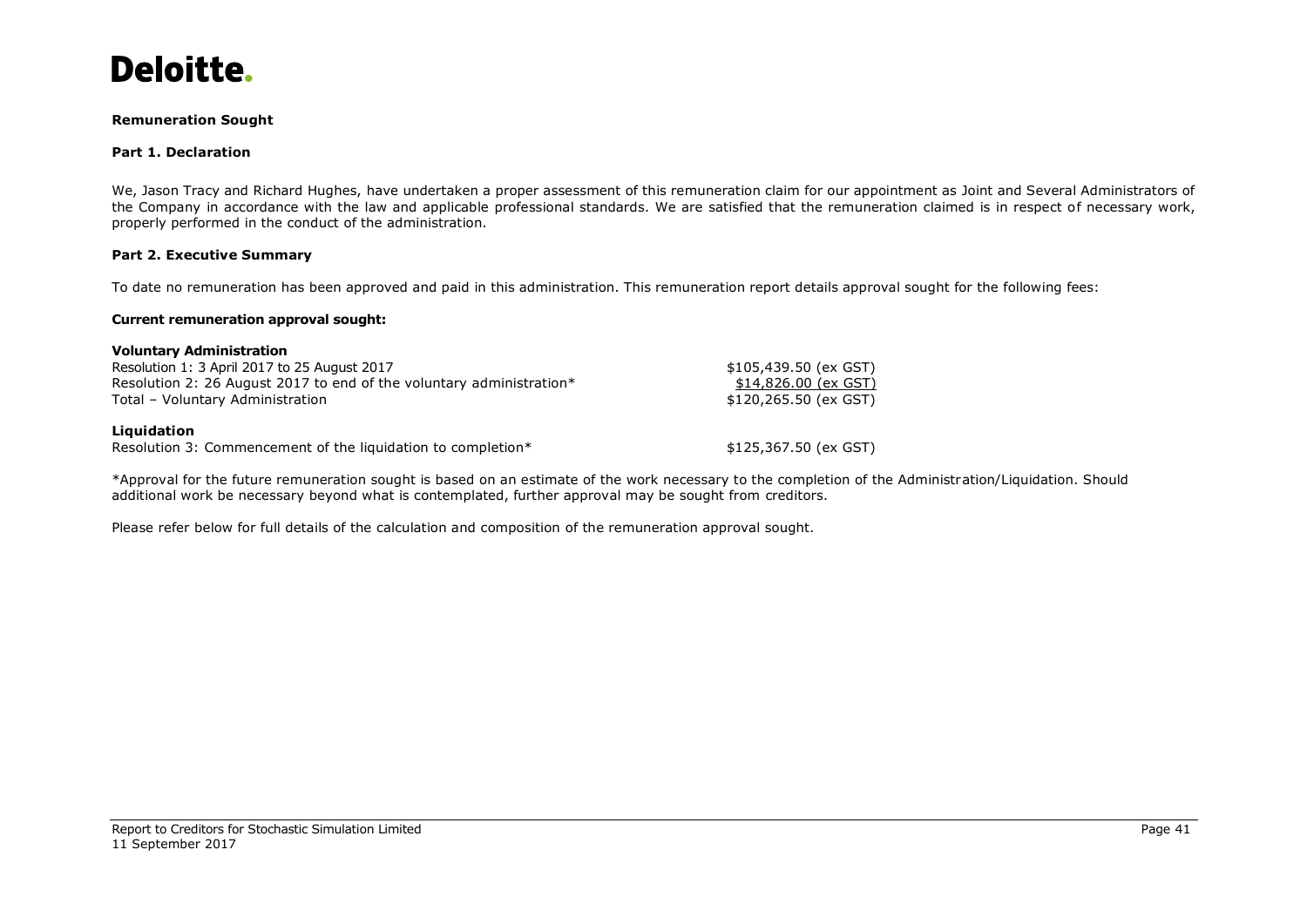**Remuneration Sought**

**Part 1. Declaration**

We, Jason Tracy and Richard Hughes, have undertaken a proper assessment of this remuneration claim for our appointment as Joint and Several Administrators of the Company in accordance with the law and applicable professional standards. We are satisfied that the remuneration claimed is in respect of necessary work, properly performed in the conduct of the administration.

**Part 2. Executive Summary**

To date no remuneration has been approved and paid in this administration. This remuneration report details approval sought for the following fees:

**Current remuneration approval sought:**

| **Voluntary Administration** | |
|---|---|
| Resolution 1: 3 April 2017 to 25 August 2017 | $105,439.50 (ex GST) |
| Resolution 2: 26 August 2017 to end of the voluntary administration* | $14,826.00 (ex GST) |
| Total – Voluntary Administration | $120,265.50 (ex GST) |
| **Liquidation** | |
| Resolution 3: Commencement of the liquidation to completion* | $125,367.50 (ex GST) |

*Approval for the future remuneration sought is based on an estimate of the work necessary to the completion of the Administration/Liquidation. Should additional work be necessary beyond what is contemplated, further approval may be sought from creditors.

Please refer below for full details of the calculation and composition of the remuneration approval sought.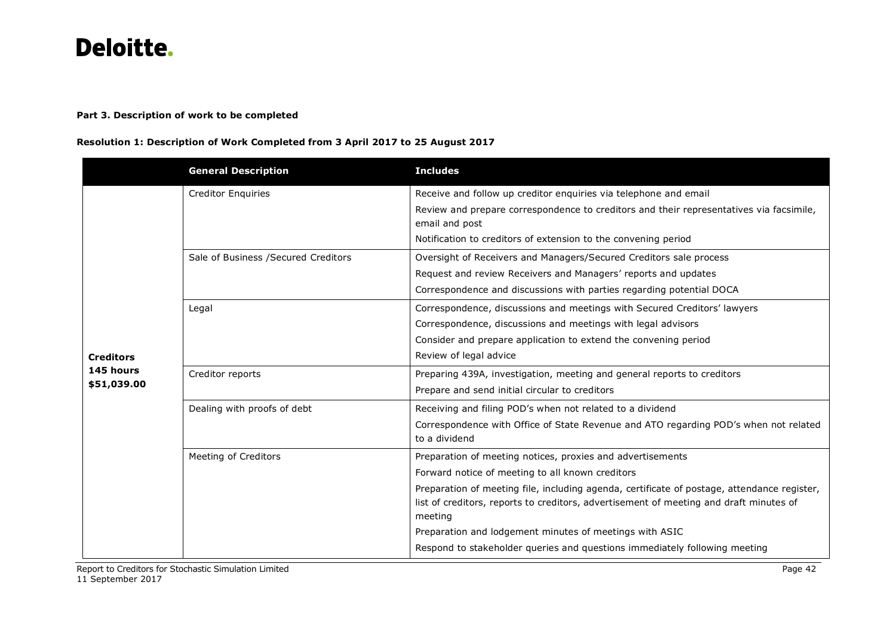**Part 3. Description of work to be completed**

**Resolution 1: Description of Work Completed from 3 April 2017 to 25 August 2017**

| | General Description | Includes |
|---|---|---|
| **Creditors 145 hours $51,039.00** | Creditor Enquiries | Receive and follow up creditor enquiries via telephone and email<br>Review and prepare correspondence to creditors and their representatives via facsimile, email and post<br>Notification to creditors of extension to the convening period |
| | Sale of Business /Secured Creditors | Oversight of Receivers and Managers/Secured Creditors sale process<br>Request and review Receivers and Managers' reports and updates<br>Correspondence and discussions with parties regarding potential DOCA |
| | Legal | Correspondence, discussions and meetings with Secured Creditors' lawyers<br>Correspondence, discussions and meetings with legal advisors<br>Consider and prepare application to extend the convening period<br>Review of legal advice |
| | Creditor reports | Preparing 439A, investigation, meeting and general reports to creditors<br>Prepare and send initial circular to creditors |
| | Dealing with proofs of debt | Receiving and filing POD's when not related to a dividend<br>Correspondence with Office of State Revenue and ATO regarding POD's when not related to a dividend |
| | Meeting of Creditors | Preparation of meeting notices, proxies and advertisements<br>Forward notice of meeting to all known creditors<br>Preparation of meeting file, including agenda, certificate of postage, attendance register, list of creditors, reports to creditors, advertisement of meeting and draft minutes of meeting<br>Preparation and lodgement minutes of meetings with ASIC<br>Respond to stakeholder queries and questions immediately following meeting |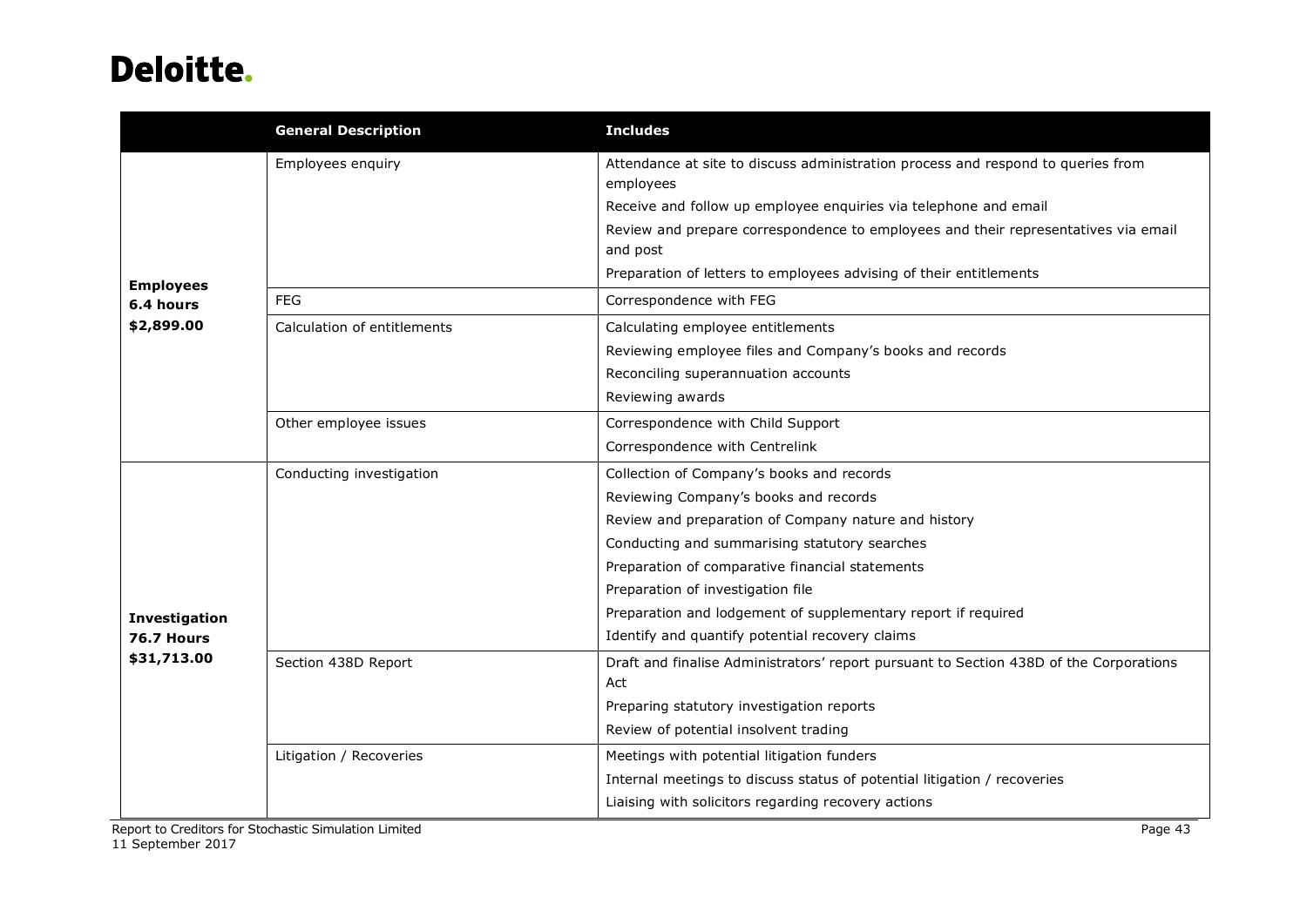| | General Description | Includes |
|---|---|---|
| **Employees 6.4 hours $2,899.00** | Employees enquiry | Attendance at site to discuss administration process and respond to queries from employees |
| | | Receive and follow up employee enquiries via telephone and email |
| | | Review and prepare correspondence to employees and their representatives via email and post |
| | | Preparation of letters to employees advising of their entitlements |
| | FEG | Correspondence with FEG |
| | Calculation of entitlements | Calculating employee entitlements |
| | | Reviewing employee files and Company's books and records |
| | | Reconciling superannuation accounts |
| | | Reviewing awards |
| | Other employee issues | Correspondence with Child Support |
| | | Correspondence with Centrelink |
| **Investigation 76.7 Hours $31,713.00** | Conducting investigation | Collection of Company's books and records |
| | | Reviewing Company's books and records |
| | | Review and preparation of Company nature and history |
| | | Conducting and summarising statutory searches |
| | | Preparation of comparative financial statements |
| | | Preparation of investigation file |
| | | Preparation and lodgement of supplementary report if required |
| | | Identify and quantify potential recovery claims |
| | Section 438D Report | Draft and finalise Administrators' report pursuant to Section 438D of the Corporations Act |
| | | Preparing statutory investigation reports |
| | | Review of potential insolvent trading |
| | Litigation / Recoveries | Meetings with potential litigation funders |
| | | Internal meetings to discuss status of potential litigation / recoveries |
| | | Liaising with solicitors regarding recovery actions |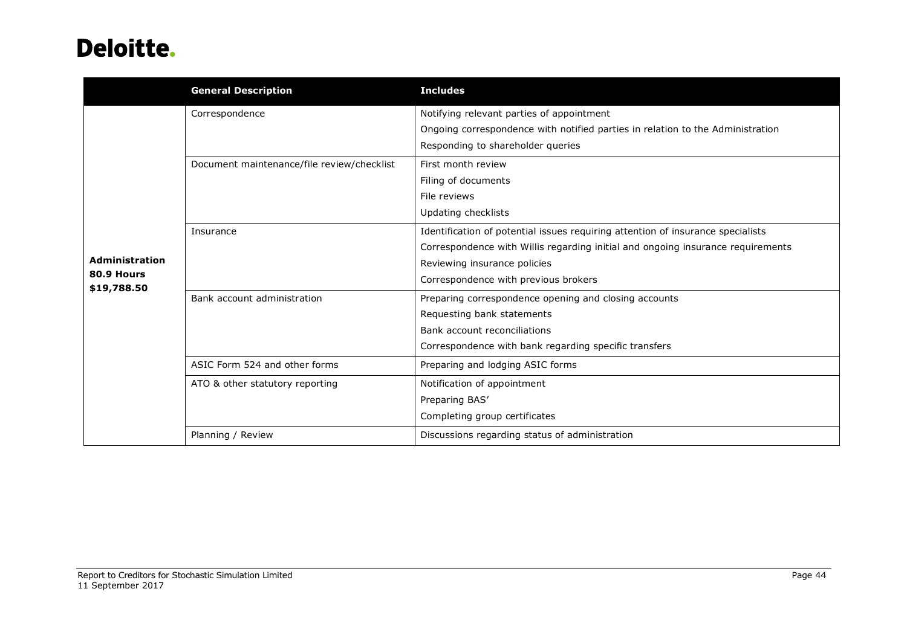| | General Description | Includes |
|---|---|---|
| **Administration 80.9 Hours $19,788.50** | Correspondence | Notifying relevant parties of appointment<br>Ongoing correspondence with notified parties in relation to the Administration<br>Responding to shareholder queries |
| | Document maintenance/file review/checklist | First month review<br>Filing of documents<br>File reviews<br>Updating checklists |
| | Insurance | Identification of potential issues requiring attention of insurance specialists<br>Correspondence with Willis regarding initial and ongoing insurance requirements<br>Reviewing insurance policies<br>Correspondence with previous brokers |
| | Bank account administration | Preparing correspondence opening and closing accounts<br>Requesting bank statements<br>Bank account reconciliations<br>Correspondence with bank regarding specific transfers |
| | ASIC Form 524 and other forms | Preparing and lodging ASIC forms |
| | ATO & other statutory reporting | Notification of appointment<br>Preparing BAS'<br>Completing group certificates |
| | Planning / Review | Discussions regarding status of administration |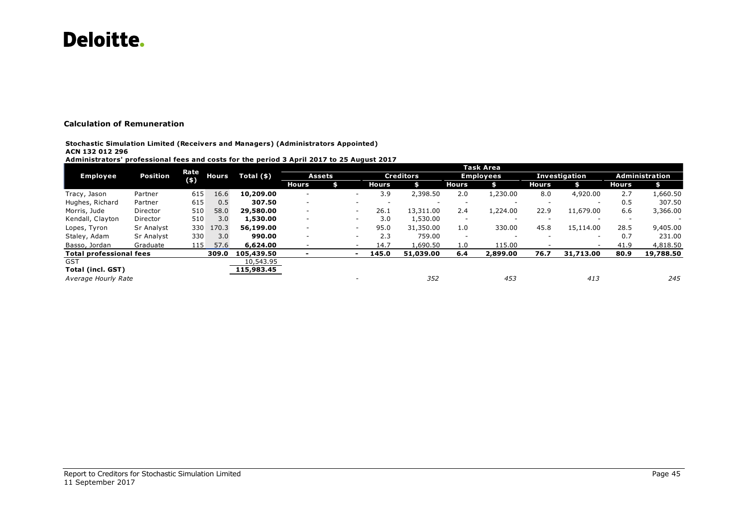# Deloitte.

### Calculation of Remuneration

**Stochastic Simulation Limited (Receivers and Managers) (Administrators Appointed)**
**ACN 132 012 296**
**Administrators' professional fees and costs for the period 3 April 2017 to 25 August 2017**

| Employee | Position | Rate ($) | Hours | Total ($) | Task Area | | | | | | | | | |
|---|---|---|---|---|---|---|---|---|---|---|---|---|---|---|
| | | | | | Assets | | Creditors | | Employees | | Investigation | | Administration | |
| | | | | | Hours | $ | Hours | $ | Hours | $ | Hours | $ | Hours | $ |
| Tracy, Jason | Partner | 615 | 16.6 | **10,209.00** | - | - | 3.9 | 2,398.50 | 2.0 | 1,230.00 | 8.0 | 4,920.00 | 2.7 | 1,660.50 |
| Hughes, Richard | Partner | 615 | 0.5 | **307.50** | - | - | - | - | - | - | - | - | 0.5 | 307.50 |
| Morris, Jude | Director | 510 | 58.0 | **29,580.00** | - | - | 26.1 | 13,311.00 | 2.4 | 1,224.00 | 22.9 | 11,679.00 | 6.6 | 3,366.00 |
| Kendall, Clayton | Director | 510 | 3.0 | **1,530.00** | - | - | 3.0 | 1,530.00 | - | - | - | - | - | - |
| Lopes, Tyron | Sr Analyst | 330 | 170.3 | **56,199.00** | - | - | 95.0 | 31,350.00 | 1.0 | 330.00 | 45.8 | 15,114.00 | 28.5 | 9,405.00 |
| Staley, Adam | Sr Analyst | 330 | 3.0 | **990.00** | - | - | 2.3 | 759.00 | - | - | - | - | 0.7 | 231.00 |
| Basso, Jordan | Graduate | 115 | 57.6 | **6,624.00** | - | - | 14.7 | 1,690.50 | 1.0 | 115.00 | - | - | 41.9 | 4,818.50 |
| **Total professional fees** | | | **309.0** | **105,439.50** | **-** | **-** | **145.0** | **51,039.00** | **6.4** | **2,899.00** | **76.7** | **31,713.00** | **80.9** | **19,788.50** |
| GST | | | | 10,543.95 | | | | | | | | | | |
| **Total (incl. GST)** | | | | **115,983.45** | | | | | | | | | | |
| *Average Hourly Rate* | | | | | | - | | *352* | | *453* | | *413* | | *245* |

Report to Creditors for Stochastic Simulation Limited
11 September 2017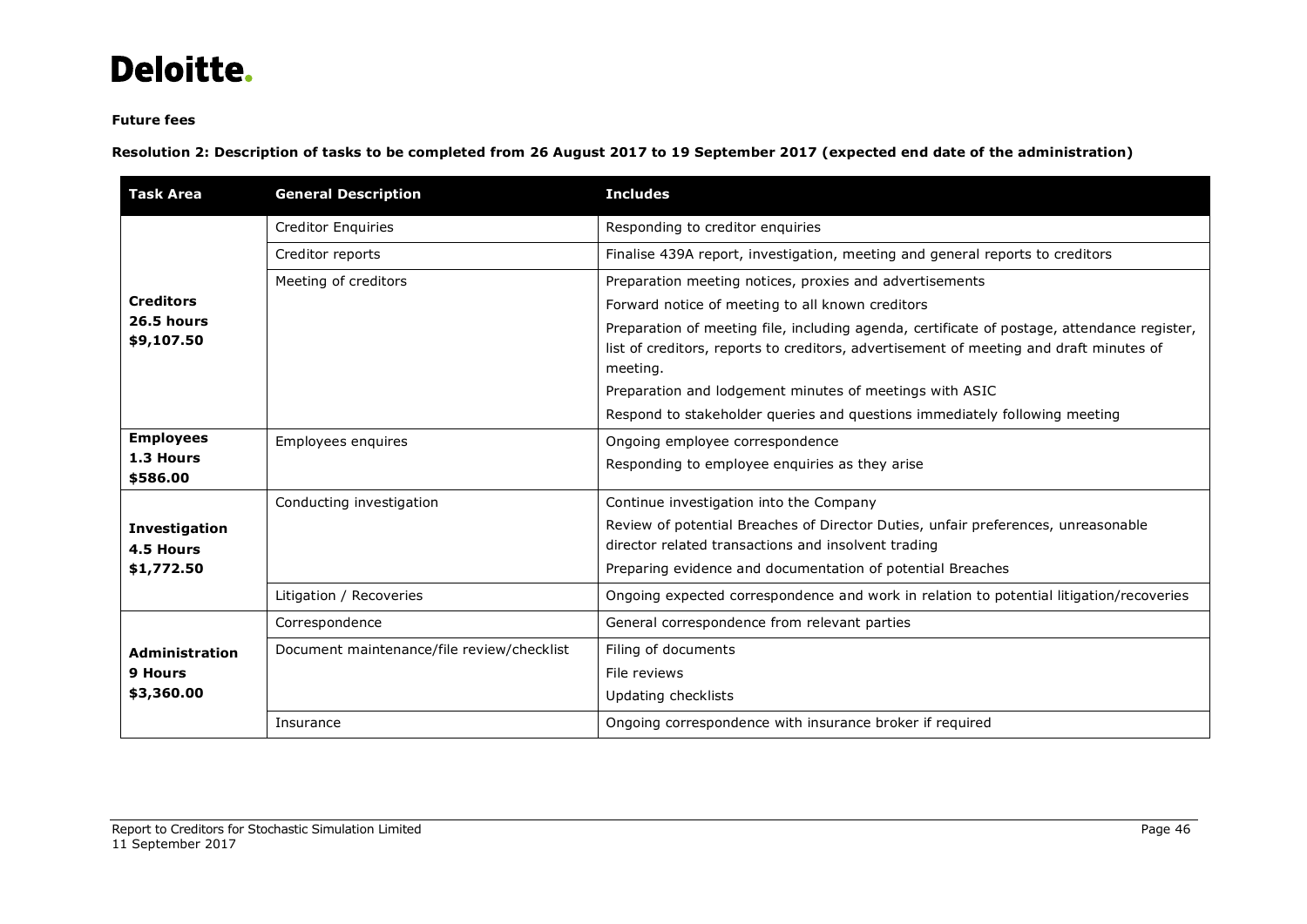**Future fees**

**Resolution 2: Description of tasks to be completed from 26 August 2017 to 19 September 2017 (expected end date of the administration)**

| Task Area | General Description | Includes |
|---|---|---|
| **Creditors 26.5 hours $9,107.50** | Creditor Enquiries | Responding to creditor enquiries |
| | Creditor reports | Finalise 439A report, investigation, meeting and general reports to creditors |
| | Meeting of creditors | Preparation meeting notices, proxies and advertisements<br>Forward notice of meeting to all known creditors<br>Preparation of meeting file, including agenda, certificate of postage, attendance register, list of creditors, reports to creditors, advertisement of meeting and draft minutes of meeting.<br>Preparation and lodgement minutes of meetings with ASIC<br>Respond to stakeholder queries and questions immediately following meeting |
| **Employees 1.3 Hours $586.00** | Employees enquires | Ongoing employee correspondence<br>Responding to employee enquiries as they arise |
| **Investigation 4.5 Hours $1,772.50** | Conducting investigation | Continue investigation into the Company<br>Review of potential Breaches of Director Duties, unfair preferences, unreasonable director related transactions and insolvent trading<br>Preparing evidence and documentation of potential Breaches |
| | Litigation / Recoveries | Ongoing expected correspondence and work in relation to potential litigation/recoveries |
| **Administration 9 Hours $3,360.00** | Correspondence | General correspondence from relevant parties |
| | Document maintenance/file review/checklist | Filing of documents<br>File reviews<br>Updating checklists |
| | Insurance | Ongoing correspondence with insurance broker if required |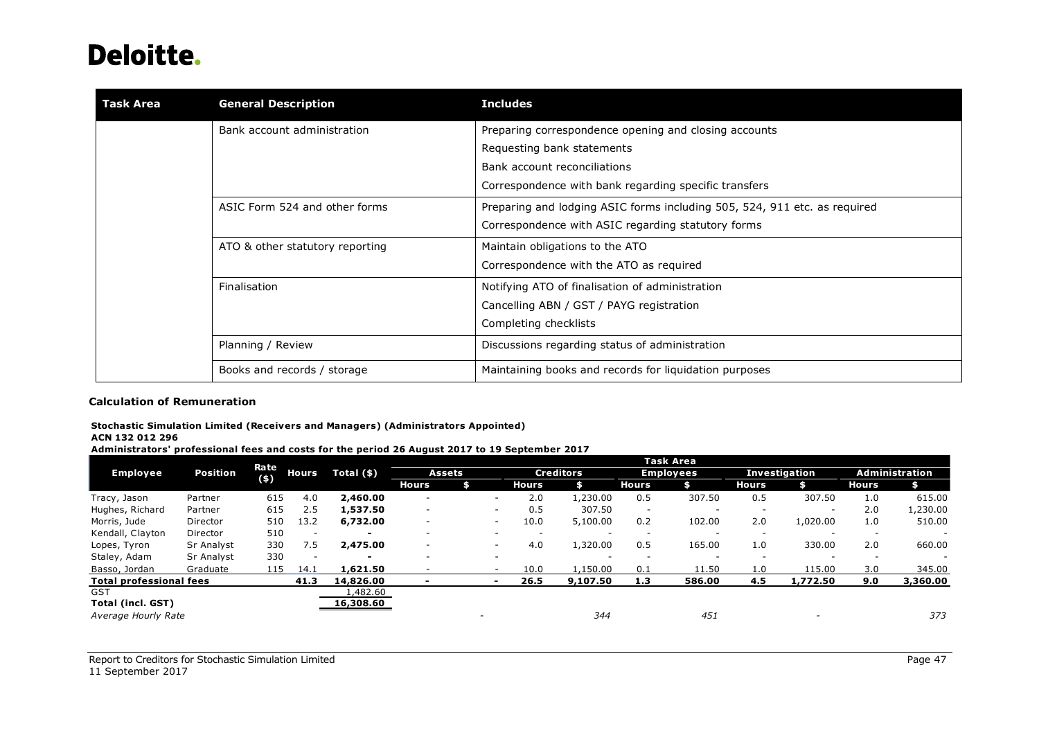| Task Area | General Description | Includes |
|---|---|---|
| | Bank account administration | Preparing correspondence opening and closing accounts<br>Requesting bank statements<br>Bank account reconciliations<br>Correspondence with bank regarding specific transfers |
| | ASIC Form 524 and other forms | Preparing and lodging ASIC forms including 505, 524, 911 etc. as required<br>Correspondence with ASIC regarding statutory forms |
| | ATO & other statutory reporting | Maintain obligations to the ATO<br>Correspondence with the ATO as required |
| | Finalisation | Notifying ATO of finalisation of administration<br>Cancelling ABN / GST / PAYG registration<br>Completing checklists |
| | Planning / Review | Discussions regarding status of administration |
| | Books and records / storage | Maintaining books and records for liquidation purposes |

### Calculation of Remuneration

**Stochastic Simulation Limited (Receivers and Managers) (Administrators Appointed)**
**ACN 132 012 296**
**Administrators' professional fees and costs for the period 26 August 2017 to 19 September 2017**

| Employee | Position | Rate ($) | Hours | Total ($) | Assets | | Creditors | | Employees | | Investigation | | Administration | |
|---|---|---|---|---|---|---|---|---|---|---|---|---|---|---|
| | | | | | Hours | $ | Hours | $ | Hours | $ | Hours | $ | Hours | $ |
| Tracy, Jason | Partner | 615 | 4.0 | **2,460.00** | - | - | 2.0 | 1,230.00 | 0.5 | 307.50 | 0.5 | 307.50 | 1.0 | 615.00 |
| Hughes, Richard | Partner | 615 | 2.5 | **1,537.50** | - | - | 0.5 | 307.50 | - | - | - | - | 2.0 | 1,230.00 |
| Morris, Jude | Director | 510 | 13.2 | **6,732.00** | - | - | 10.0 | 5,100.00 | 0.2 | 102.00 | 2.0 | 1,020.00 | 1.0 | 510.00 |
| Kendall, Clayton | Director | 510 | - | **-** | - | - | - | - | - | - | - | - | - | - |
| Lopes, Tyron | Sr Analyst | 330 | 7.5 | **2,475.00** | - | - | 4.0 | 1,320.00 | 0.5 | 165.00 | 1.0 | 330.00 | 2.0 | 660.00 |
| Staley, Adam | Sr Analyst | 330 | - | **-** | - | - | | - | - | - | - | - | - | - |
| Basso, Jordan | Graduate | 115 | 14.1 | **1,621.50** | - | - | 10.0 | 1,150.00 | 0.1 | 11.50 | 1.0 | 115.00 | 3.0 | 345.00 |
| **Total professional fees** | | | **41.3** | **14,826.00** | **-** | **-** | **26.5** | **9,107.50** | **1.3** | **586.00** | **4.5** | **1,772.50** | **9.0** | **3,360.00** |
| GST | | | | 1,482.60 | | | | | | | | | | |
| **Total (incl. GST)** | | | | **16,308.60** | | | | | | | | | | |
| *Average Hourly Rate* | | | | | | - | | *344* | | *451* | | - | | *373* |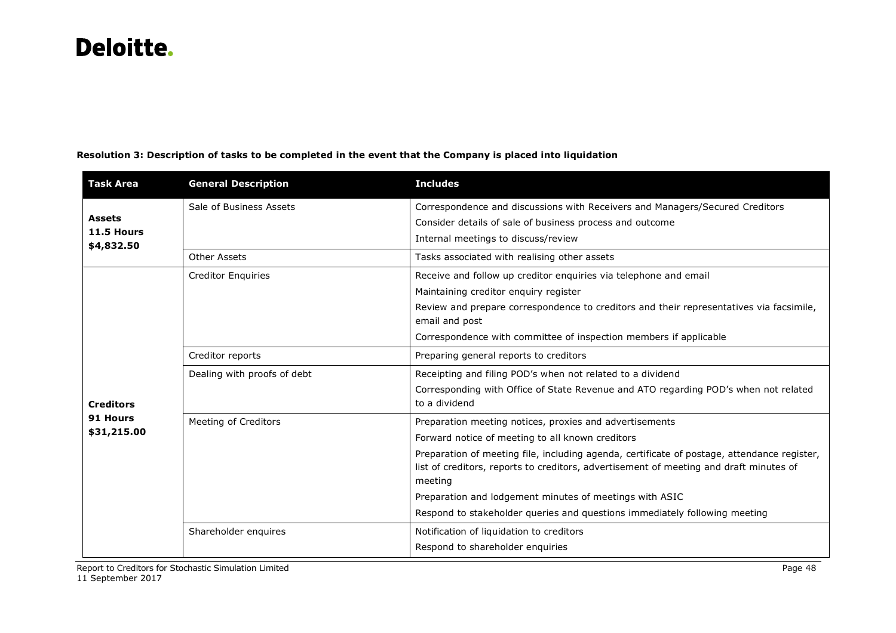**Resolution 3: Description of tasks to be completed in the event that the Company is placed into liquidation**

| Task Area | General Description | Includes |
|---|---|---|
| **Assets** **11.5 Hours** **$4,832.50** | Sale of Business Assets | Correspondence and discussions with Receivers and Managers/Secured Creditors<br>Consider details of sale of business process and outcome<br>Internal meetings to discuss/review |
| | Other Assets | Tasks associated with realising other assets |
| **Creditors** **91 Hours** **$31,215.00** | Creditor Enquiries | Receive and follow up creditor enquiries via telephone and email<br>Maintaining creditor enquiry register<br>Review and prepare correspondence to creditors and their representatives via facsimile, email and post<br>Correspondence with committee of inspection members if applicable |
| | Creditor reports | Preparing general reports to creditors |
| | Dealing with proofs of debt | Receipting and filing POD's when not related to a dividend<br>Corresponding with Office of State Revenue and ATO regarding POD's when not related to a dividend |
| | Meeting of Creditors | Preparation meeting notices, proxies and advertisements<br>Forward notice of meeting to all known creditors<br>Preparation of meeting file, including agenda, certificate of postage, attendance register, list of creditors, reports to creditors, advertisement of meeting and draft minutes of meeting<br>Preparation and lodgement minutes of meetings with ASIC<br>Respond to stakeholder queries and questions immediately following meeting |
| | Shareholder enquires | Notification of liquidation to creditors<br>Respond to shareholder enquiries |

Report to Creditors for Stochastic Simulation Limited
11 September 2017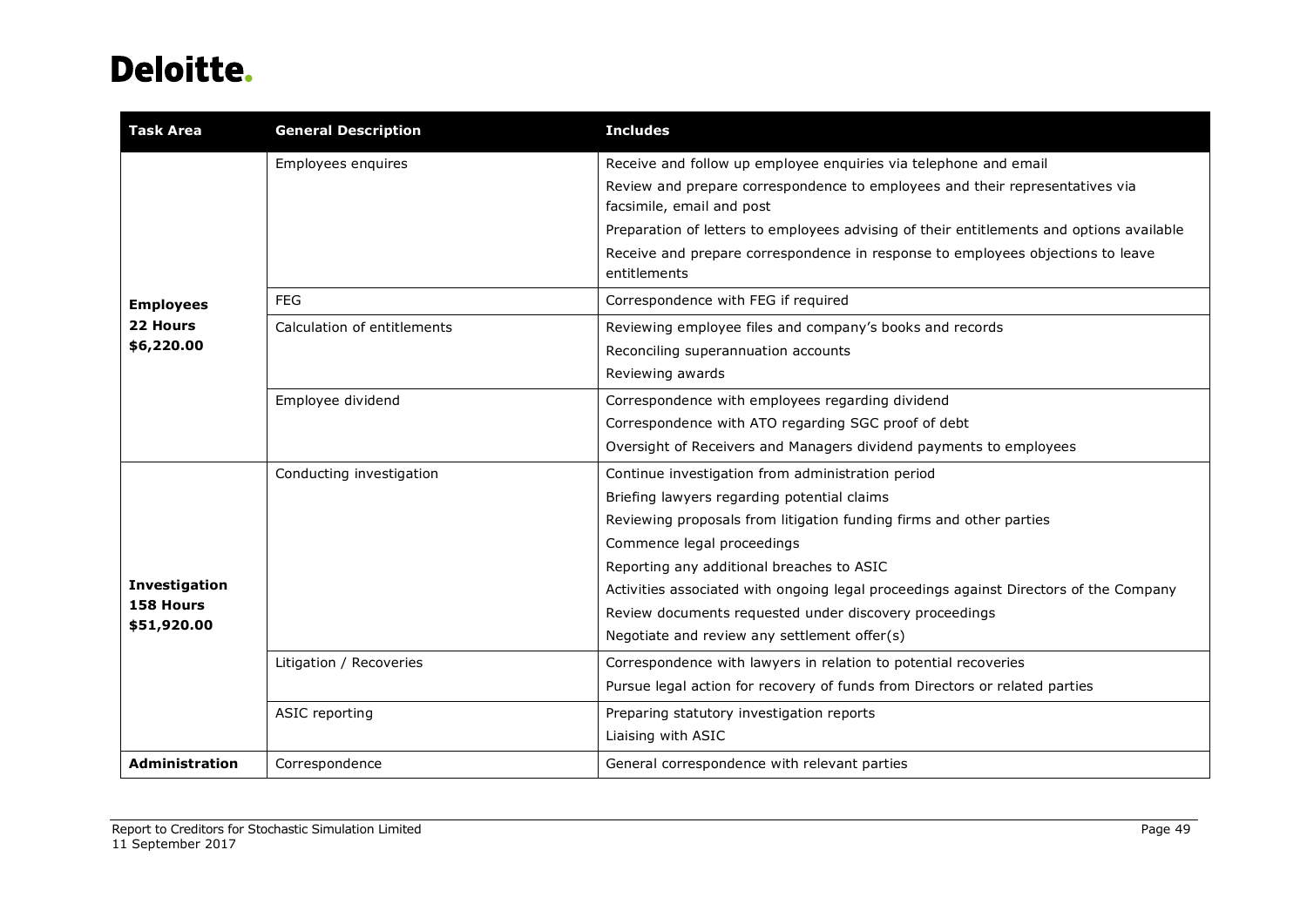| Task Area | General Description | Includes |
|---|---|---|
| **Employees**<br>**22 Hours**<br>**$6,220.00** | Employees enquires | Receive and follow up employee enquiries via telephone and email<br>Review and prepare correspondence to employees and their representatives via facsimile, email and post<br>Preparation of letters to employees advising of their entitlements and options available<br>Receive and prepare correspondence in response to employees objections to leave entitlements |
| | FEG | Correspondence with FEG if required |
| | Calculation of entitlements | Reviewing employee files and company's books and records<br>Reconciling superannuation accounts<br>Reviewing awards |
| | Employee dividend | Correspondence with employees regarding dividend<br>Correspondence with ATO regarding SGC proof of debt<br>Oversight of Receivers and Managers dividend payments to employees |
| **Investigation**<br>**158 Hours**<br>**$51,920.00** | Conducting investigation | Continue investigation from administration period<br>Briefing lawyers regarding potential claims<br>Reviewing proposals from litigation funding firms and other parties<br>Commence legal proceedings<br>Reporting any additional breaches to ASIC<br>Activities associated with ongoing legal proceedings against Directors of the Company<br>Review documents requested under discovery proceedings<br>Negotiate and review any settlement offer(s) |
| | Litigation / Recoveries | Correspondence with lawyers in relation to potential recoveries<br>Pursue legal action for recovery of funds from Directors or related parties |
| | ASIC reporting | Preparing statutory investigation reports<br>Liaising with ASIC |
| **Administration** | Correspondence | General correspondence with relevant parties |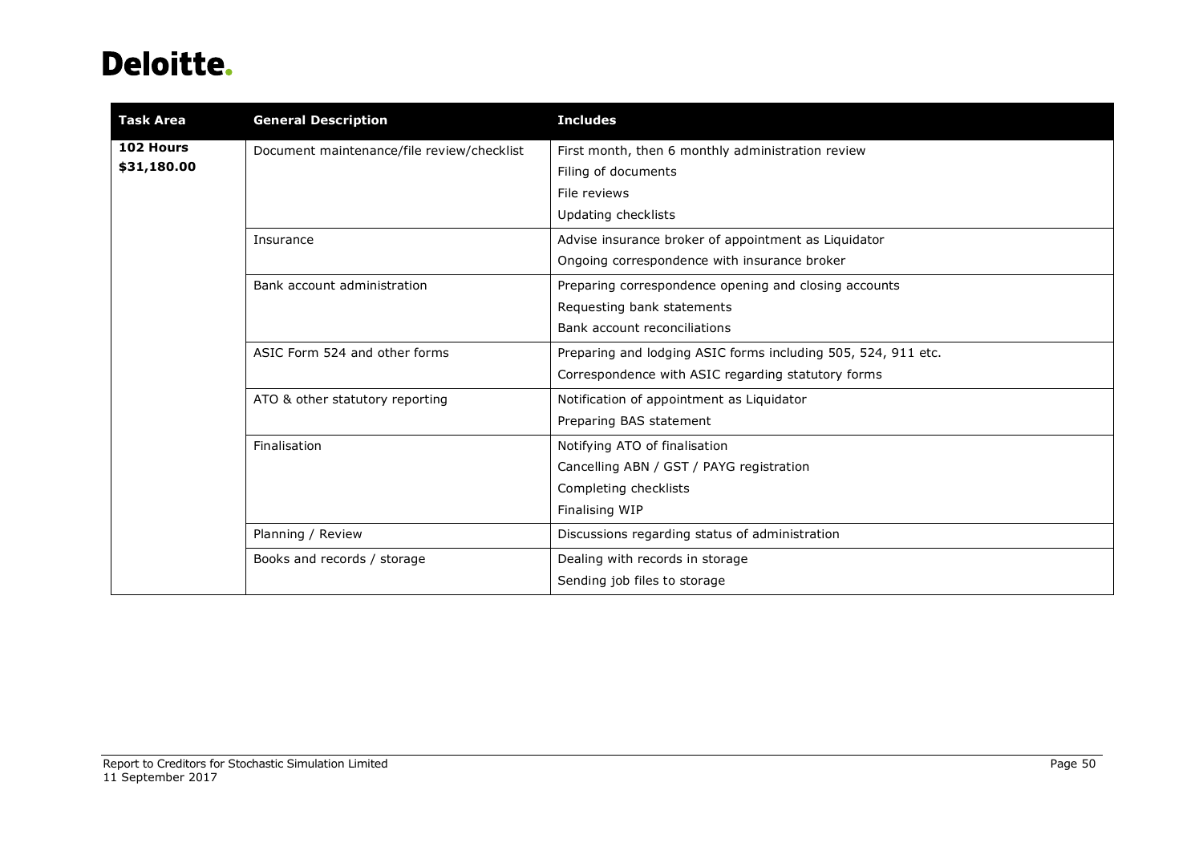| Task Area | General Description | Includes |
|---|---|---|
| **102 Hours** **$31,180.00** | Document maintenance/file review/checklist | First month, then 6 monthly administration review<br>Filing of documents<br>File reviews<br>Updating checklists |
| | Insurance | Advise insurance broker of appointment as Liquidator<br>Ongoing correspondence with insurance broker |
| | Bank account administration | Preparing correspondence opening and closing accounts<br>Requesting bank statements<br>Bank account reconciliations |
| | ASIC Form 524 and other forms | Preparing and lodging ASIC forms including 505, 524, 911 etc.<br>Correspondence with ASIC regarding statutory forms |
| | ATO & other statutory reporting | Notification of appointment as Liquidator<br>Preparing BAS statement |
| | Finalisation | Notifying ATO of finalisation<br>Cancelling ABN / GST / PAYG registration<br>Completing checklists<br>Finalising WIP |
| | Planning / Review | Discussions regarding status of administration |
| | Books and records / storage | Dealing with records in storage<br>Sending job files to storage |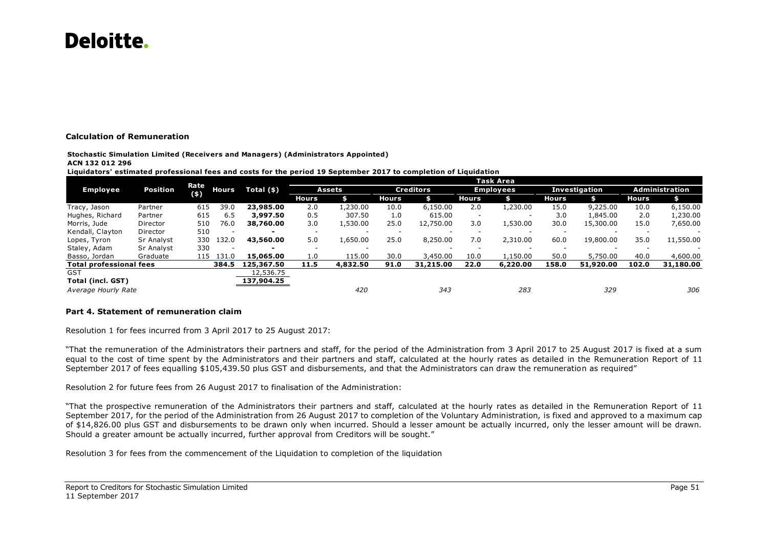**Calculation of Remuneration**

**Stochastic Simulation Limited (Receivers and Managers) (Administrators Appointed)**
**ACN 132 012 296**
**Liquidators' estimated professional fees and costs for the period 19 September 2017 to completion of Liquidation**

| Employee | Position | Rate ($) | Hours | Total ($) | Task Area | | | | | | | | | |
|---|---|---|---|---|---|---|---|---|---|---|---|---|---|---|
| | | | | | Assets | | Creditors | | Employees | | Investigation | | Administration | |
| | | | | | Hours | $ | Hours | $ | Hours | $ | Hours | $ | Hours | $ |
| Tracy, Jason | Partner | 615 | 39.0 | **23,985.00** | 2.0 | 1,230.00 | 10.0 | 6,150.00 | 2.0 | 1,230.00 | 15.0 | 9,225.00 | 10.0 | 6,150.00 |
| Hughes, Richard | Partner | 615 | 6.5 | **3,997.50** | 0.5 | 307.50 | 1.0 | 615.00 | - | - | 3.0 | 1,845.00 | 2.0 | 1,230.00 |
| Morris, Jude | Director | 510 | 76.0 | **38,760.00** | 3.0 | 1,530.00 | 25.0 | 12,750.00 | 3.0 | 1,530.00 | 30.0 | 15,300.00 | 15.0 | 7,650.00 |
| Kendall, Clayton | Director | 510 | - | **-** | - | - | - | - | - | - | - | - | - | - |
| Lopes, Tyron | Sr Analyst | 330 | 132.0 | **43,560.00** | 5.0 | 1,650.00 | 25.0 | 8,250.00 | 7.0 | 2,310.00 | 60.0 | 19,800.00 | 35.0 | 11,550.00 |
| Staley, Adam | Sr Analyst | 330 | - | **-** | - | - | - | - | - | - | - | - | - | - |
| Basso, Jordan | Graduate | 115 | 131.0 | **15,065.00** | 1.0 | 115.00 | 30.0 | 3,450.00 | 10.0 | 1,150.00 | 50.0 | 5,750.00 | 40.0 | 4,600.00 |
| **Total professional fees** | | | **384.5** | **125,367.50** | **11.5** | **4,832.50** | **91.0** | **31,215.00** | **22.0** | **6,220.00** | **158.0** | **51,920.00** | **102.0** | **31,180.00** |
| GST | | | | 12,536.75 | | | | | | | | | | |
| **Total (incl. GST)** | | | | **137,904.25** | | | | | | | | | | |
| *Average Hourly Rate* | | | | | | *420* | | *343* | | *283* | | *329* | | *306* |

**Part 4. Statement of remuneration claim**

Resolution 1 for fees incurred from 3 April 2017 to 25 August 2017:

"That the remuneration of the Administrators their partners and staff, for the period of the Administration from 3 April 2017 to 25 August 2017 is fixed at a sum equal to the cost of time spent by the Administrators and their partners and staff, calculated at the hourly rates as detailed in the Remuneration Report of 11 September 2017 of fees equalling $105,439.50 plus GST and disbursements, and that the Administrators can draw the remuneration as required"

Resolution 2 for future fees from 26 August 2017 to finalisation of the Administration:

"That the prospective remuneration of the Administrators their partners and staff, calculated at the hourly rates as detailed in the Remuneration Report of 11 September 2017, for the period of the Administration from 26 August 2017 to completion of the Voluntary Administration, is fixed and approved to a maximum cap of $14,826.00 plus GST and disbursements to be drawn only when incurred. Should a lesser amount be actually incurred, only the lesser amount will be drawn. Should a greater amount be actually incurred, further approval from Creditors will be sought."

Resolution 3 for fees from the commencement of the Liquidation to completion of the liquidation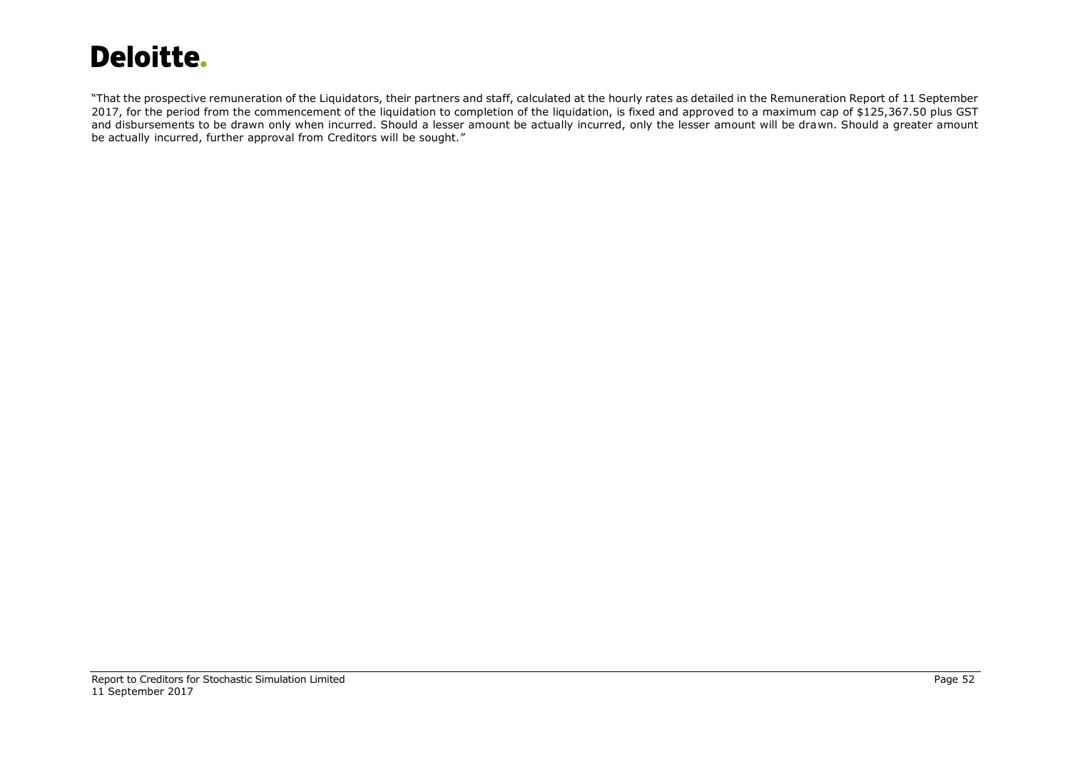"That the prospective remuneration of the Liquidators, their partners and staff, calculated at the hourly rates as detailed in the Remuneration Report of 11 September 2017, for the period from the commencement of the liquidation to completion of the liquidation, is fixed and approved to a maximum cap of $125,367.50 plus GST and disbursements to be drawn only when incurred. Should a lesser amount be actually incurred, only the lesser amount will be drawn. Should a greater amount be actually incurred, further approval from Creditors will be sought."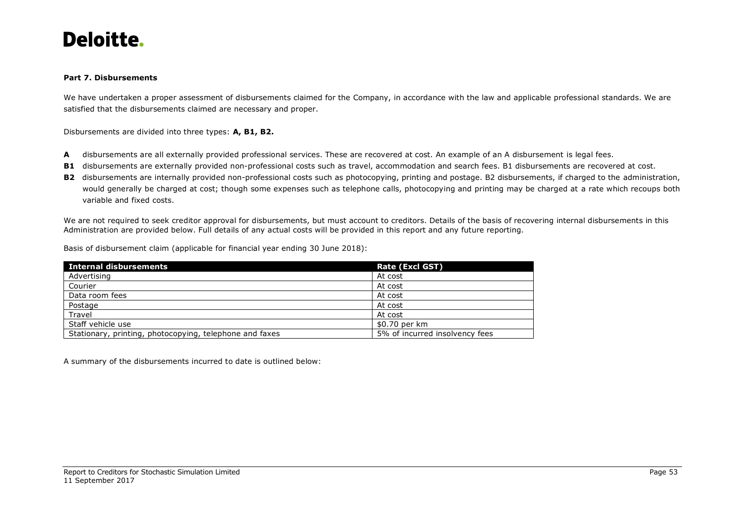### Part 7. Disbursements

We have undertaken a proper assessment of disbursements claimed for the Company, in accordance with the law and applicable professional standards. We are satisfied that the disbursements claimed are necessary and proper.

Disbursements are divided into three types: **A, B1, B2.**

- **A** disbursements are all externally provided professional services. These are recovered at cost. An example of an A disbursement is legal fees.
- **B1** disbursements are externally provided non-professional costs such as travel, accommodation and search fees. B1 disbursements are recovered at cost.
- **B2** disbursements are internally provided non-professional costs such as photocopying, printing and postage. B2 disbursements, if charged to the administration, would generally be charged at cost; though some expenses such as telephone calls, photocopying and printing may be charged at a rate which recoups both variable and fixed costs.

We are not required to seek creditor approval for disbursements, but must account to creditors. Details of the basis of recovering internal disbursements in this Administration are provided below. Full details of any actual costs will be provided in this report and any future reporting.

Basis of disbursement claim (applicable for financial year ending 30 June 2018):

| Internal disbursements | Rate (Excl GST) |
|---|---|
| Advertising | At cost |
| Courier | At cost |
| Data room fees | At cost |
| Postage | At cost |
| Travel | At cost |
| Staff vehicle use | $0.70 per km |
| Stationary, printing, photocopying, telephone and faxes | 5% of incurred insolvency fees |

A summary of the disbursements incurred to date is outlined below: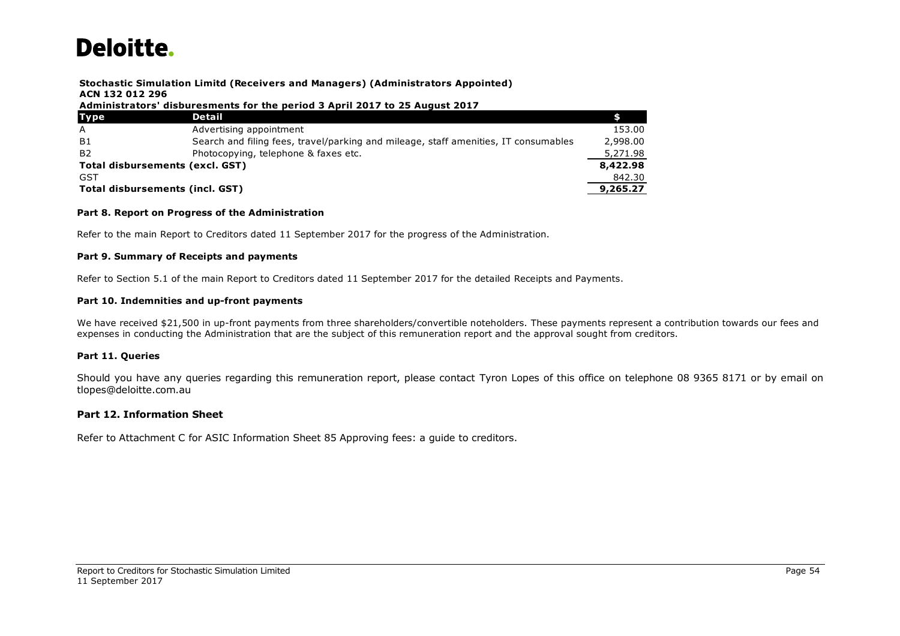**Stochastic Simulation Limitd (Receivers and Managers) (Administrators Appointed)**
**ACN 132 012 296**
**Administrators' disburesments for the period 3 April 2017 to 25 August 2017**

| Type | Detail | $ |
|---|---|---|
| A | Advertising appointment | 153.00 |
| B1 | Search and filing fees, travel/parking and mileage, staff amenities, IT consumables | 2,998.00 |
| B2 | Photocopying, telephone & faxes etc. | 5,271.98 |
| **Total disbursements (excl. GST)** | | **8,422.98** |
| GST | | 842.30 |
| **Total disbursements (incl. GST)** | | **9,265.27** |

**Part 8. Report on Progress of the Administration**

Refer to the main Report to Creditors dated 11 September 2017 for the progress of the Administration.

**Part 9. Summary of Receipts and payments**

Refer to Section 5.1 of the main Report to Creditors dated 11 September 2017 for the detailed Receipts and Payments.

**Part 10. Indemnities and up-front payments**

We have received $21,500 in up-front payments from three shareholders/convertible noteholders. These payments represent a contribution towards our fees and expenses in conducting the Administration that are the subject of this remuneration report and the approval sought from creditors.

**Part 11. Queries**

Should you have any queries regarding this remuneration report, please contact Tyron Lopes of this office on telephone 08 9365 8171 or by email on tlopes@deloitte.com.au

**Part 12. Information Sheet**

Refer to Attachment C for ASIC Information Sheet 85 Approving fees: a guide to creditors.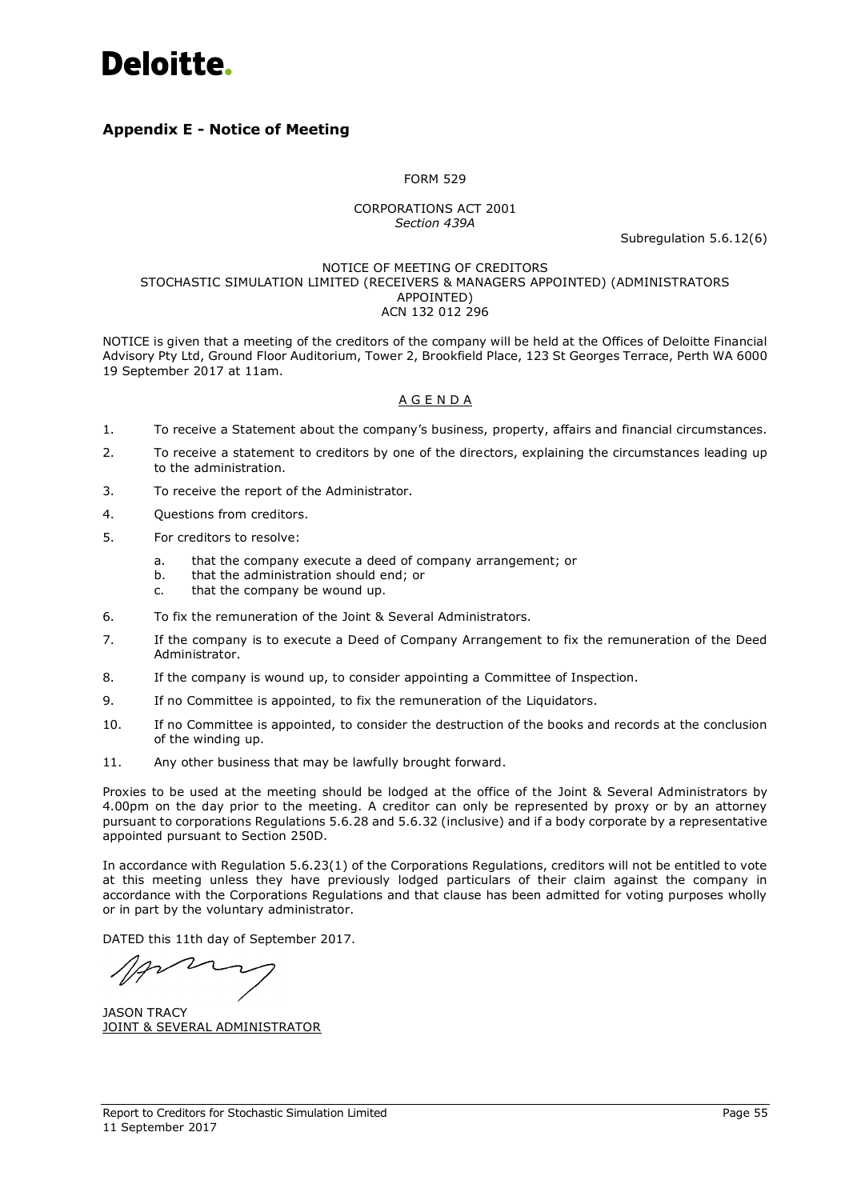## Appendix E - Notice of Meeting

FORM 529

CORPORATIONS ACT 2001
*Section 439A*

Subregulation 5.6.12(6)

NOTICE OF MEETING OF CREDITORS
STOCHASTIC SIMULATION LIMITED (RECEIVERS & MANAGERS APPOINTED) (ADMINISTRATORS APPOINTED)
ACN 132 012 296

NOTICE is given that a meeting of the creditors of the company will be held at the Offices of Deloitte Financial Advisory Pty Ltd, Ground Floor Auditorium, Tower 2, Brookfield Place, 123 St Georges Terrace, Perth WA 6000 19 September 2017 at 11am.

A G E N D A

1. To receive a Statement about the company's business, property, affairs and financial circumstances.
2. To receive a statement to creditors by one of the directors, explaining the circumstances leading up to the administration.
3. To receive the report of the Administrator.
4. Questions from creditors.
5. For creditors to resolve:
   a. that the company execute a deed of company arrangement; or
   b. that the administration should end; or
   c. that the company be wound up.
6. To fix the remuneration of the Joint & Several Administrators.
7. If the company is to execute a Deed of Company Arrangement to fix the remuneration of the Deed Administrator.
8. If the company is wound up, to consider appointing a Committee of Inspection.
9. If no Committee is appointed, to fix the remuneration of the Liquidators.
10. If no Committee is appointed, to consider the destruction of the books and records at the conclusion of the winding up.
11. Any other business that may be lawfully brought forward.

Proxies to be used at the meeting should be lodged at the office of the Joint & Several Administrators by 4.00pm on the day prior to the meeting. A creditor can only be represented by proxy or by an attorney pursuant to corporations Regulations 5.6.28 and 5.6.32 (inclusive) and if a body corporate by a representative appointed pursuant to Section 250D.

In accordance with Regulation 5.6.23(1) of the Corporations Regulations, creditors will not be entitled to vote at this meeting unless they have previously lodged particulars of their claim against the company in accordance with the Corporations Regulations and that clause has been admitted for voting purposes wholly or in part by the voluntary administrator.

DATED this 11th day of September 2017.

JASON TRACY
JOINT & SEVERAL ADMINISTRATOR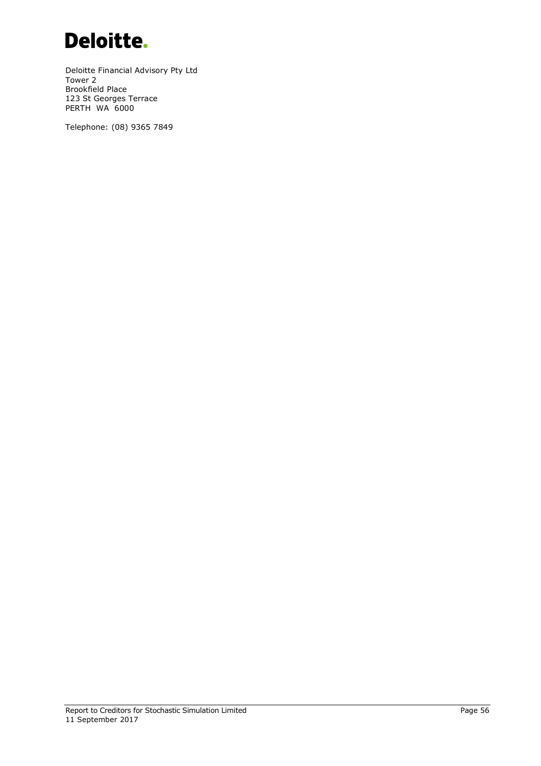# Deloitte.

Deloitte Financial Advisory Pty Ltd
Tower 2
Brookfield Place
123 St Georges Terrace
PERTH WA 6000

Telephone: (08) 9365 7849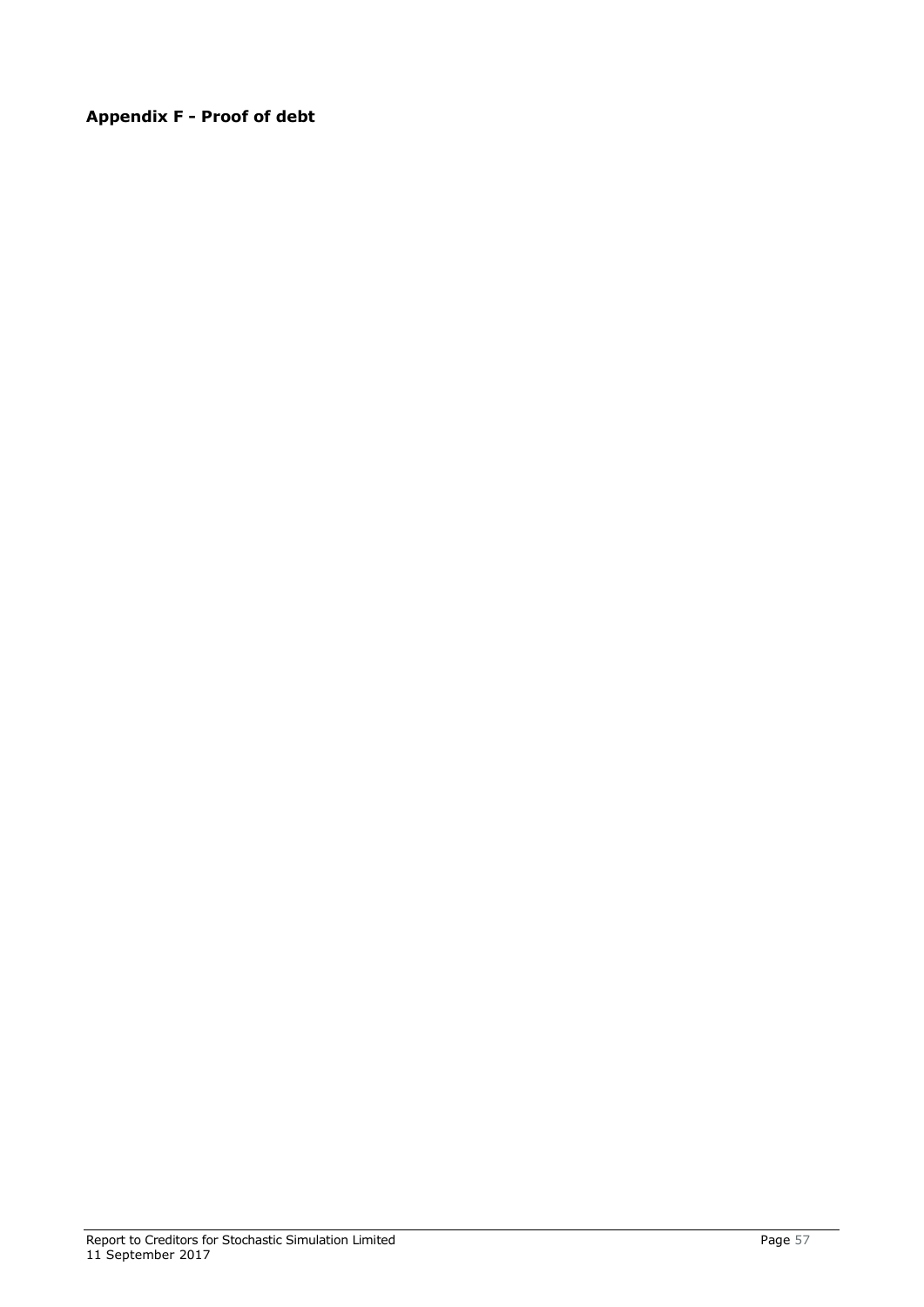**Appendix F - Proof of debt**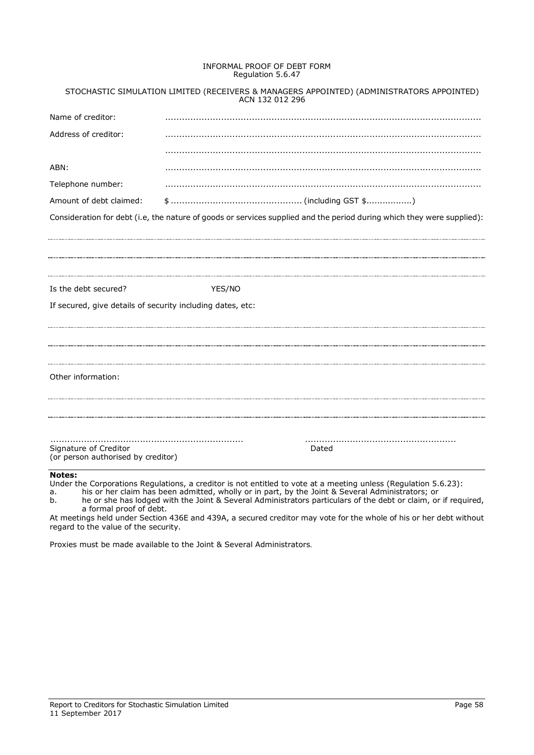# INFORMAL PROOF OF DEBT FORM
Regulation 5.6.47

STOCHASTIC SIMULATION LIMITED (RECEIVERS & MANAGERS APPOINTED) (ADMINISTRATORS APPOINTED)
ACN 132 012 296

Name of creditor: ..................................................................................................................

Address of creditor: ..................................................................................................................

..................................................................................................................

ABN: ..................................................................................................................

Telephone number: ..................................................................................................................

Amount of debt claimed: $ .............................................. (including GST $................)

Consideration for debt (i.e, the nature of goods or services supplied and the period during which they were supplied):

..................................................................................................................

..................................................................................................................

..................................................................................................................

Is the debt secured? YES/NO

If secured, give details of security including dates, etc:

..................................................................................................................

..................................................................................................................

..................................................................................................................

Other information:

..................................................................................................................

..................................................................................................................

.................................................................... ....................................................

Signature of Creditor
(or person authorised by creditor)

Dated

**Notes:**

Under the Corporations Regulations, a creditor is not entitled to vote at a meeting unless (Regulation 5.6.23):

a. his or her claim has been admitted, wholly or in part, by the Joint & Several Administrators; or
b. he or she has lodged with the Joint & Several Administrators particulars of the debt or claim, or if required, a formal proof of debt.

At meetings held under Section 436E and 439A, a secured creditor may vote for the whole of his or her debt without regard to the value of the security.

Proxies must be made available to the Joint & Several Administrators.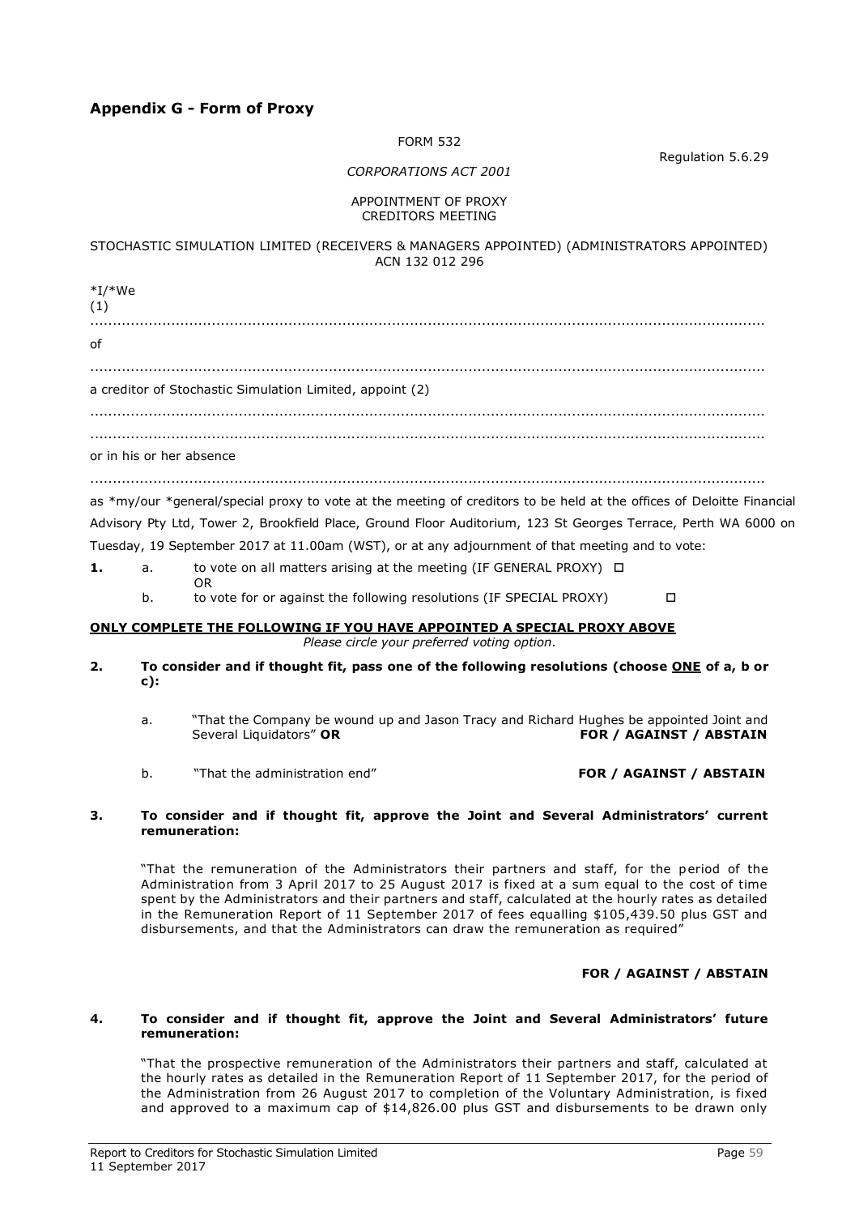## Appendix G - Form of Proxy

FORM 532

Regulation 5.6.29

*CORPORATIONS ACT 2001*

APPOINTMENT OF PROXY
CREDITORS MEETING

STOCHASTIC SIMULATION LIMITED (RECEIVERS & MANAGERS APPOINTED) (ADMINISTRATORS APPOINTED)
ACN 132 012 296

*I/*We
(1)

.......................................................................................................................................................

of

.......................................................................................................................................................

a creditor of Stochastic Simulation Limited, appoint (2)

.......................................................................................................................................................

.......................................................................................................................................................

or in his or her absence

.......................................................................................................................................................

as *my/our *general/special proxy to vote at the meeting of creditors to be held at the offices of Deloitte Financial Advisory Pty Ltd, Tower 2, Brookfield Place, Ground Floor Auditorium, 123 St Georges Terrace, Perth WA 6000 on Tuesday, 19 September 2017 at 11.00am (WST), or at any adjournment of that meeting and to vote:

**1.** a. to vote on all matters arising at the meeting (IF GENERAL PROXY) ☐
OR
b. to vote for or against the following resolutions (IF SPECIAL PROXY) ☐

**ONLY COMPLETE THE FOLLOWING IF YOU HAVE APPOINTED A SPECIAL PROXY ABOVE**
*Please circle your preferred voting option.*

**2. To consider and if thought fit, pass one of the following resolutions (choose ONE of a, b or c):**

a. "That the Company be wound up and Jason Tracy and Richard Hughes be appointed Joint and Several Liquidators" **OR** **FOR / AGAINST / ABSTAIN**

b. "That the administration end" **FOR / AGAINST / ABSTAIN**

**3. To consider and if thought fit, approve the Joint and Several Administrators' current remuneration:**

"That the remuneration of the Administrators their partners and staff, for the period of the Administration from 3 April 2017 to 25 August 2017 is fixed at a sum equal to the cost of time spent by the Administrators and their partners and staff, calculated at the hourly rates as detailed in the Remuneration Report of 11 September 2017 of fees equalling $105,439.50 plus GST and disbursements, and that the Administrators can draw the remuneration as required"

**FOR / AGAINST / ABSTAIN**

**4. To consider and if thought fit, approve the Joint and Several Administrators' future remuneration:**

"That the prospective remuneration of the Administrators their partners and staff, calculated at the hourly rates as detailed in the Remuneration Report of 11 September 2017, for the period of the Administration from 26 August 2017 to completion of the Voluntary Administration, is fixed and approved to a maximum cap of $14,826.00 plus GST and disbursements to be drawn only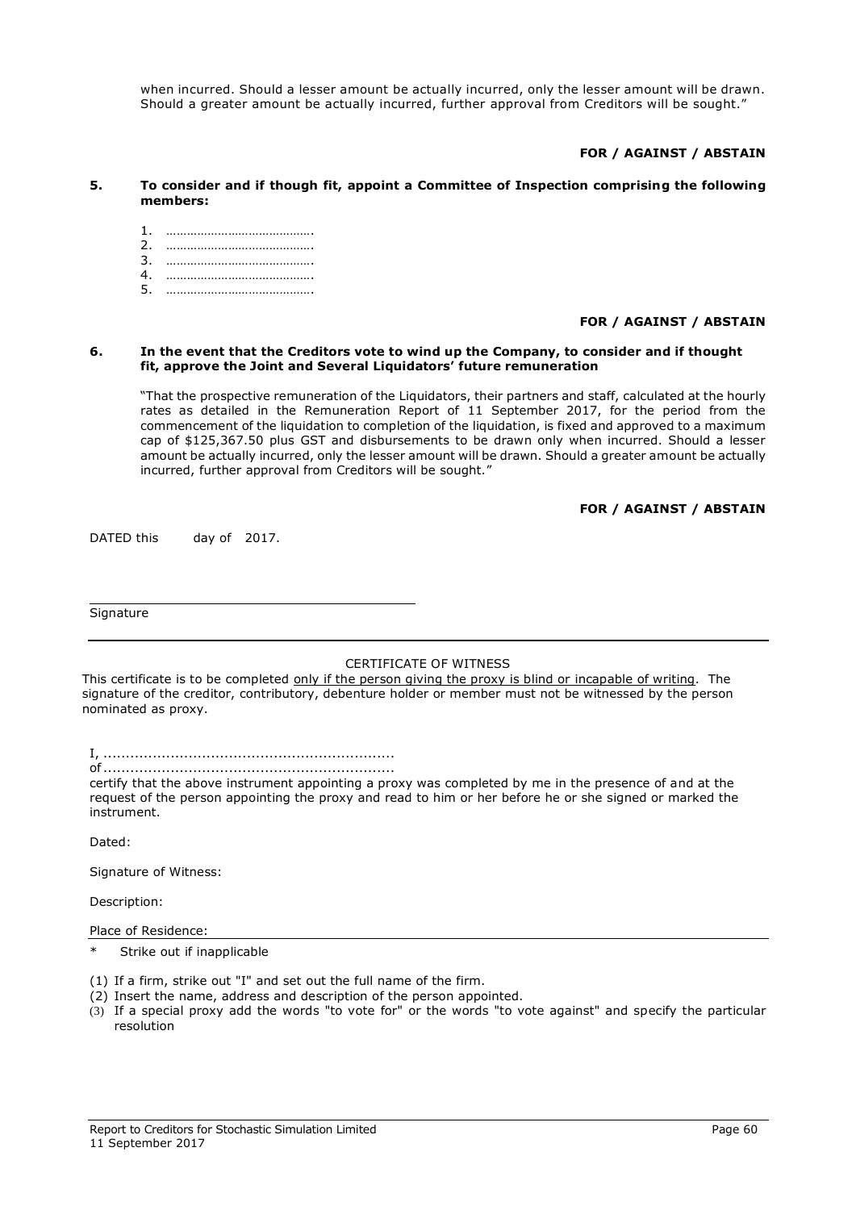when incurred. Should a lesser amount be actually incurred, only the lesser amount will be drawn. Should a greater amount be actually incurred, further approval from Creditors will be sought."

**FOR / AGAINST / ABSTAIN**

**5. To consider and if though fit, appoint a Committee of Inspection comprising the following members:**

1. …………………………………….
2. …………………………………….
3. …………………………………….
4. …………………………………….
5. …………………………………….

**FOR / AGAINST / ABSTAIN**

**6. In the event that the Creditors vote to wind up the Company, to consider and if thought fit, approve the Joint and Several Liquidators' future remuneration**

"That the prospective remuneration of the Liquidators, their partners and staff, calculated at the hourly rates as detailed in the Remuneration Report of 11 September 2017, for the period from the commencement of the liquidation to completion of the liquidation, is fixed and approved to a maximum cap of $125,367.50 plus GST and disbursements to be drawn only when incurred. Should a lesser amount be actually incurred, only the lesser amount will be drawn. Should a greater amount be actually incurred, further approval from Creditors will be sought."

**FOR / AGAINST / ABSTAIN**

DATED this day of 2017.

Signature

CERTIFICATE OF WITNESS

This certificate is to be completed only if the person giving the proxy is blind or incapable of writing. The signature of the creditor, contributory, debenture holder or member must not be witnessed by the person nominated as proxy.

I, .................................................................

of .................................................................

certify that the above instrument appointing a proxy was completed by me in the presence of and at the request of the person appointing the proxy and read to him or her before he or she signed or marked the instrument.

Dated:

Signature of Witness:

Description:

Place of Residence:

\* Strike out if inapplicable

(1) If a firm, strike out "I" and set out the full name of the firm.
(2) Insert the name, address and description of the person appointed.
(3) If a special proxy add the words "to vote for" or the words "to vote against" and specify the particular resolution